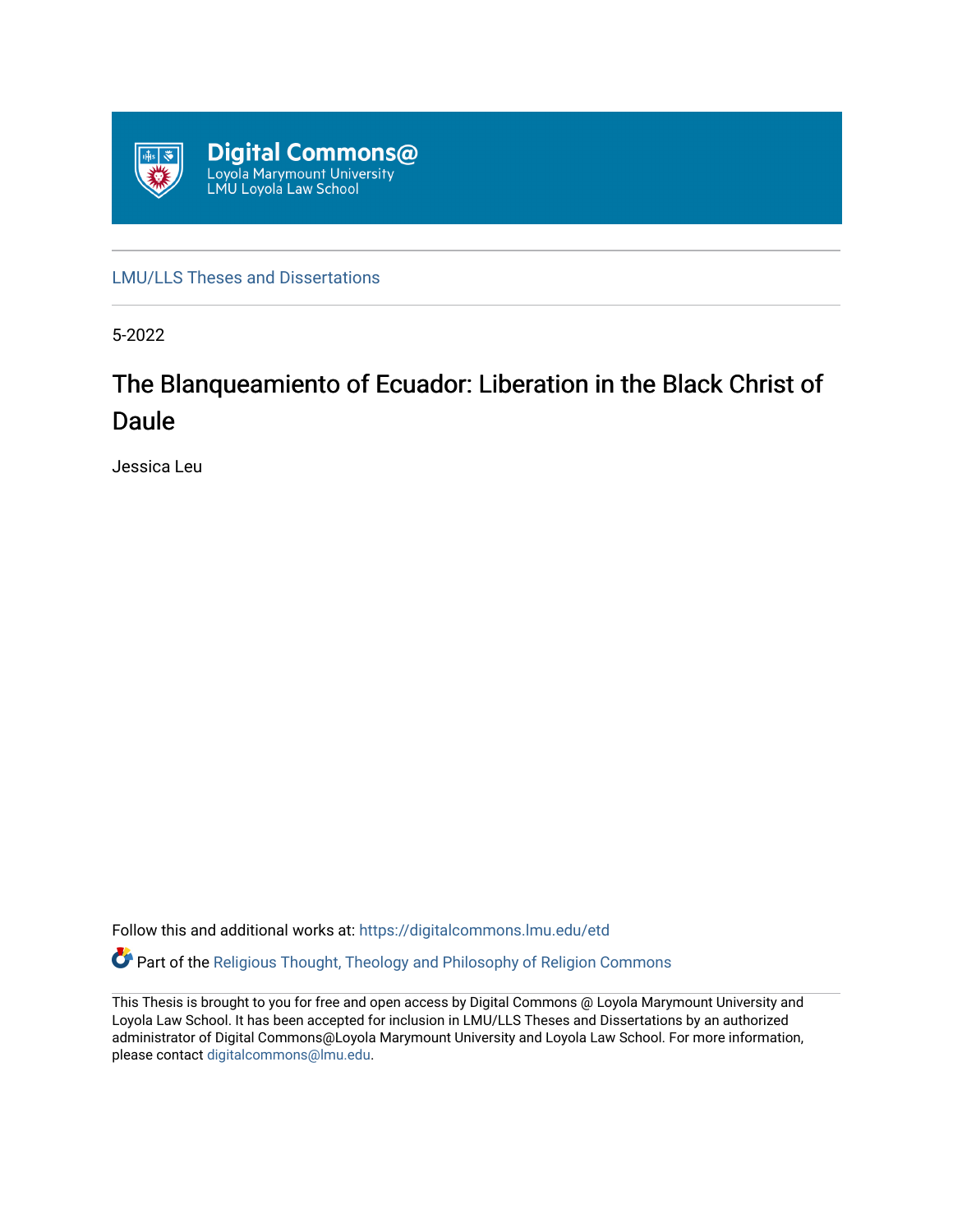Digital Commons@
Loyola Marymount University
LMU Loyola Law School

LMU/LLS Theses and Dissertations

5-2022

# The Blanqueamiento of Ecuador: Liberation in the Black Christ of Daule

Jessica Leu

Follow this and additional works at: https://digitalcommons.lmu.edu/etd

Part of the Religious Thought, Theology and Philosophy of Religion Commons

This Thesis is brought to you for free and open access by Digital Commons @ Loyola Marymount University and Loyola Law School. It has been accepted for inclusion in LMU/LLS Theses and Dissertations by an authorized administrator of Digital Commons@Loyola Marymount University and Loyola Law School. For more information, please contact digitalcommons@lmu.edu.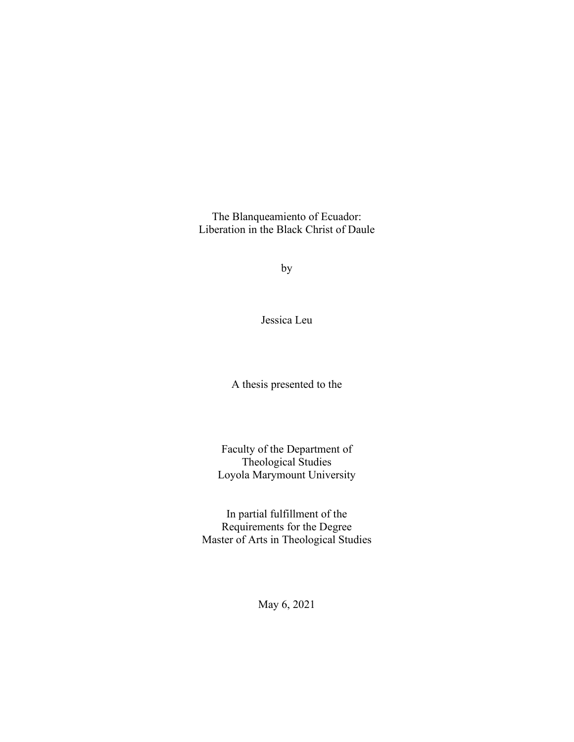# The Blanqueamiento of Ecuador: Liberation in the Black Christ of Daule

by

Jessica Leu

A thesis presented to the

Faculty of the Department of
Theological Studies
Loyola Marymount University

In partial fulfillment of the
Requirements for the Degree
Master of Arts in Theological Studies

May 6, 2021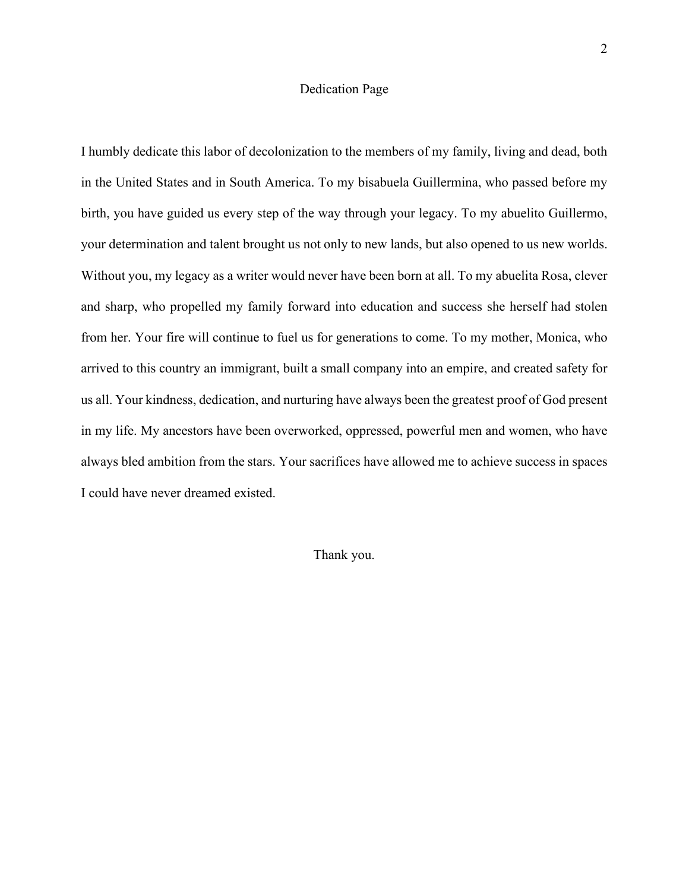# Dedication Page

I humbly dedicate this labor of decolonization to the members of my family, living and dead, both in the United States and in South America. To my bisabuela Guillermina, who passed before my birth, you have guided us every step of the way through your legacy. To my abuelito Guillermo, your determination and talent brought us not only to new lands, but also opened to us new worlds. Without you, my legacy as a writer would never have been born at all. To my abuelita Rosa, clever and sharp, who propelled my family forward into education and success she herself had stolen from her. Your fire will continue to fuel us for generations to come. To my mother, Monica, who arrived to this country an immigrant, built a small company into an empire, and created safety for us all. Your kindness, dedication, and nurturing have always been the greatest proof of God present in my life. My ancestors have been overworked, oppressed, powerful men and women, who have always bled ambition from the stars. Your sacrifices have allowed me to achieve success in spaces I could have never dreamed existed.

Thank you.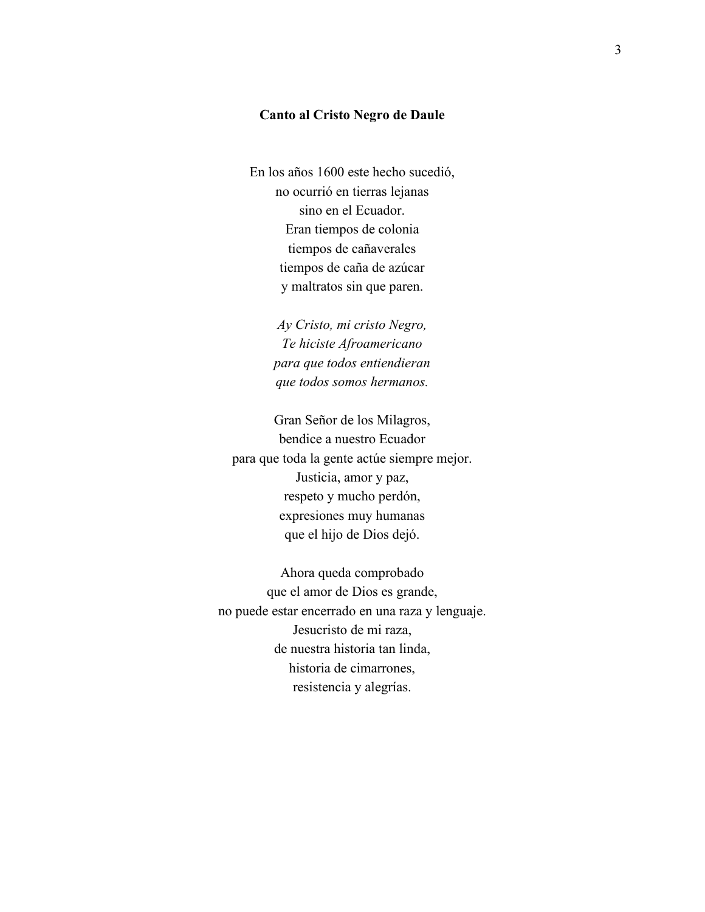**Canto al Cristo Negro de Daule**

En los años 1600 este hecho sucedió,  
no ocurrió en tierras lejanas  
sino en el Ecuador.  
Eran tiempos de colonia  
tiempos de cañaverales  
tiempos de caña de azúcar  
y maltratos sin que paren.

*Ay Cristo, mi cristo Negro,*  
*Te hiciste Afroamericano*  
*para que todos entiendieran*  
*que todos somos hermanos.*

Gran Señor de los Milagros,  
bendice a nuestro Ecuador  
para que toda la gente actúe siempre mejor.  
Justicia, amor y paz,  
respeto y mucho perdón,  
expresiones muy humanas  
que el hijo de Dios dejó.

Ahora queda comprobado  
que el amor de Dios es grande,  
no puede estar encerrado en una raza y lenguaje.  
Jesucristo de mi raza,  
de nuestra historia tan linda,  
historia de cimarrones,  
resistencia y alegrías.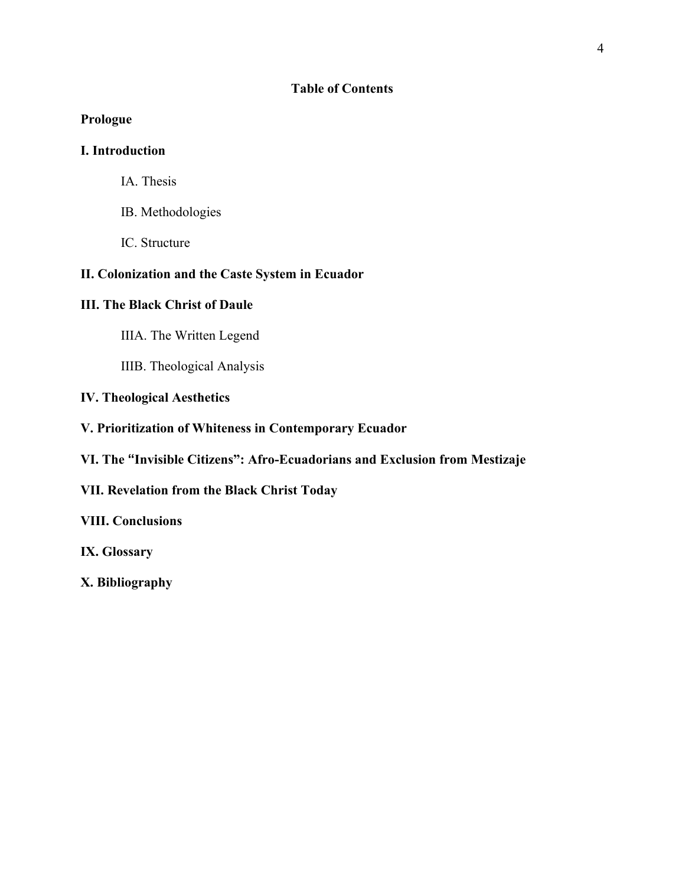# Table of Contents

**Prologue**

**I. Introduction**

- IA. Thesis
- IB. Methodologies
- IC. Structure

**II. Colonization and the Caste System in Ecuador**

**III. The Black Christ of Daule**

- IIIA. The Written Legend
- IIIB. Theological Analysis

**IV. Theological Aesthetics**

**V. Prioritization of Whiteness in Contemporary Ecuador**

**VI. The "Invisible Citizens": Afro-Ecuadorians and Exclusion from Mestizaje**

**VII. Revelation from the Black Christ Today**

**VIII. Conclusions**

**IX. Glossary**

**X. Bibliography**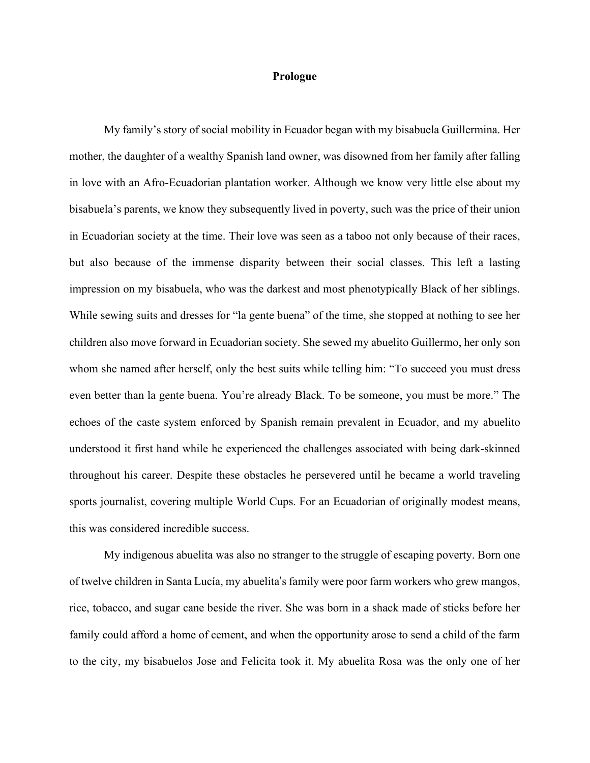**Prologue**

My family's story of social mobility in Ecuador began with my bisabuela Guillermina. Her mother, the daughter of a wealthy Spanish land owner, was disowned from her family after falling in love with an Afro-Ecuadorian plantation worker. Although we know very little else about my bisabuela's parents, we know they subsequently lived in poverty, such was the price of their union in Ecuadorian society at the time. Their love was seen as a taboo not only because of their races, but also because of the immense disparity between their social classes. This left a lasting impression on my bisabuela, who was the darkest and most phenotypically Black of her siblings. While sewing suits and dresses for "la gente buena" of the time, she stopped at nothing to see her children also move forward in Ecuadorian society. She sewed my abuelito Guillermo, her only son whom she named after herself, only the best suits while telling him: "To succeed you must dress even better than la gente buena. You're already Black. To be someone, you must be more." The echoes of the caste system enforced by Spanish remain prevalent in Ecuador, and my abuelito understood it first hand while he experienced the challenges associated with being dark-skinned throughout his career. Despite these obstacles he persevered until he became a world traveling sports journalist, covering multiple World Cups. For an Ecuadorian of originally modest means, this was considered incredible success.

My indigenous abuelita was also no stranger to the struggle of escaping poverty. Born one of twelve children in Santa Lucía, my abuelita's family were poor farm workers who grew mangos, rice, tobacco, and sugar cane beside the river. She was born in a shack made of sticks before her family could afford a home of cement, and when the opportunity arose to send a child of the farm to the city, my bisabuelos Jose and Felicita took it. My abuelita Rosa was the only one of her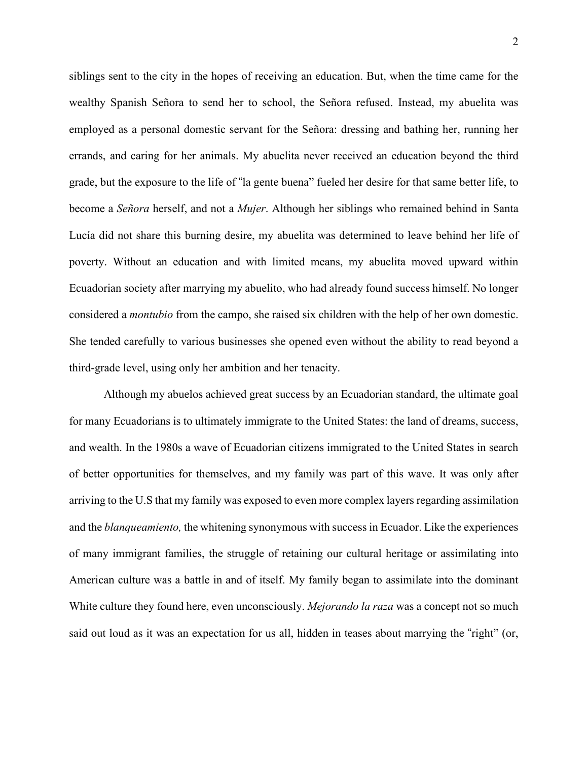siblings sent to the city in the hopes of receiving an education. But, when the time came for the wealthy Spanish Señora to send her to school, the Señora refused. Instead, my abuelita was employed as a personal domestic servant for the Señora: dressing and bathing her, running her errands, and caring for her animals. My abuelita never received an education beyond the third grade, but the exposure to the life of "la gente buena" fueled her desire for that same better life, to become a *Señora* herself, and not a *Mujer*. Although her siblings who remained behind in Santa Lucía did not share this burning desire, my abuelita was determined to leave behind her life of poverty. Without an education and with limited means, my abuelita moved upward within Ecuadorian society after marrying my abuelito, who had already found success himself. No longer considered a *montubio* from the campo, she raised six children with the help of her own domestic. She tended carefully to various businesses she opened even without the ability to read beyond a third-grade level, using only her ambition and her tenacity.

Although my abuelos achieved great success by an Ecuadorian standard, the ultimate goal for many Ecuadorians is to ultimately immigrate to the United States: the land of dreams, success, and wealth. In the 1980s a wave of Ecuadorian citizens immigrated to the United States in search of better opportunities for themselves, and my family was part of this wave. It was only after arriving to the U.S that my family was exposed to even more complex layers regarding assimilation and the *blanqueamiento,* the whitening synonymous with success in Ecuador. Like the experiences of many immigrant families, the struggle of retaining our cultural heritage or assimilating into American culture was a battle in and of itself. My family began to assimilate into the dominant White culture they found here, even unconsciously. *Mejorando la raza* was a concept not so much said out loud as it was an expectation for us all, hidden in teases about marrying the "right" (or,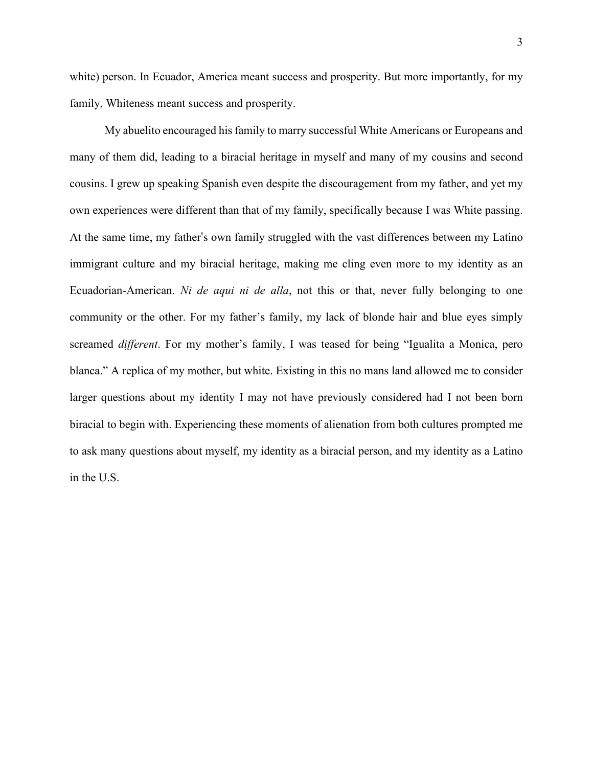white) person. In Ecuador, America meant success and prosperity. But more importantly, for my family, Whiteness meant success and prosperity.

My abuelito encouraged his family to marry successful White Americans or Europeans and many of them did, leading to a biracial heritage in myself and many of my cousins and second cousins. I grew up speaking Spanish even despite the discouragement from my father, and yet my own experiences were different than that of my family, specifically because I was White passing. At the same time, my father's own family struggled with the vast differences between my Latino immigrant culture and my biracial heritage, making me cling even more to my identity as an Ecuadorian-American. *Ni de aqui ni de alla*, not this or that, never fully belonging to one community or the other. For my father's family, my lack of blonde hair and blue eyes simply screamed *different*. For my mother's family, I was teased for being "Igualita a Monica, pero blanca." A replica of my mother, but white. Existing in this no mans land allowed me to consider larger questions about my identity I may not have previously considered had I not been born biracial to begin with. Experiencing these moments of alienation from both cultures prompted me to ask many questions about myself, my identity as a biracial person, and my identity as a Latino in the U.S.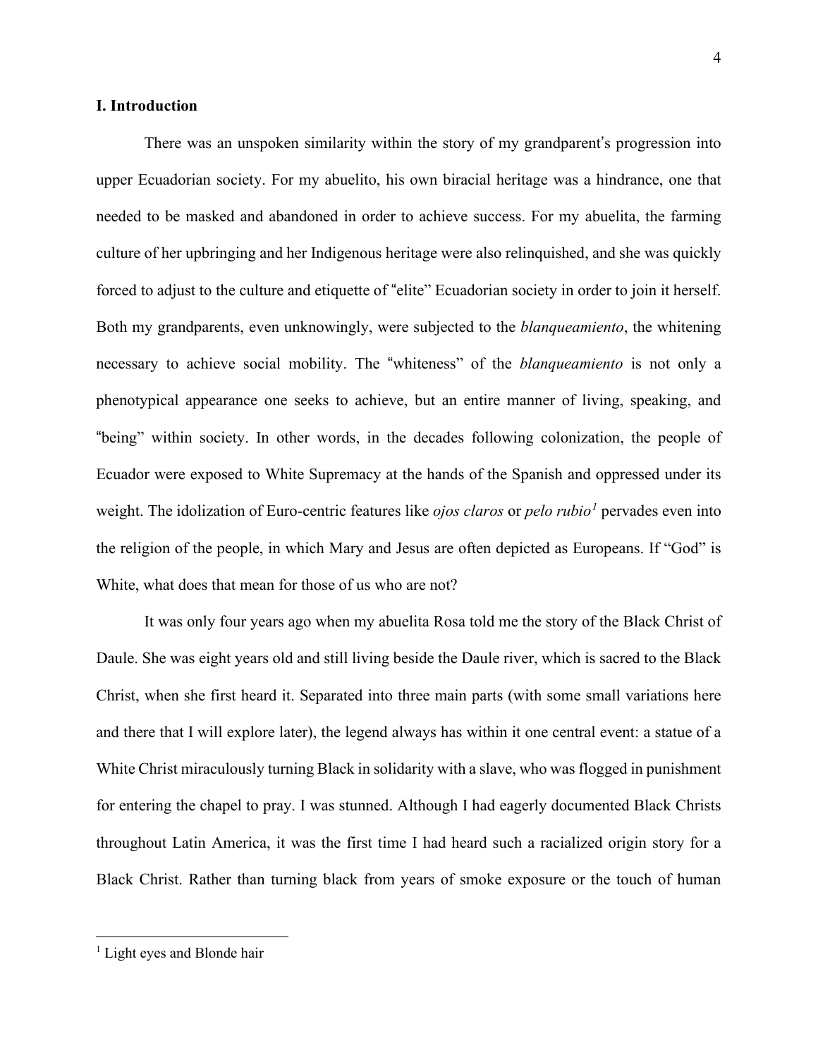## I. Introduction

There was an unspoken similarity within the story of my grandparent's progression into upper Ecuadorian society. For my abuelito, his own biracial heritage was a hindrance, one that needed to be masked and abandoned in order to achieve success. For my abuelita, the farming culture of her upbringing and her Indigenous heritage were also relinquished, and she was quickly forced to adjust to the culture and etiquette of "elite" Ecuadorian society in order to join it herself. Both my grandparents, even unknowingly, were subjected to the *blanqueamiento*, the whitening necessary to achieve social mobility. The "whiteness" of the *blanqueamiento* is not only a phenotypical appearance one seeks to achieve, but an entire manner of living, speaking, and "being" within society. In other words, in the decades following colonization, the people of Ecuador were exposed to White Supremacy at the hands of the Spanish and oppressed under its weight. The idolization of Euro-centric features like *ojos claros* or *pelo rubio*[1] pervades even into the religion of the people, in which Mary and Jesus are often depicted as Europeans. If "God" is White, what does that mean for those of us who are not?

It was only four years ago when my abuelita Rosa told me the story of the Black Christ of Daule. She was eight years old and still living beside the Daule river, which is sacred to the Black Christ, when she first heard it. Separated into three main parts (with some small variations here and there that I will explore later), the legend always has within it one central event: a statue of a White Christ miraculously turning Black in solidarity with a slave, who was flogged in punishment for entering the chapel to pray. I was stunned. Although I had eagerly documented Black Christs throughout Latin America, it was the first time I had heard such a racialized origin story for a Black Christ. Rather than turning black from years of smoke exposure or the touch of human

[1] Light eyes and Blonde hair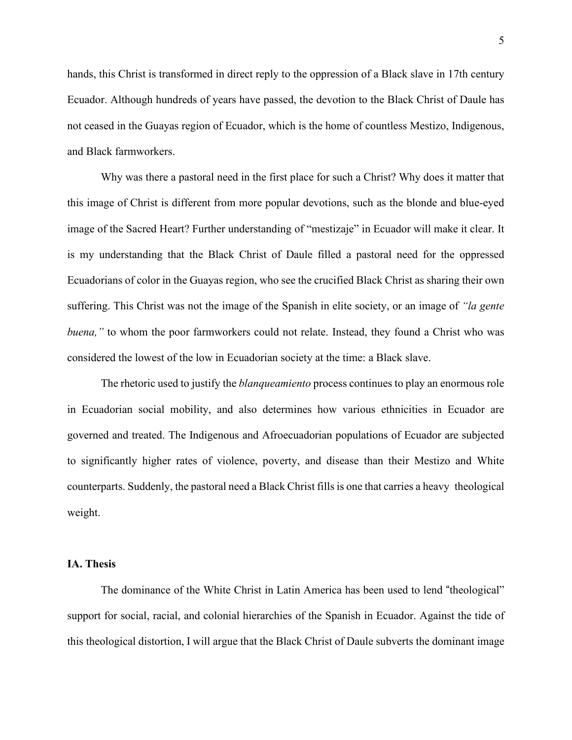hands, this Christ is transformed in direct reply to the oppression of a Black slave in 17th century Ecuador. Although hundreds of years have passed, the devotion to the Black Christ of Daule has not ceased in the Guayas region of Ecuador, which is the home of countless Mestizo, Indigenous, and Black farmworkers.

Why was there a pastoral need in the first place for such a Christ? Why does it matter that this image of Christ is different from more popular devotions, such as the blonde and blue-eyed image of the Sacred Heart? Further understanding of "mestizaje" in Ecuador will make it clear. It is my understanding that the Black Christ of Daule filled a pastoral need for the oppressed Ecuadorians of color in the Guayas region, who see the crucified Black Christ as sharing their own suffering. This Christ was not the image of the Spanish in elite society, or an image of *"la gente buena,"* to whom the poor farmworkers could not relate. Instead, they found a Christ who was considered the lowest of the low in Ecuadorian society at the time: a Black slave.

The rhetoric used to justify the *blanqueamiento* process continues to play an enormous role in Ecuadorian social mobility, and also determines how various ethnicities in Ecuador are governed and treated. The Indigenous and Afroecuadorian populations of Ecuador are subjected to significantly higher rates of violence, poverty, and disease than their Mestizo and White counterparts. Suddenly, the pastoral need a Black Christ fills is one that carries a heavy theological weight.

## IA. Thesis

The dominance of the White Christ in Latin America has been used to lend "theological" support for social, racial, and colonial hierarchies of the Spanish in Ecuador. Against the tide of this theological distortion, I will argue that the Black Christ of Daule subverts the dominant image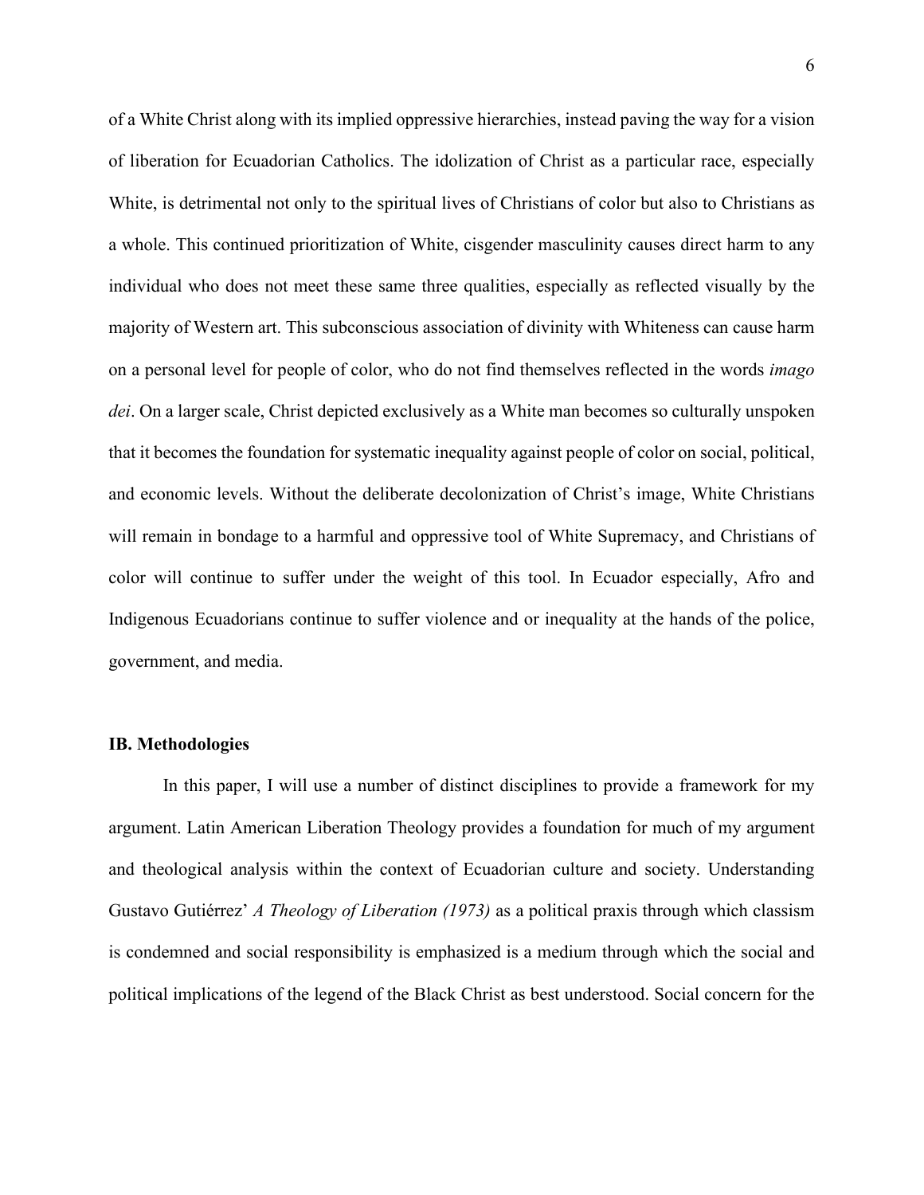of a White Christ along with its implied oppressive hierarchies, instead paving the way for a vision of liberation for Ecuadorian Catholics. The idolization of Christ as a particular race, especially White, is detrimental not only to the spiritual lives of Christians of color but also to Christians as a whole. This continued prioritization of White, cisgender masculinity causes direct harm to any individual who does not meet these same three qualities, especially as reflected visually by the majority of Western art. This subconscious association of divinity with Whiteness can cause harm on a personal level for people of color, who do not find themselves reflected in the words *imago dei*. On a larger scale, Christ depicted exclusively as a White man becomes so culturally unspoken that it becomes the foundation for systematic inequality against people of color on social, political, and economic levels. Without the deliberate decolonization of Christ's image, White Christians will remain in bondage to a harmful and oppressive tool of White Supremacy, and Christians of color will continue to suffer under the weight of this tool. In Ecuador especially, Afro and Indigenous Ecuadorians continue to suffer violence and or inequality at the hands of the police, government, and media.

### IB. Methodologies

In this paper, I will use a number of distinct disciplines to provide a framework for my argument. Latin American Liberation Theology provides a foundation for much of my argument and theological analysis within the context of Ecuadorian culture and society. Understanding Gustavo Gutiérrez' *A Theology of Liberation (1973)* as a political praxis through which classism is condemned and social responsibility is emphasized is a medium through which the social and political implications of the legend of the Black Christ as best understood. Social concern for the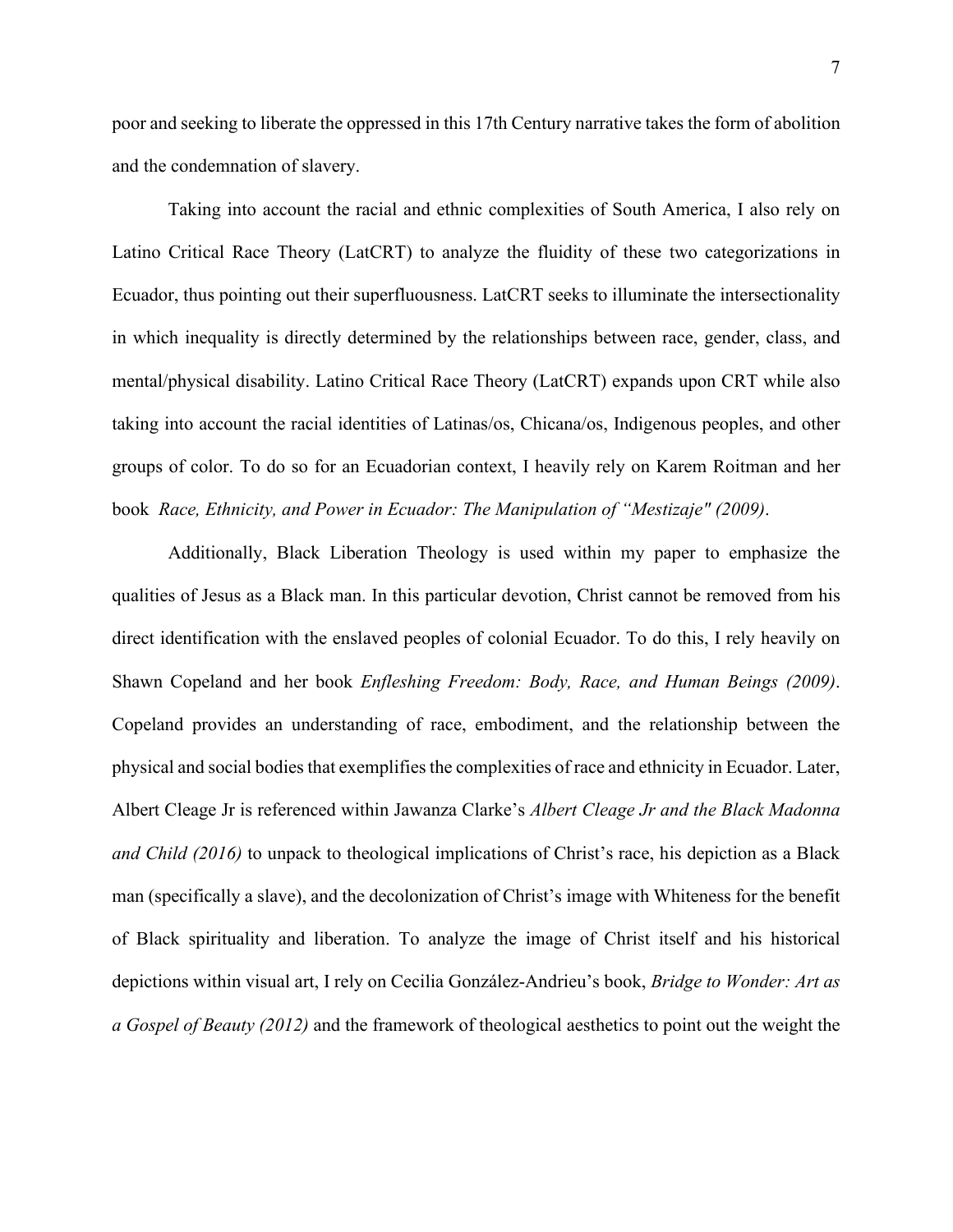poor and seeking to liberate the oppressed in this 17th Century narrative takes the form of abolition and the condemnation of slavery.

Taking into account the racial and ethnic complexities of South America, I also rely on Latino Critical Race Theory (LatCRT) to analyze the fluidity of these two categorizations in Ecuador, thus pointing out their superfluousness. LatCRT seeks to illuminate the intersectionality in which inequality is directly determined by the relationships between race, gender, class, and mental/physical disability. Latino Critical Race Theory (LatCRT) expands upon CRT while also taking into account the racial identities of Latinas/os, Chicana/os, Indigenous peoples, and other groups of color. To do so for an Ecuadorian context, I heavily rely on Karem Roitman and her book *Race, Ethnicity, and Power in Ecuador: The Manipulation of "Mestizaje" (2009)*.

Additionally, Black Liberation Theology is used within my paper to emphasize the qualities of Jesus as a Black man. In this particular devotion, Christ cannot be removed from his direct identification with the enslaved peoples of colonial Ecuador. To do this, I rely heavily on Shawn Copeland and her book *Enfleshing Freedom: Body, Race, and Human Beings (2009)*. Copeland provides an understanding of race, embodiment, and the relationship between the physical and social bodies that exemplifies the complexities of race and ethnicity in Ecuador. Later, Albert Cleage Jr is referenced within Jawanza Clarke's *Albert Cleage Jr and the Black Madonna and Child (2016)* to unpack to theological implications of Christ's race, his depiction as a Black man (specifically a slave), and the decolonization of Christ's image with Whiteness for the benefit of Black spirituality and liberation. To analyze the image of Christ itself and his historical depictions within visual art, I rely on Cecilia González-Andrieu's book, *Bridge to Wonder: Art as a Gospel of Beauty (2012)* and the framework of theological aesthetics to point out the weight the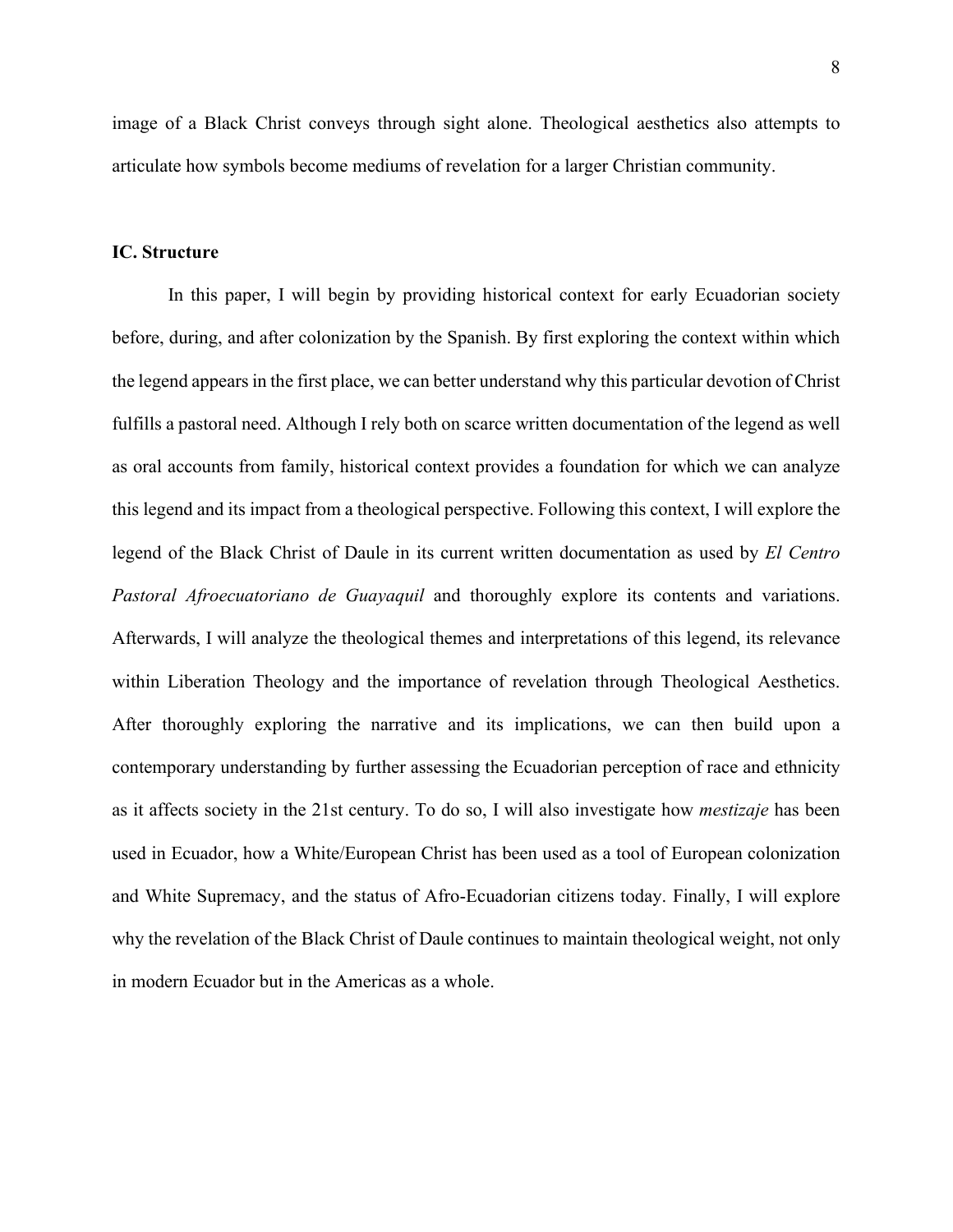image of a Black Christ conveys through sight alone. Theological aesthetics also attempts to articulate how symbols become mediums of revelation for a larger Christian community.

### IC. Structure

In this paper, I will begin by providing historical context for early Ecuadorian society before, during, and after colonization by the Spanish. By first exploring the context within which the legend appears in the first place, we can better understand why this particular devotion of Christ fulfills a pastoral need. Although I rely both on scarce written documentation of the legend as well as oral accounts from family, historical context provides a foundation for which we can analyze this legend and its impact from a theological perspective. Following this context, I will explore the legend of the Black Christ of Daule in its current written documentation as used by *El Centro Pastoral Afroecuatoriano de Guayaquil* and thoroughly explore its contents and variations. Afterwards, I will analyze the theological themes and interpretations of this legend, its relevance within Liberation Theology and the importance of revelation through Theological Aesthetics. After thoroughly exploring the narrative and its implications, we can then build upon a contemporary understanding by further assessing the Ecuadorian perception of race and ethnicity as it affects society in the 21st century. To do so, I will also investigate how *mestizaje* has been used in Ecuador, how a White/European Christ has been used as a tool of European colonization and White Supremacy, and the status of Afro-Ecuadorian citizens today. Finally, I will explore why the revelation of the Black Christ of Daule continues to maintain theological weight, not only in modern Ecuador but in the Americas as a whole.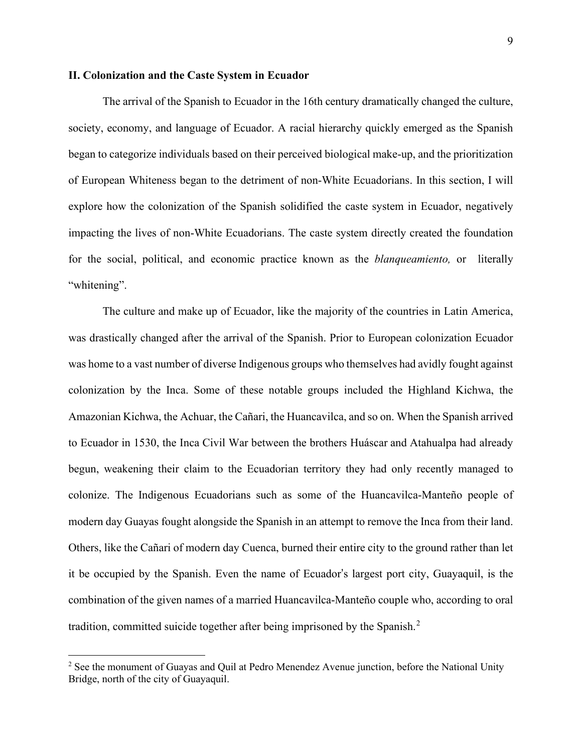## II. Colonization and the Caste System in Ecuador

The arrival of the Spanish to Ecuador in the 16th century dramatically changed the culture, society, economy, and language of Ecuador. A racial hierarchy quickly emerged as the Spanish began to categorize individuals based on their perceived biological make-up, and the prioritization of European Whiteness began to the detriment of non-White Ecuadorians. In this section, I will explore how the colonization of the Spanish solidified the caste system in Ecuador, negatively impacting the lives of non-White Ecuadorians. The caste system directly created the foundation for the social, political, and economic practice known as the *blanqueamiento,* or literally "whitening".

The culture and make up of Ecuador, like the majority of the countries in Latin America, was drastically changed after the arrival of the Spanish. Prior to European colonization Ecuador was home to a vast number of diverse Indigenous groups who themselves had avidly fought against colonization by the Inca. Some of these notable groups included the Highland Kichwa, the Amazonian Kichwa, the Achuar, the Cañari, the Huancavilca, and so on. When the Spanish arrived to Ecuador in 1530, the Inca Civil War between the brothers Huáscar and Atahualpa had already begun, weakening their claim to the Ecuadorian territory they had only recently managed to colonize. The Indigenous Ecuadorians such as some of the Huancavilca-Manteño people of modern day Guayas fought alongside the Spanish in an attempt to remove the Inca from their land. Others, like the Cañari of modern day Cuenca, burned their entire city to the ground rather than let it be occupied by the Spanish. Even the name of Ecuador's largest port city, Guayaquil, is the combination of the given names of a married Huancavilca-Manteño couple who, according to oral tradition, committed suicide together after being imprisoned by the Spanish.[2]

[2] See the monument of Guayas and Quil at Pedro Menendez Avenue junction, before the National Unity Bridge, north of the city of Guayaquil.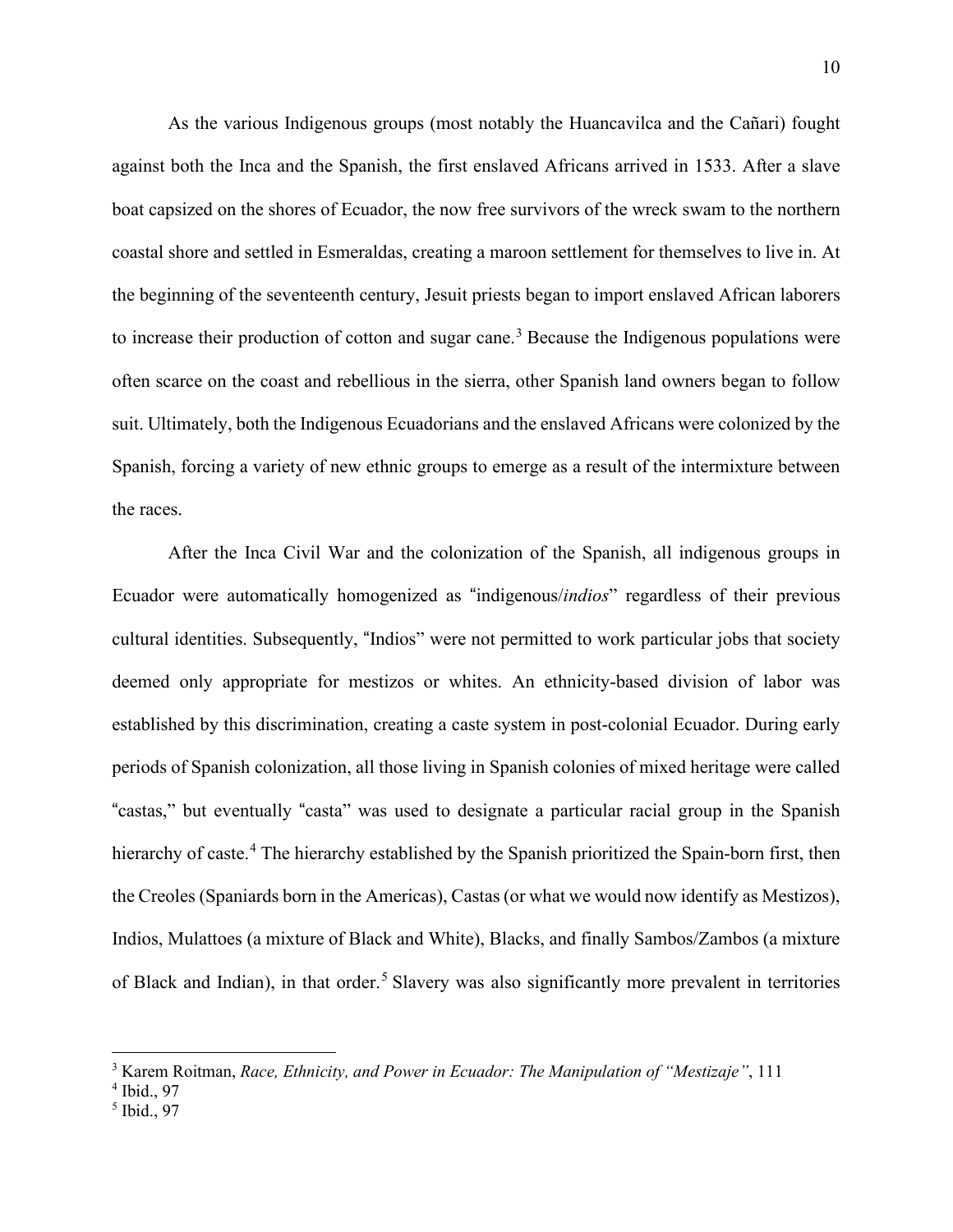As the various Indigenous groups (most notably the Huancavilca and the Cañari) fought against both the Inca and the Spanish, the first enslaved Africans arrived in 1533. After a slave boat capsized on the shores of Ecuador, the now free survivors of the wreck swam to the northern coastal shore and settled in Esmeraldas, creating a maroon settlement for themselves to live in. At the beginning of the seventeenth century, Jesuit priests began to import enslaved African laborers to increase their production of cotton and sugar cane.[3] Because the Indigenous populations were often scarce on the coast and rebellious in the sierra, other Spanish land owners began to follow suit. Ultimately, both the Indigenous Ecuadorians and the enslaved Africans were colonized by the Spanish, forcing a variety of new ethnic groups to emerge as a result of the intermixture between the races.

After the Inca Civil War and the colonization of the Spanish, all indigenous groups in Ecuador were automatically homogenized as "indigenous/*indios*" regardless of their previous cultural identities. Subsequently, "Indios" were not permitted to work particular jobs that society deemed only appropriate for mestizos or whites. An ethnicity-based division of labor was established by this discrimination, creating a caste system in post-colonial Ecuador. During early periods of Spanish colonization, all those living in Spanish colonies of mixed heritage were called "castas," but eventually "casta" was used to designate a particular racial group in the Spanish hierarchy of caste.[4] The hierarchy established by the Spanish prioritized the Spain-born first, then the Creoles (Spaniards born in the Americas), Castas (or what we would now identify as Mestizos), Indios, Mulattoes (a mixture of Black and White), Blacks, and finally Sambos/Zambos (a mixture of Black and Indian), in that order.[5] Slavery was also significantly more prevalent in territories

[3] Karem Roitman, *Race, Ethnicity, and Power in Ecuador: The Manipulation of "Mestizaje"*, 111

[4] Ibid., 97

[5] Ibid., 97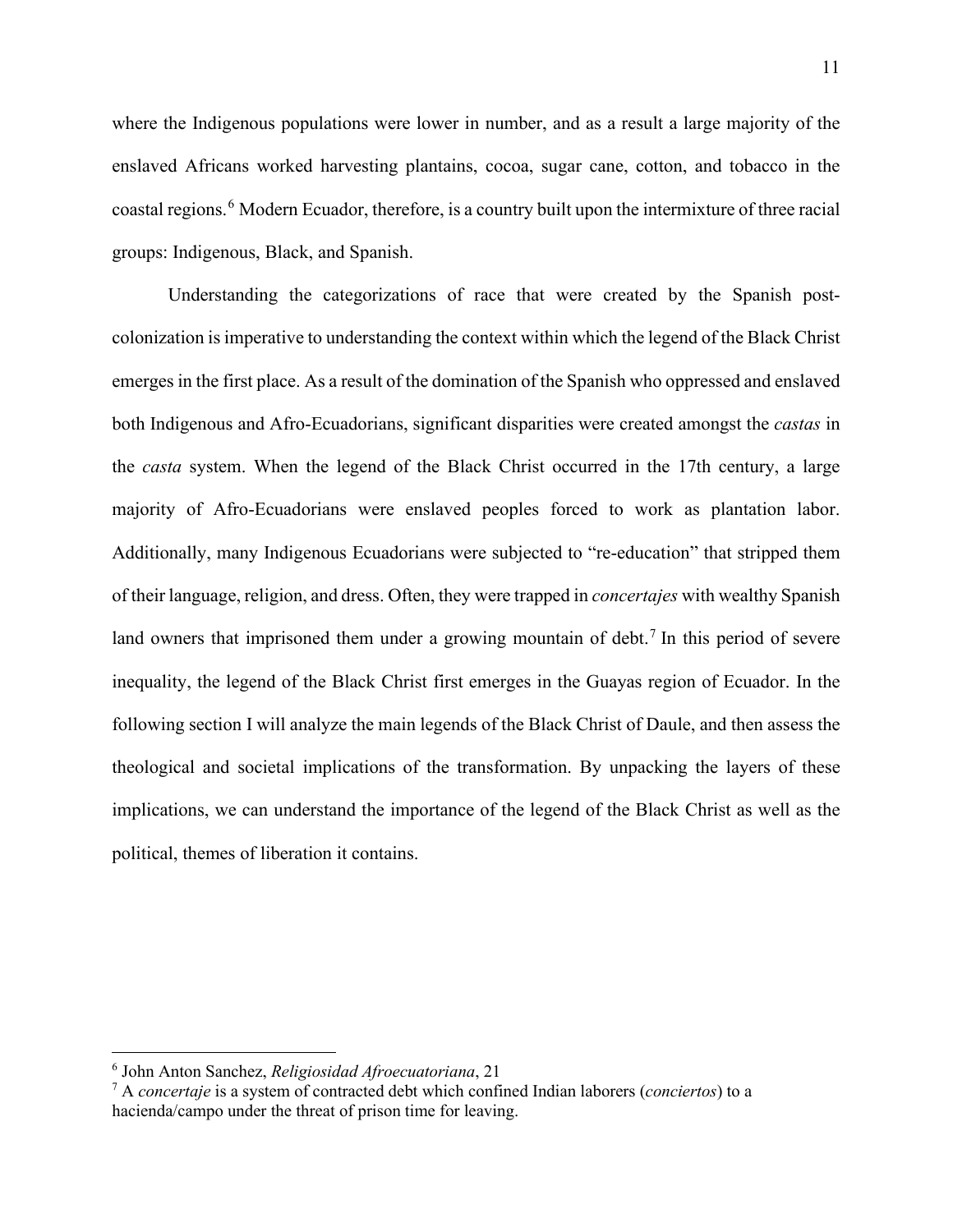where the Indigenous populations were lower in number, and as a result a large majority of the enslaved Africans worked harvesting plantains, cocoa, sugar cane, cotton, and tobacco in the coastal regions.[6] Modern Ecuador, therefore, is a country built upon the intermixture of three racial groups: Indigenous, Black, and Spanish.

Understanding the categorizations of race that were created by the Spanish post-colonization is imperative to understanding the context within which the legend of the Black Christ emerges in the first place. As a result of the domination of the Spanish who oppressed and enslaved both Indigenous and Afro-Ecuadorians, significant disparities were created amongst the *castas* in the *casta* system. When the legend of the Black Christ occurred in the 17th century, a large majority of Afro-Ecuadorians were enslaved peoples forced to work as plantation labor. Additionally, many Indigenous Ecuadorians were subjected to "re-education" that stripped them of their language, religion, and dress. Often, they were trapped in *concertajes* with wealthy Spanish land owners that imprisoned them under a growing mountain of debt.[7] In this period of severe inequality, the legend of the Black Christ first emerges in the Guayas region of Ecuador. In the following section I will analyze the main legends of the Black Christ of Daule, and then assess the theological and societal implications of the transformation. By unpacking the layers of these implications, we can understand the importance of the legend of the Black Christ as well as the political, themes of liberation it contains.

---

[6] John Anton Sanchez, *Religiosidad Afroecuatoriana*, 21

[7] A *concertaje* is a system of contracted debt which confined Indian laborers (*conciertos*) to a hacienda/campo under the threat of prison time for leaving.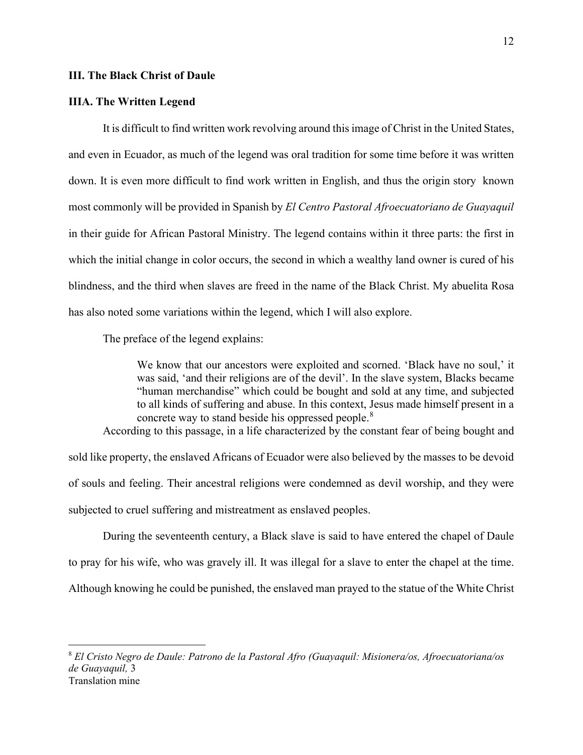## III. The Black Christ of Daule

### IIIA. The Written Legend

It is difficult to find written work revolving around this image of Christ in the United States, and even in Ecuador, as much of the legend was oral tradition for some time before it was written down. It is even more difficult to find work written in English, and thus the origin story known most commonly will be provided in Spanish by *El Centro Pastoral Afroecuatoriano de Guayaquil* in their guide for African Pastoral Ministry. The legend contains within it three parts: the first in which the initial change in color occurs, the second in which a wealthy land owner is cured of his blindness, and the third when slaves are freed in the name of the Black Christ. My abuelita Rosa has also noted some variations within the legend, which I will also explore.

The preface of the legend explains:

> We know that our ancestors were exploited and scorned. 'Black have no soul,' it was said, 'and their religions are of the devil'. In the slave system, Blacks became "human merchandise" which could be bought and sold at any time, and subjected to all kinds of suffering and abuse. In this context, Jesus made himself present in a concrete way to stand beside his oppressed people.[8]

According to this passage, in a life characterized by the constant fear of being bought and sold like property, the enslaved Africans of Ecuador were also believed by the masses to be devoid of souls and feeling. Their ancestral religions were condemned as devil worship, and they were subjected to cruel suffering and mistreatment as enslaved peoples.

During the seventeenth century, a Black slave is said to have entered the chapel of Daule to pray for his wife, who was gravely ill. It was illegal for a slave to enter the chapel at the time. Although knowing he could be punished, the enslaved man prayed to the statue of the White Christ

---

[8] *El Cristo Negro de Daule: Patrono de la Pastoral Afro (Guayaquil: Misionera/os, Afroecuatoriana/os de Guayaquil,* 3
Translation mine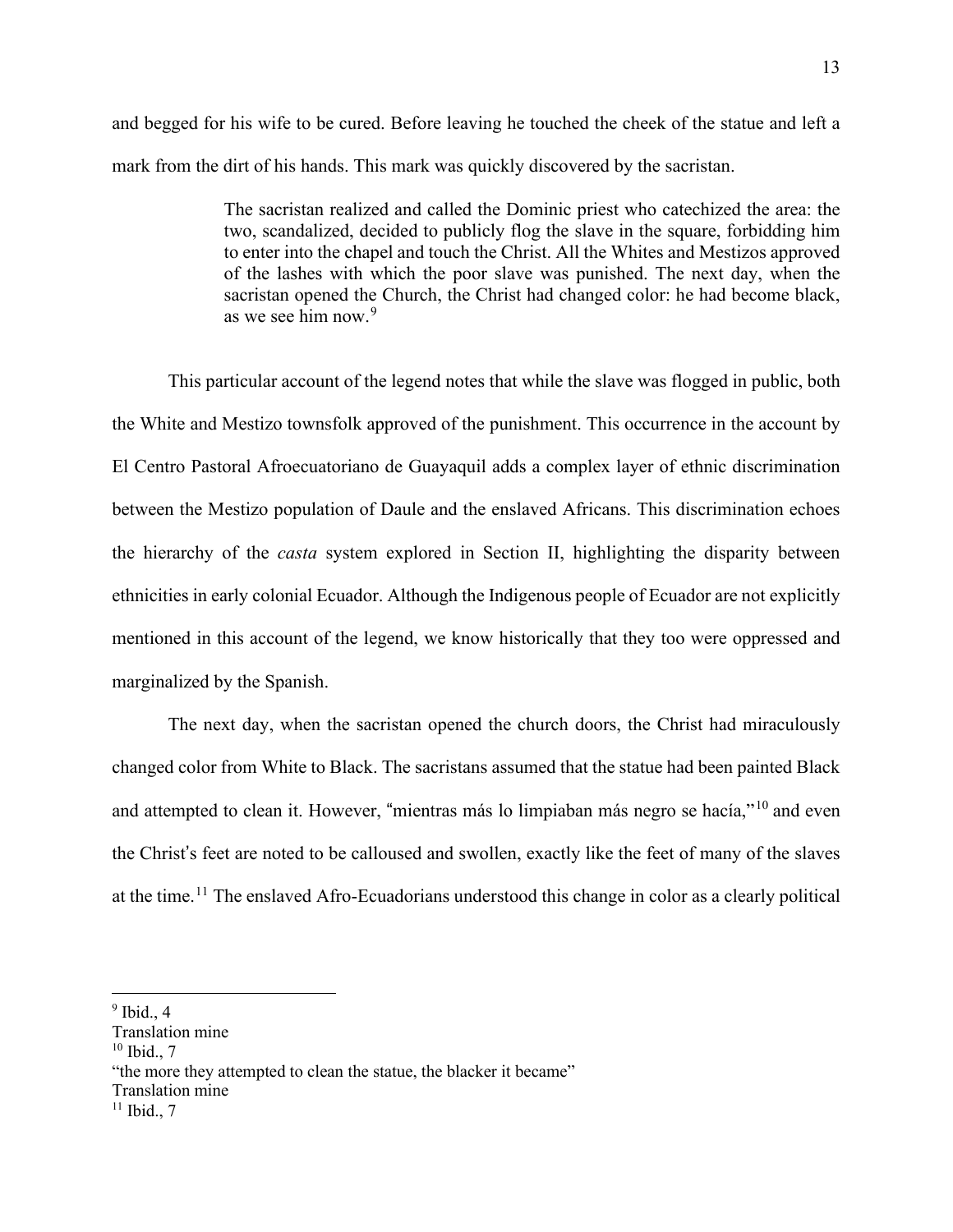and begged for his wife to be cured. Before leaving he touched the cheek of the statue and left a mark from the dirt of his hands. This mark was quickly discovered by the sacristan.

> The sacristan realized and called the Dominic priest who catechized the area: the two, scandalized, decided to publicly flog the slave in the square, forbidding him to enter into the chapel and touch the Christ. All the Whites and Mestizos approved of the lashes with which the poor slave was punished. The next day, when the sacristan opened the Church, the Christ had changed color: he had become black, as we see him now.[9]

This particular account of the legend notes that while the slave was flogged in public, both the White and Mestizo townsfolk approved of the punishment. This occurrence in the account by El Centro Pastoral Afroecuatoriano de Guayaquil adds a complex layer of ethnic discrimination between the Mestizo population of Daule and the enslaved Africans. This discrimination echoes the hierarchy of the *casta* system explored in Section II, highlighting the disparity between ethnicities in early colonial Ecuador. Although the Indigenous people of Ecuador are not explicitly mentioned in this account of the legend, we know historically that they too were oppressed and marginalized by the Spanish.

The next day, when the sacristan opened the church doors, the Christ had miraculously changed color from White to Black. The sacristans assumed that the statue had been painted Black and attempted to clean it. However, "mientras más lo limpiaban más negro se hacía,"[10] and even the Christ's feet are noted to be calloused and swollen, exactly like the feet of many of the slaves at the time.[11] The enslaved Afro-Ecuadorians understood this change in color as a clearly political

---

[9] Ibid., 4
Translation mine

[10] Ibid., 7
"the more they attempted to clean the statue, the blacker it became"
Translation mine

[11] Ibid., 7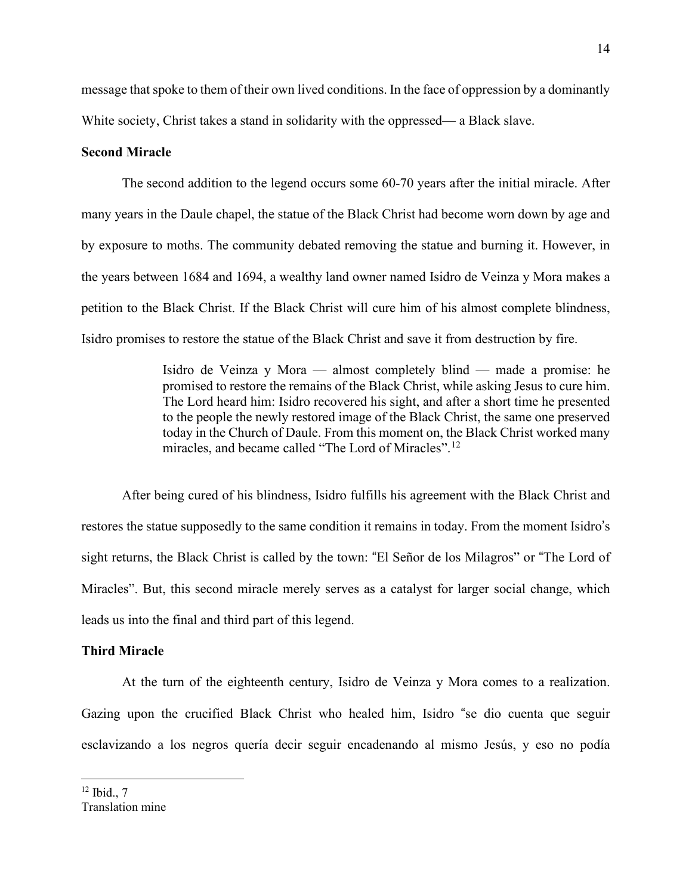message that spoke to them of their own lived conditions. In the face of oppression by a dominantly White society, Christ takes a stand in solidarity with the oppressed— a Black slave.

**Second Miracle**

The second addition to the legend occurs some 60-70 years after the initial miracle. After many years in the Daule chapel, the statue of the Black Christ had become worn down by age and by exposure to moths. The community debated removing the statue and burning it. However, in the years between 1684 and 1694, a wealthy land owner named Isidro de Veinza y Mora makes a petition to the Black Christ. If the Black Christ will cure him of his almost complete blindness, Isidro promises to restore the statue of the Black Christ and save it from destruction by fire.

> Isidro de Veinza y Mora — almost completely blind — made a promise: he promised to restore the remains of the Black Christ, while asking Jesus to cure him. The Lord heard him: Isidro recovered his sight, and after a short time he presented to the people the newly restored image of the Black Christ, the same one preserved today in the Church of Daule. From this moment on, the Black Christ worked many miracles, and became called "The Lord of Miracles".[12]

After being cured of his blindness, Isidro fulfills his agreement with the Black Christ and restores the statue supposedly to the same condition it remains in today. From the moment Isidro's sight returns, the Black Christ is called by the town: "El Señor de los Milagros" or "The Lord of Miracles". But, this second miracle merely serves as a catalyst for larger social change, which leads us into the final and third part of this legend.

**Third Miracle**

At the turn of the eighteenth century, Isidro de Veinza y Mora comes to a realization. Gazing upon the crucified Black Christ who healed him, Isidro "se dio cuenta que seguir esclavizando a los negros quería decir seguir encadenando al mismo Jesús, y eso no podía

---

[12] Ibid., 7
Translation mine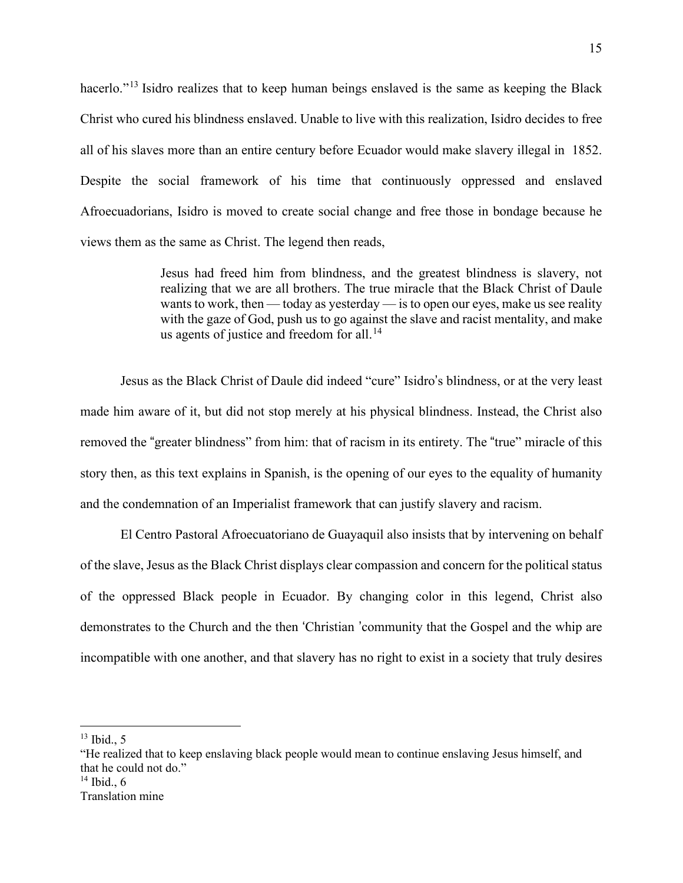hacerlo."[13] Isidro realizes that to keep human beings enslaved is the same as keeping the Black Christ who cured his blindness enslaved. Unable to live with this realization, Isidro decides to free all of his slaves more than an entire century before Ecuador would make slavery illegal in 1852. Despite the social framework of his time that continuously oppressed and enslaved Afroecuadorians, Isidro is moved to create social change and free those in bondage because he views them as the same as Christ. The legend then reads,

> Jesus had freed him from blindness, and the greatest blindness is slavery, not realizing that we are all brothers. The true miracle that the Black Christ of Daule wants to work, then — today as yesterday — is to open our eyes, make us see reality with the gaze of God, push us to go against the slave and racist mentality, and make us agents of justice and freedom for all.[14]

Jesus as the Black Christ of Daule did indeed "cure" Isidro's blindness, or at the very least made him aware of it, but did not stop merely at his physical blindness. Instead, the Christ also removed the "greater blindness" from him: that of racism in its entirety. The "true" miracle of this story then, as this text explains in Spanish, is the opening of our eyes to the equality of humanity and the condemnation of an Imperialist framework that can justify slavery and racism.

El Centro Pastoral Afroecuatoriano de Guayaquil also insists that by intervening on behalf of the slave, Jesus as the Black Christ displays clear compassion and concern for the political status of the oppressed Black people in Ecuador. By changing color in this legend, Christ also demonstrates to the Church and the then 'Christian 'community that the Gospel and the whip are incompatible with one another, and that slavery has no right to exist in a society that truly desires

---

[13] Ibid., 5
"He realized that to keep enslaving black people would mean to continue enslaving Jesus himself, and that he could not do."
[14] Ibid., 6
Translation mine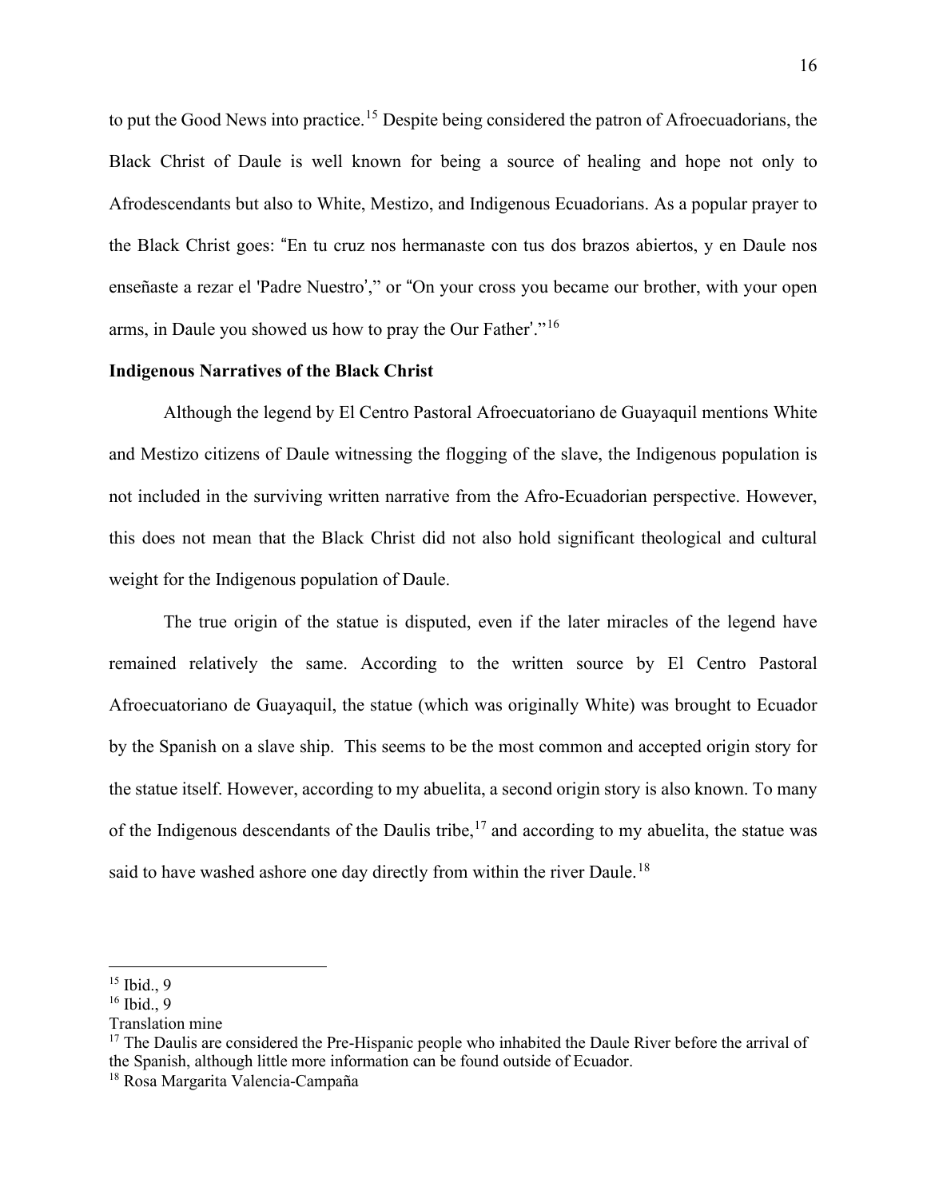to put the Good News into practice.[15] Despite being considered the patron of Afroecuadorians, the Black Christ of Daule is well known for being a source of healing and hope not only to Afrodescendants but also to White, Mestizo, and Indigenous Ecuadorians. As a popular prayer to the Black Christ goes: "En tu cruz nos hermanaste con tus dos brazos abiertos, y en Daule nos enseñaste a rezar el 'Padre Nuestro'," or "On your cross you became our brother, with your open arms, in Daule you showed us how to pray the Our Father'."[16]

**Indigenous Narratives of the Black Christ**

Although the legend by El Centro Pastoral Afroecuatoriano de Guayaquil mentions White and Mestizo citizens of Daule witnessing the flogging of the slave, the Indigenous population is not included in the surviving written narrative from the Afro-Ecuadorian perspective. However, this does not mean that the Black Christ did not also hold significant theological and cultural weight for the Indigenous population of Daule.

The true origin of the statue is disputed, even if the later miracles of the legend have remained relatively the same. According to the written source by El Centro Pastoral Afroecuatoriano de Guayaquil, the statue (which was originally White) was brought to Ecuador by the Spanish on a slave ship. This seems to be the most common and accepted origin story for the statue itself. However, according to my abuelita, a second origin story is also known. To many of the Indigenous descendants of the Daulis tribe,[17] and according to my abuelita, the statue was said to have washed ashore one day directly from within the river Daule.[18]

---

[15] Ibid., 9

[16] Ibid., 9

Translation mine

[17] The Daulis are considered the Pre-Hispanic people who inhabited the Daule River before the arrival of the Spanish, although little more information can be found outside of Ecuador.

[18] Rosa Margarita Valencia-Campaña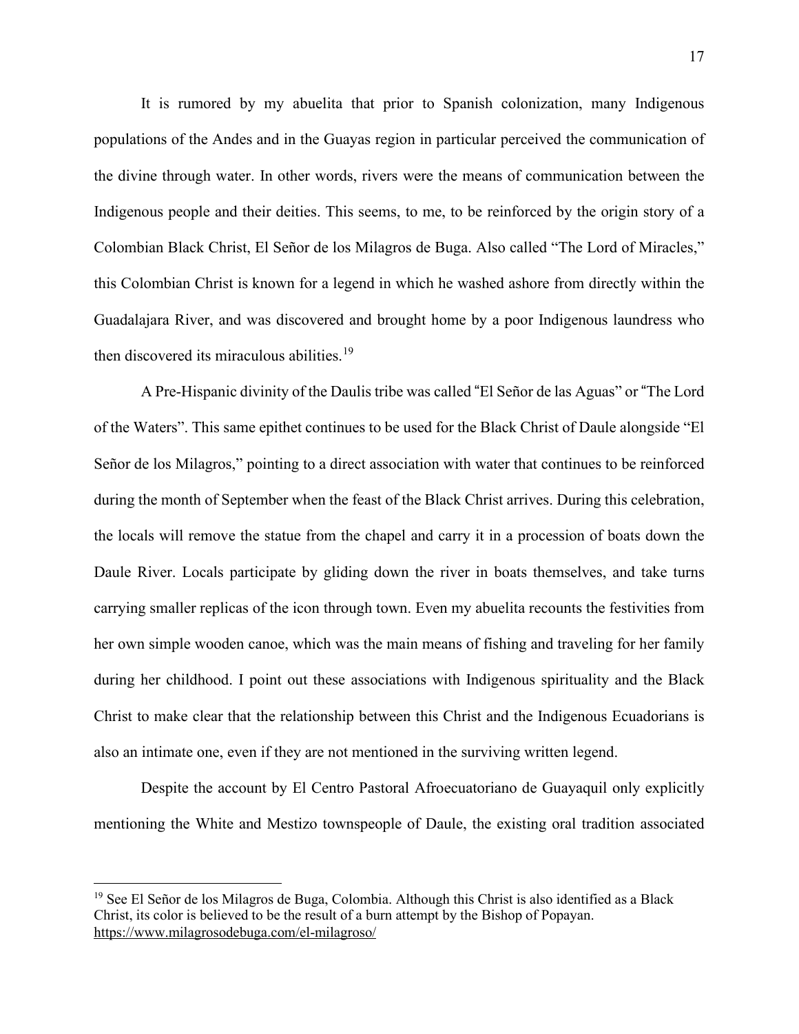It is rumored by my abuelita that prior to Spanish colonization, many Indigenous populations of the Andes and in the Guayas region in particular perceived the communication of the divine through water. In other words, rivers were the means of communication between the Indigenous people and their deities. This seems, to me, to be reinforced by the origin story of a Colombian Black Christ, El Señor de los Milagros de Buga. Also called "The Lord of Miracles," this Colombian Christ is known for a legend in which he washed ashore from directly within the Guadalajara River, and was discovered and brought home by a poor Indigenous laundress who then discovered its miraculous abilities.[19]

A Pre-Hispanic divinity of the Daulis tribe was called "El Señor de las Aguas" or "The Lord of the Waters". This same epithet continues to be used for the Black Christ of Daule alongside "El Señor de los Milagros," pointing to a direct association with water that continues to be reinforced during the month of September when the feast of the Black Christ arrives. During this celebration, the locals will remove the statue from the chapel and carry it in a procession of boats down the Daule River. Locals participate by gliding down the river in boats themselves, and take turns carrying smaller replicas of the icon through town. Even my abuelita recounts the festivities from her own simple wooden canoe, which was the main means of fishing and traveling for her family during her childhood. I point out these associations with Indigenous spirituality and the Black Christ to make clear that the relationship between this Christ and the Indigenous Ecuadorians is also an intimate one, even if they are not mentioned in the surviving written legend.

Despite the account by El Centro Pastoral Afroecuatoriano de Guayaquil only explicitly mentioning the White and Mestizo townspeople of Daule, the existing oral tradition associated

---

[19] See El Señor de los Milagros de Buga, Colombia. Although this Christ is also identified as a Black Christ, its color is believed to be the result of a burn attempt by the Bishop of Popayan. https://www.milagrosodebuga.com/el-milagroso/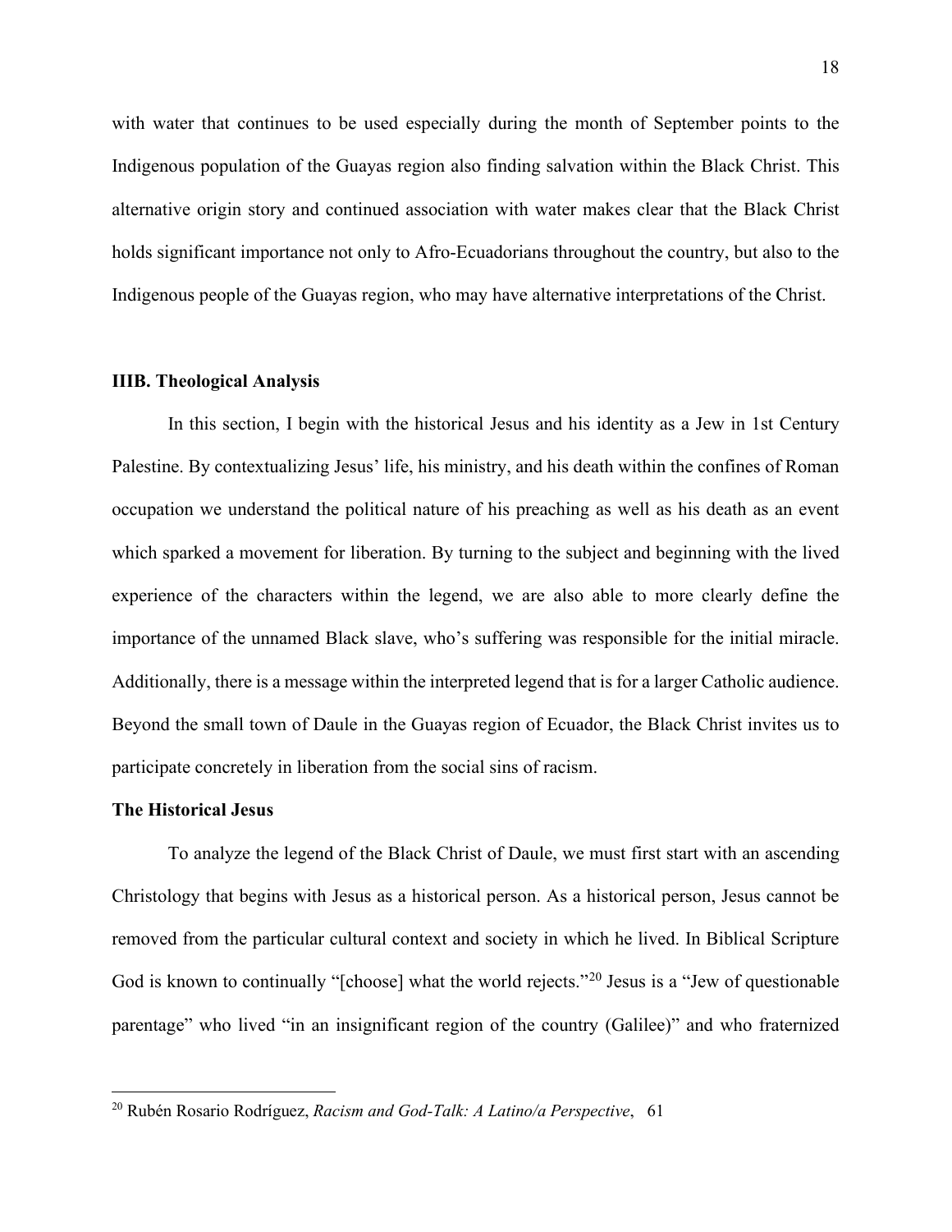with water that continues to be used especially during the month of September points to the Indigenous population of the Guayas region also finding salvation within the Black Christ. This alternative origin story and continued association with water makes clear that the Black Christ holds significant importance not only to Afro-Ecuadorians throughout the country, but also to the Indigenous people of the Guayas region, who may have alternative interpretations of the Christ.

### IIIB. Theological Analysis

In this section, I begin with the historical Jesus and his identity as a Jew in 1st Century Palestine. By contextualizing Jesus' life, his ministry, and his death within the confines of Roman occupation we understand the political nature of his preaching as well as his death as an event which sparked a movement for liberation. By turning to the subject and beginning with the lived experience of the characters within the legend, we are also able to more clearly define the importance of the unnamed Black slave, who's suffering was responsible for the initial miracle. Additionally, there is a message within the interpreted legend that is for a larger Catholic audience. Beyond the small town of Daule in the Guayas region of Ecuador, the Black Christ invites us to participate concretely in liberation from the social sins of racism.

#### The Historical Jesus

To analyze the legend of the Black Christ of Daule, we must first start with an ascending Christology that begins with Jesus as a historical person. As a historical person, Jesus cannot be removed from the particular cultural context and society in which he lived. In Biblical Scripture God is known to continually "[choose] what the world rejects."[20] Jesus is a "Jew of questionable parentage" who lived "in an insignificant region of the country (Galilee)" and who fraternized

[20] Rubén Rosario Rodríguez, *Racism and God-Talk: A Latino/a Perspective*, 61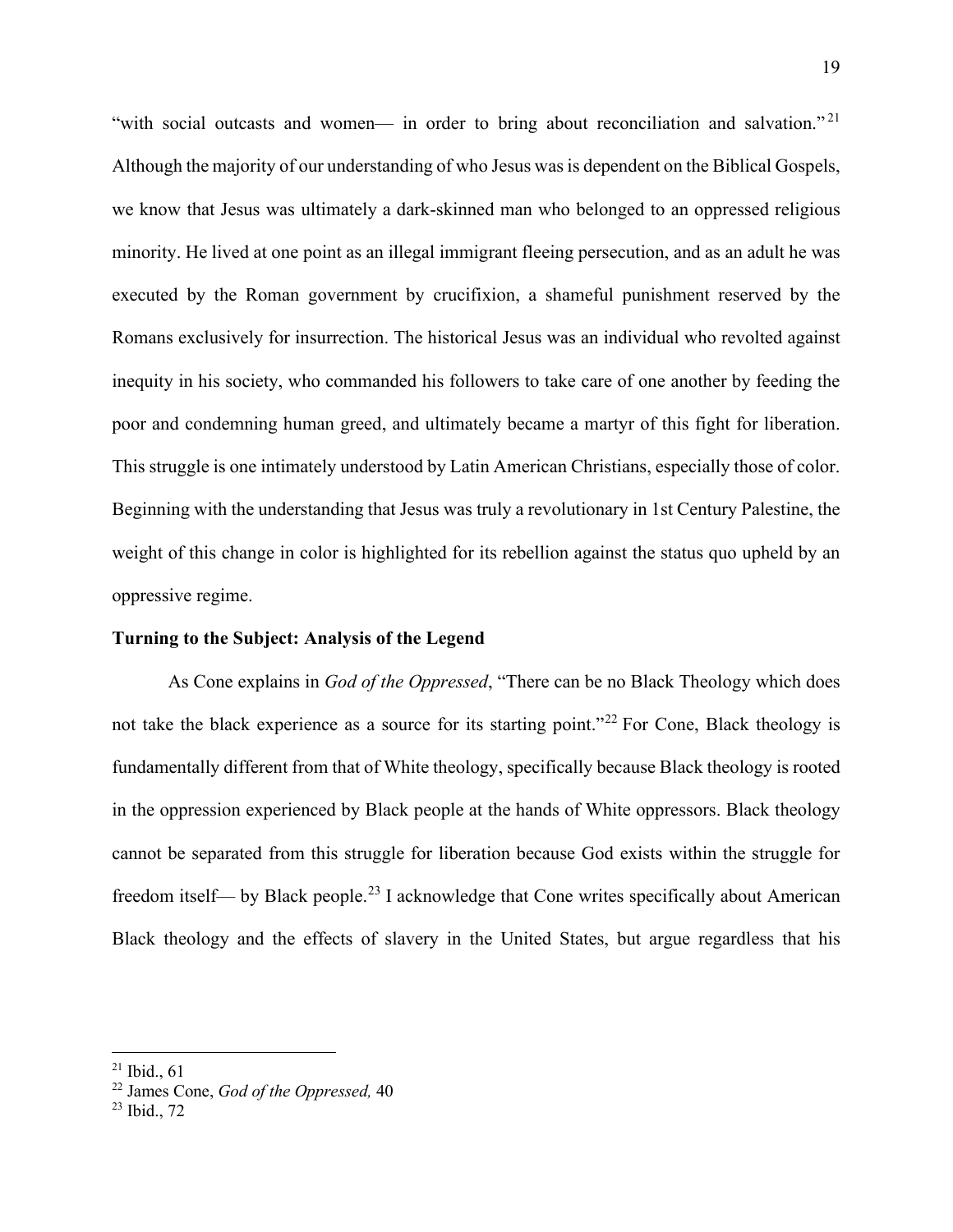"with social outcasts and women— in order to bring about reconciliation and salvation."[21] Although the majority of our understanding of who Jesus was is dependent on the Biblical Gospels, we know that Jesus was ultimately a dark-skinned man who belonged to an oppressed religious minority. He lived at one point as an illegal immigrant fleeing persecution, and as an adult he was executed by the Roman government by crucifixion, a shameful punishment reserved by the Romans exclusively for insurrection. The historical Jesus was an individual who revolted against inequity in his society, who commanded his followers to take care of one another by feeding the poor and condemning human greed, and ultimately became a martyr of this fight for liberation. This struggle is one intimately understood by Latin American Christians, especially those of color. Beginning with the understanding that Jesus was truly a revolutionary in 1st Century Palestine, the weight of this change in color is highlighted for its rebellion against the status quo upheld by an oppressive regime.

**Turning to the Subject: Analysis of the Legend**

As Cone explains in *God of the Oppressed*, "There can be no Black Theology which does not take the black experience as a source for its starting point."[22] For Cone, Black theology is fundamentally different from that of White theology, specifically because Black theology is rooted in the oppression experienced by Black people at the hands of White oppressors. Black theology cannot be separated from this struggle for liberation because God exists within the struggle for freedom itself— by Black people.[23] I acknowledge that Cone writes specifically about American Black theology and the effects of slavery in the United States, but argue regardless that his

---

[21] Ibid., 61

[22] James Cone, *God of the Oppressed,* 40

[23] Ibid., 72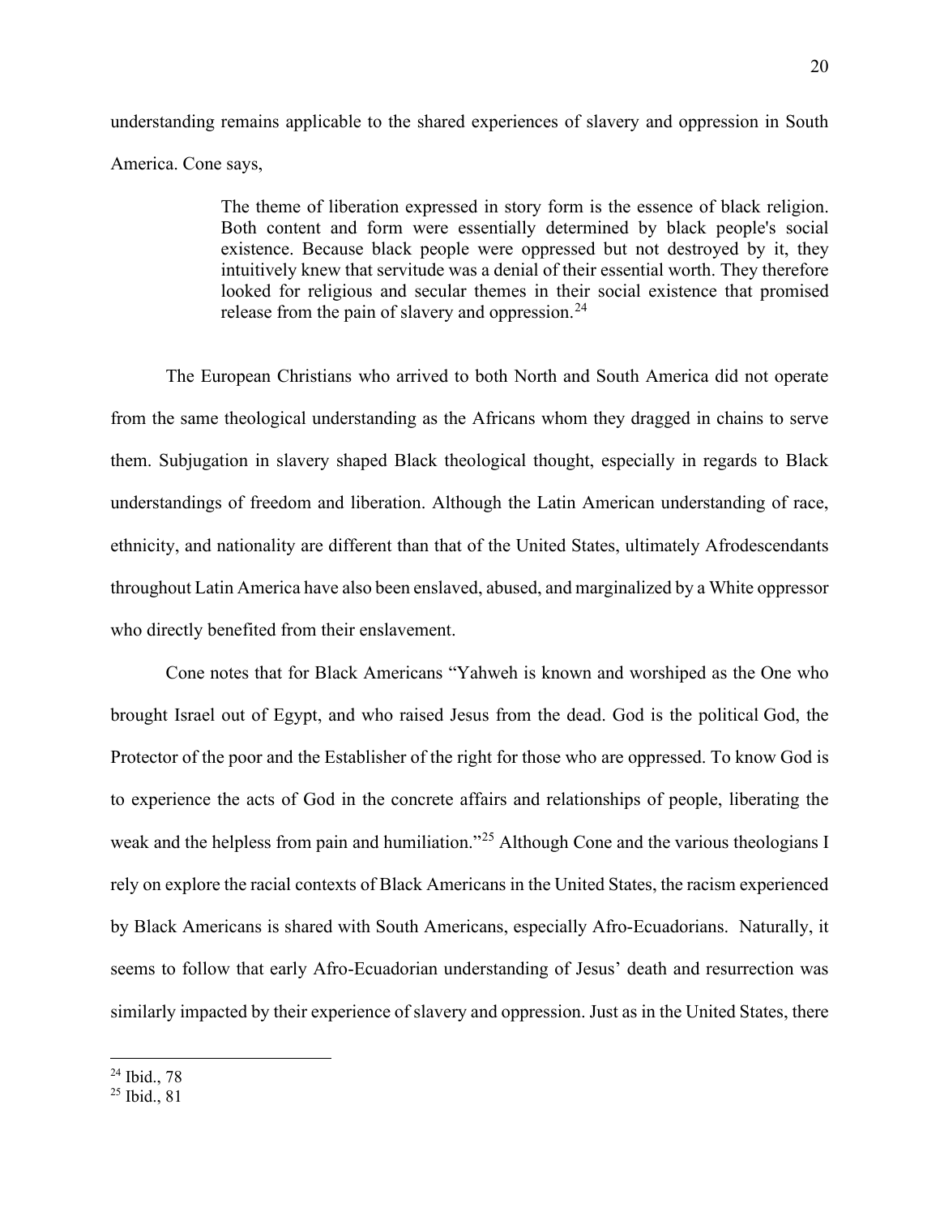understanding remains applicable to the shared experiences of slavery and oppression in South America. Cone says,

> The theme of liberation expressed in story form is the essence of black religion. Both content and form were essentially determined by black people's social existence. Because black people were oppressed but not destroyed by it, they intuitively knew that servitude was a denial of their essential worth. They therefore looked for religious and secular themes in their social existence that promised release from the pain of slavery and oppression.[24]

The European Christians who arrived to both North and South America did not operate from the same theological understanding as the Africans whom they dragged in chains to serve them. Subjugation in slavery shaped Black theological thought, especially in regards to Black understandings of freedom and liberation. Although the Latin American understanding of race, ethnicity, and nationality are different than that of the United States, ultimately Afrodescendants throughout Latin America have also been enslaved, abused, and marginalized by a White oppressor who directly benefited from their enslavement.

Cone notes that for Black Americans "Yahweh is known and worshiped as the One who brought Israel out of Egypt, and who raised Jesus from the dead. God is the political God, the Protector of the poor and the Establisher of the right for those who are oppressed. To know God is to experience the acts of God in the concrete affairs and relationships of people, liberating the weak and the helpless from pain and humiliation."[25] Although Cone and the various theologians I rely on explore the racial contexts of Black Americans in the United States, the racism experienced by Black Americans is shared with South Americans, especially Afro-Ecuadorians. Naturally, it seems to follow that early Afro-Ecuadorian understanding of Jesus' death and resurrection was similarly impacted by their experience of slavery and oppression. Just as in the United States, there

---

[24] Ibid., 78

[25] Ibid., 81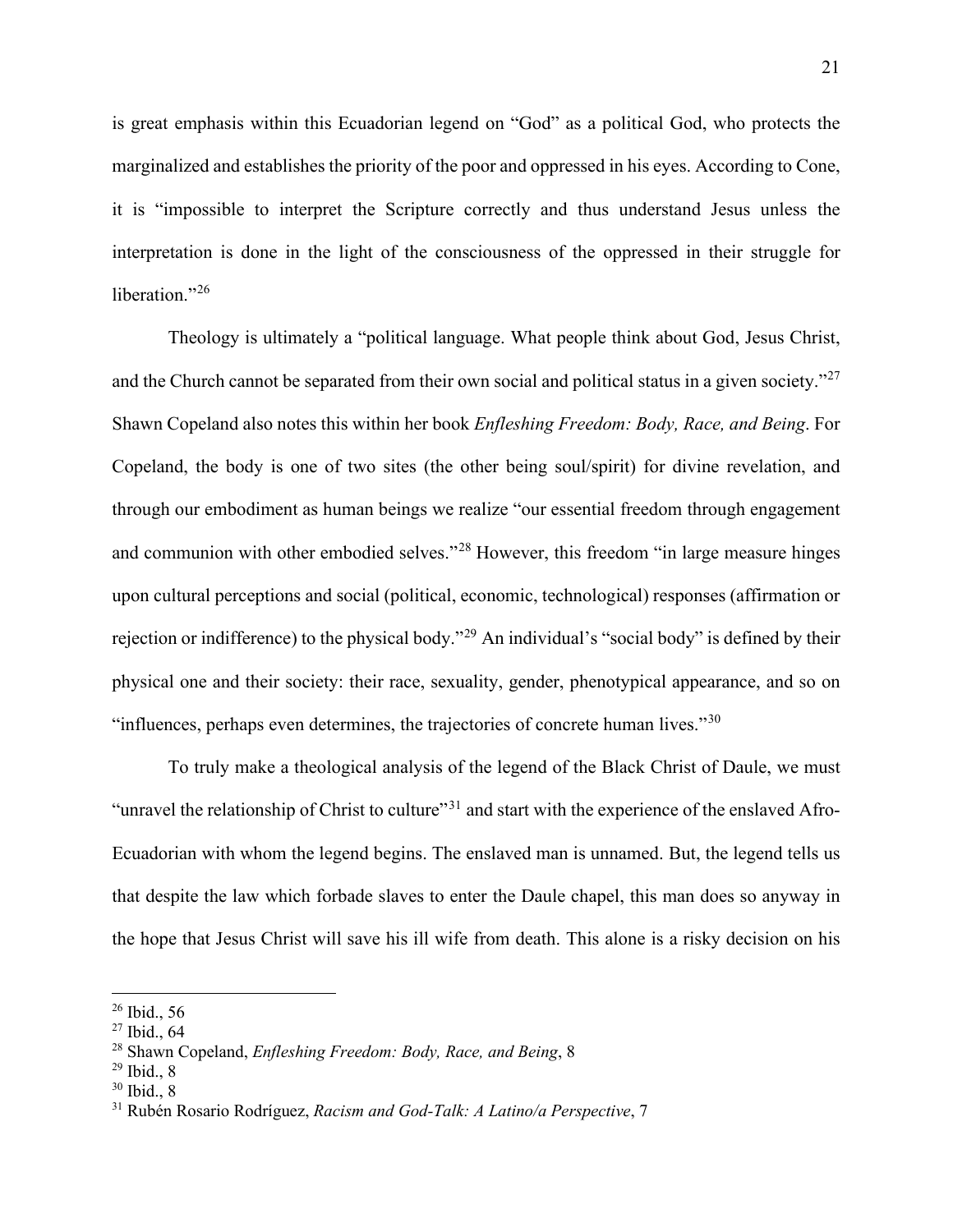is great emphasis within this Ecuadorian legend on "God" as a political God, who protects the marginalized and establishes the priority of the poor and oppressed in his eyes. According to Cone, it is "impossible to interpret the Scripture correctly and thus understand Jesus unless the interpretation is done in the light of the consciousness of the oppressed in their struggle for liberation."[26]

Theology is ultimately a "political language. What people think about God, Jesus Christ, and the Church cannot be separated from their own social and political status in a given society."[27] Shawn Copeland also notes this within her book *Enfleshing Freedom: Body, Race, and Being*. For Copeland, the body is one of two sites (the other being soul/spirit) for divine revelation, and through our embodiment as human beings we realize "our essential freedom through engagement and communion with other embodied selves."[28] However, this freedom "in large measure hinges upon cultural perceptions and social (political, economic, technological) responses (affirmation or rejection or indifference) to the physical body."[29] An individual's "social body" is defined by their physical one and their society: their race, sexuality, gender, phenotypical appearance, and so on "influences, perhaps even determines, the trajectories of concrete human lives."[30]

To truly make a theological analysis of the legend of the Black Christ of Daule, we must "unravel the relationship of Christ to culture"[31] and start with the experience of the enslaved Afro-Ecuadorian with whom the legend begins. The enslaved man is unnamed. But, the legend tells us that despite the law which forbade slaves to enter the Daule chapel, this man does so anyway in the hope that Jesus Christ will save his ill wife from death. This alone is a risky decision on his

---

[26] Ibid., 56

[27] Ibid., 64

[28] Shawn Copeland, *Enfleshing Freedom: Body, Race, and Being*, 8

[29] Ibid., 8

[30] Ibid., 8

[31] Rubén Rosario Rodríguez, *Racism and God-Talk: A Latino/a Perspective*, 7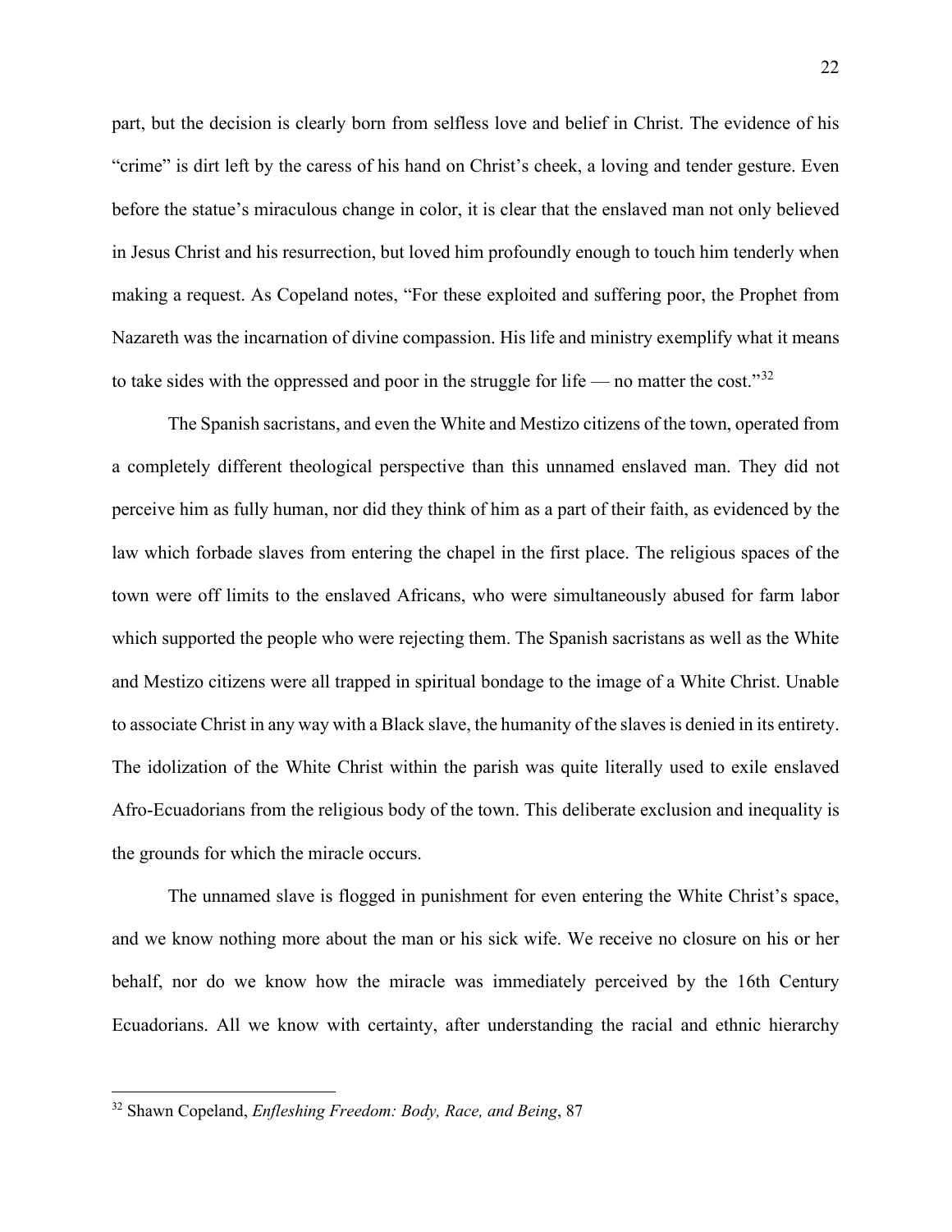part, but the decision is clearly born from selfless love and belief in Christ. The evidence of his "crime" is dirt left by the caress of his hand on Christ's cheek, a loving and tender gesture. Even before the statue's miraculous change in color, it is clear that the enslaved man not only believed in Jesus Christ and his resurrection, but loved him profoundly enough to touch him tenderly when making a request. As Copeland notes, "For these exploited and suffering poor, the Prophet from Nazareth was the incarnation of divine compassion. His life and ministry exemplify what it means to take sides with the oppressed and poor in the struggle for life — no matter the cost."[32]

The Spanish sacristans, and even the White and Mestizo citizens of the town, operated from a completely different theological perspective than this unnamed enslaved man. They did not perceive him as fully human, nor did they think of him as a part of their faith, as evidenced by the law which forbade slaves from entering the chapel in the first place. The religious spaces of the town were off limits to the enslaved Africans, who were simultaneously abused for farm labor which supported the people who were rejecting them. The Spanish sacristans as well as the White and Mestizo citizens were all trapped in spiritual bondage to the image of a White Christ. Unable to associate Christ in any way with a Black slave, the humanity of the slaves is denied in its entirety. The idolization of the White Christ within the parish was quite literally used to exile enslaved Afro-Ecuadorians from the religious body of the town. This deliberate exclusion and inequality is the grounds for which the miracle occurs.

The unnamed slave is flogged in punishment for even entering the White Christ's space, and we know nothing more about the man or his sick wife. We receive no closure on his or her behalf, nor do we know how the miracle was immediately perceived by the 16th Century Ecuadorians. All we know with certainty, after understanding the racial and ethnic hierarchy

[32] Shawn Copeland, *Enfleshing Freedom: Body, Race, and Being*, 87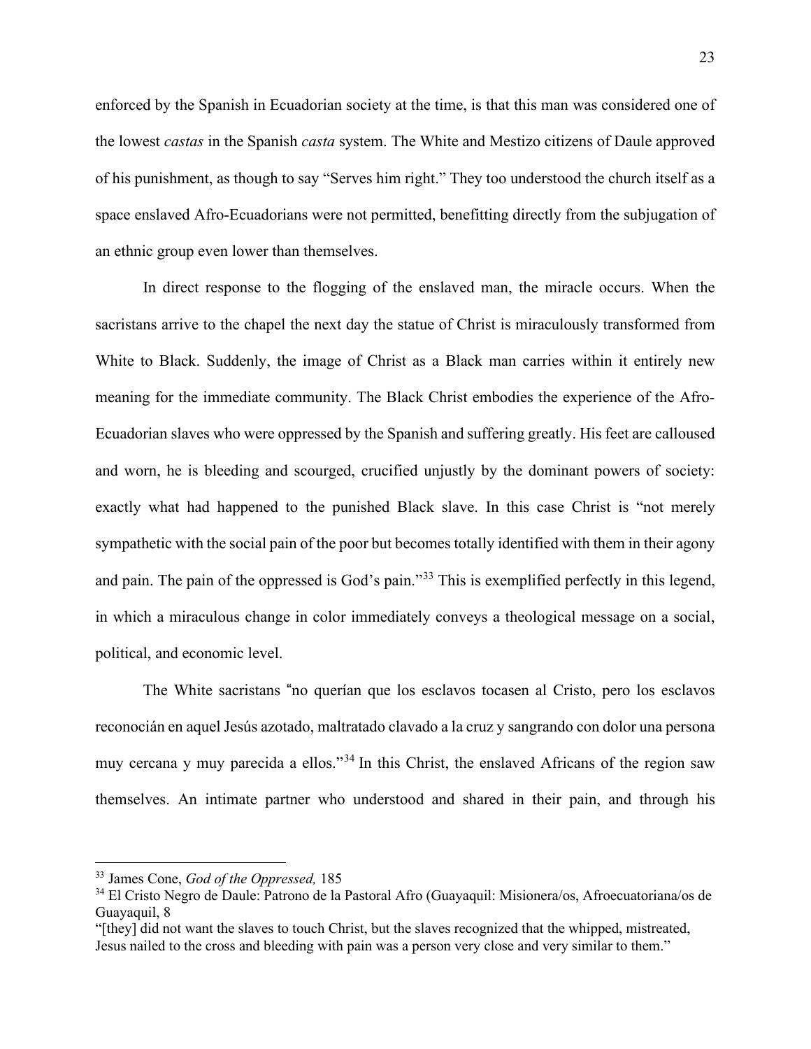enforced by the Spanish in Ecuadorian society at the time, is that this man was considered one of the lowest *castas* in the Spanish *casta* system. The White and Mestizo citizens of Daule approved of his punishment, as though to say "Serves him right." They too understood the church itself as a space enslaved Afro-Ecuadorians were not permitted, benefitting directly from the subjugation of an ethnic group even lower than themselves.

In direct response to the flogging of the enslaved man, the miracle occurs. When the sacristans arrive to the chapel the next day the statue of Christ is miraculously transformed from White to Black. Suddenly, the image of Christ as a Black man carries within it entirely new meaning for the immediate community. The Black Christ embodies the experience of the Afro-Ecuadorian slaves who were oppressed by the Spanish and suffering greatly. His feet are calloused and worn, he is bleeding and scourged, crucified unjustly by the dominant powers of society: exactly what had happened to the punished Black slave. In this case Christ is "not merely sympathetic with the social pain of the poor but becomes totally identified with them in their agony and pain. The pain of the oppressed is God's pain."[33] This is exemplified perfectly in this legend, in which a miraculous change in color immediately conveys a theological message on a social, political, and economic level.

The White sacristans "no querían que los esclavos tocasen al Cristo, pero los esclavos reconocián en aquel Jesús azotado, maltratado clavado a la cruz y sangrando con dolor una persona muy cercana y muy parecida a ellos."[34] In this Christ, the enslaved Africans of the region saw themselves. An intimate partner who understood and shared in their pain, and through his

---

[33] James Cone, *God of the Oppressed,* 185

[34] El Cristo Negro de Daule: Patrono de la Pastoral Afro (Guayaquil: Misionera/os, Afroecuatoriana/os de Guayaquil, 8

"[they] did not want the slaves to touch Christ, but the slaves recognized that the whipped, mistreated, Jesus nailed to the cross and bleeding with pain was a person very close and very similar to them."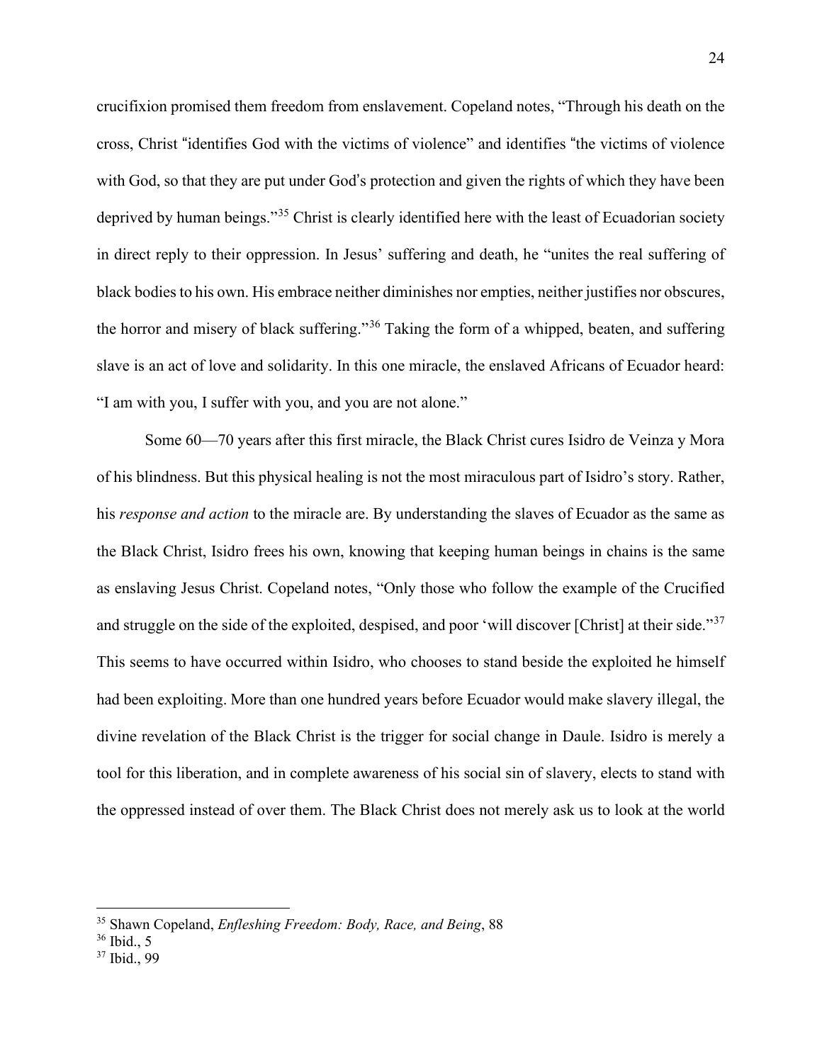crucifixion promised them freedom from enslavement. Copeland notes, "Through his death on the cross, Christ "identifies God with the victims of violence" and identifies "the victims of violence with God, so that they are put under God's protection and given the rights of which they have been deprived by human beings."[35] Christ is clearly identified here with the least of Ecuadorian society in direct reply to their oppression. In Jesus' suffering and death, he "unites the real suffering of black bodies to his own. His embrace neither diminishes nor empties, neither justifies nor obscures, the horror and misery of black suffering."[36] Taking the form of a whipped, beaten, and suffering slave is an act of love and solidarity. In this one miracle, the enslaved Africans of Ecuador heard: "I am with you, I suffer with you, and you are not alone."

Some 60—70 years after this first miracle, the Black Christ cures Isidro de Veinza y Mora of his blindness. But this physical healing is not the most miraculous part of Isidro's story. Rather, his *response and action* to the miracle are. By understanding the slaves of Ecuador as the same as the Black Christ, Isidro frees his own, knowing that keeping human beings in chains is the same as enslaving Jesus Christ. Copeland notes, "Only those who follow the example of the Crucified and struggle on the side of the exploited, despised, and poor 'will discover [Christ] at their side."[37] This seems to have occurred within Isidro, who chooses to stand beside the exploited he himself had been exploiting. More than one hundred years before Ecuador would make slavery illegal, the divine revelation of the Black Christ is the trigger for social change in Daule. Isidro is merely a tool for this liberation, and in complete awareness of his social sin of slavery, elects to stand with the oppressed instead of over them. The Black Christ does not merely ask us to look at the world

---

[35] Shawn Copeland, *Enfleshing Freedom: Body, Race, and Being*, 88

[36] Ibid., 5

[37] Ibid., 99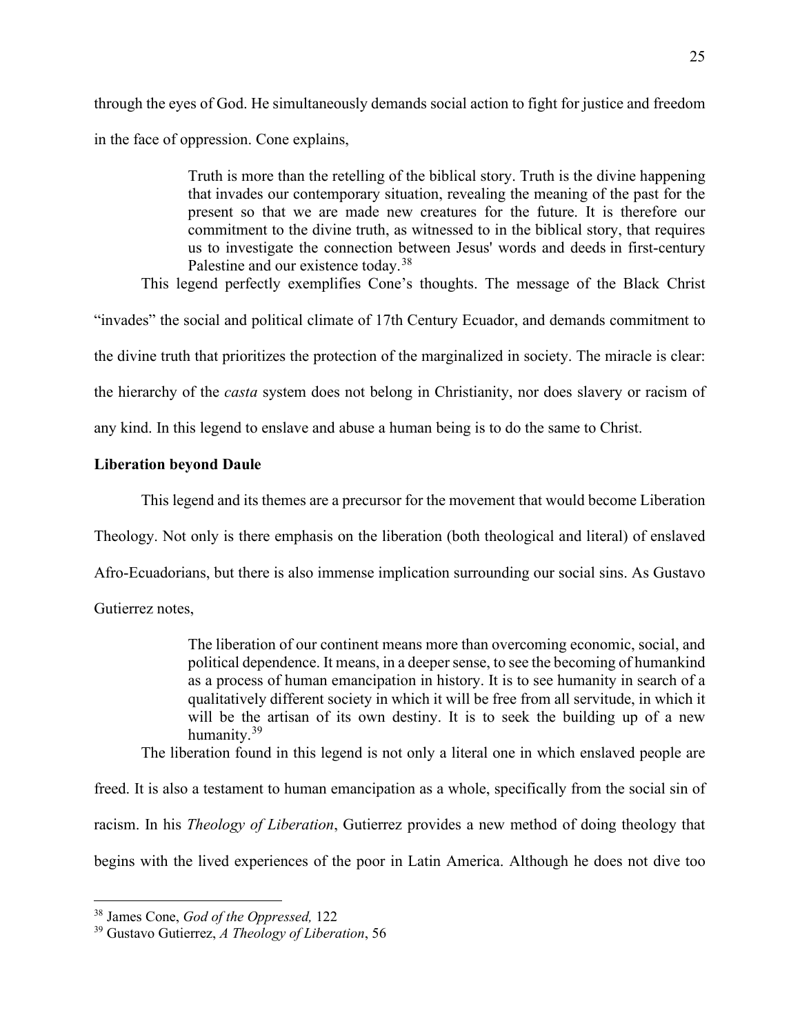through the eyes of God. He simultaneously demands social action to fight for justice and freedom in the face of oppression. Cone explains,

> Truth is more than the retelling of the biblical story. Truth is the divine happening that invades our contemporary situation, revealing the meaning of the past for the present so that we are made new creatures for the future. It is therefore our commitment to the divine truth, as witnessed to in the biblical story, that requires us to investigate the connection between Jesus' words and deeds in first-century Palestine and our existence today.[38]

This legend perfectly exemplifies Cone's thoughts. The message of the Black Christ "invades" the social and political climate of 17th Century Ecuador, and demands commitment to the divine truth that prioritizes the protection of the marginalized in society. The miracle is clear: the hierarchy of the *casta* system does not belong in Christianity, nor does slavery or racism of any kind. In this legend to enslave and abuse a human being is to do the same to Christ.

**Liberation beyond Daule**

This legend and its themes are a precursor for the movement that would become Liberation Theology. Not only is there emphasis on the liberation (both theological and literal) of enslaved Afro-Ecuadorians, but there is also immense implication surrounding our social sins. As Gustavo Gutierrez notes,

> The liberation of our continent means more than overcoming economic, social, and political dependence. It means, in a deeper sense, to see the becoming of humankind as a process of human emancipation in history. It is to see humanity in search of a qualitatively different society in which it will be free from all servitude, in which it will be the artisan of its own destiny. It is to seek the building up of a new humanity.[39]

The liberation found in this legend is not only a literal one in which enslaved people are freed. It is also a testament to human emancipation as a whole, specifically from the social sin of racism. In his *Theology of Liberation*, Gutierrez provides a new method of doing theology that begins with the lived experiences of the poor in Latin America. Although he does not dive too

---

[38] James Cone, *God of the Oppressed,* 122

[39] Gustavo Gutierrez, *A Theology of Liberation*, 56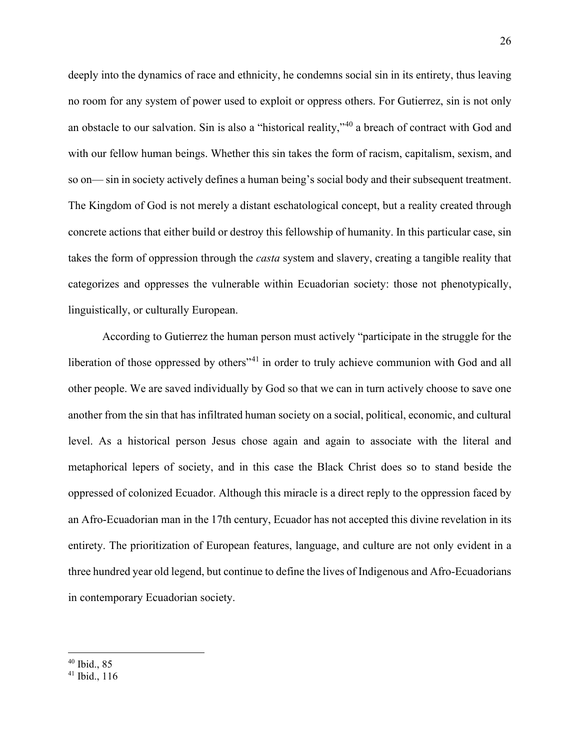deeply into the dynamics of race and ethnicity, he condemns social sin in its entirety, thus leaving no room for any system of power used to exploit or oppress others. For Gutierrez, sin is not only an obstacle to our salvation. Sin is also a "historical reality,"[40] a breach of contract with God and with our fellow human beings. Whether this sin takes the form of racism, capitalism, sexism, and so on— sin in society actively defines a human being's social body and their subsequent treatment. The Kingdom of God is not merely a distant eschatological concept, but a reality created through concrete actions that either build or destroy this fellowship of humanity. In this particular case, sin takes the form of oppression through the *casta* system and slavery, creating a tangible reality that categorizes and oppresses the vulnerable within Ecuadorian society: those not phenotypically, linguistically, or culturally European.

According to Gutierrez the human person must actively "participate in the struggle for the liberation of those oppressed by others"[41] in order to truly achieve communion with God and all other people. We are saved individually by God so that we can in turn actively choose to save one another from the sin that has infiltrated human society on a social, political, economic, and cultural level. As a historical person Jesus chose again and again to associate with the literal and metaphorical lepers of society, and in this case the Black Christ does so to stand beside the oppressed of colonized Ecuador. Although this miracle is a direct reply to the oppression faced by an Afro-Ecuadorian man in the 17th century, Ecuador has not accepted this divine revelation in its entirety. The prioritization of European features, language, and culture are not only evident in a three hundred year old legend, but continue to define the lives of Indigenous and Afro-Ecuadorians in contemporary Ecuadorian society.

---

[40] Ibid., 85

[41] Ibid., 116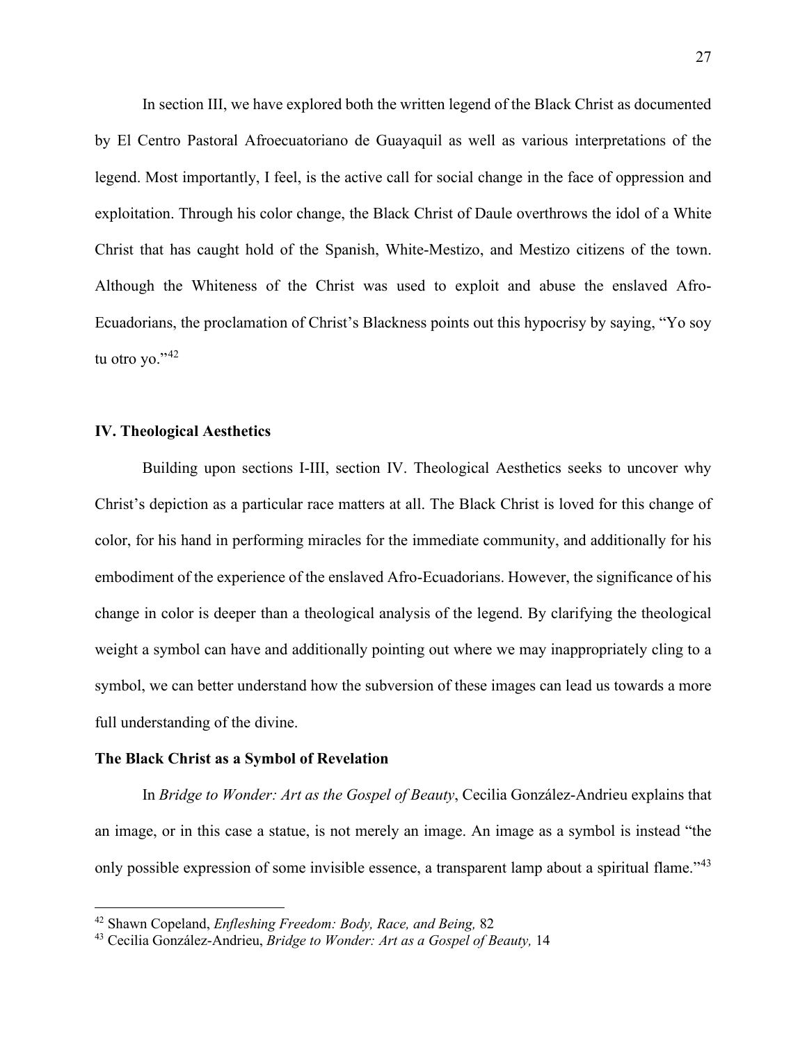In section III, we have explored both the written legend of the Black Christ as documented by El Centro Pastoral Afroecuatoriano de Guayaquil as well as various interpretations of the legend. Most importantly, I feel, is the active call for social change in the face of oppression and exploitation. Through his color change, the Black Christ of Daule overthrows the idol of a White Christ that has caught hold of the Spanish, White-Mestizo, and Mestizo citizens of the town. Although the Whiteness of the Christ was used to exploit and abuse the enslaved Afro-Ecuadorians, the proclamation of Christ's Blackness points out this hypocrisy by saying, "Yo soy tu otro yo."[42]

## IV. Theological Aesthetics

Building upon sections I-III, section IV. Theological Aesthetics seeks to uncover why Christ's depiction as a particular race matters at all. The Black Christ is loved for this change of color, for his hand in performing miracles for the immediate community, and additionally for his embodiment of the experience of the enslaved Afro-Ecuadorians. However, the significance of his change in color is deeper than a theological analysis of the legend. By clarifying the theological weight a symbol can have and additionally pointing out where we may inappropriately cling to a symbol, we can better understand how the subversion of these images can lead us towards a more full understanding of the divine.

### The Black Christ as a Symbol of Revelation

In *Bridge to Wonder: Art as the Gospel of Beauty*, Cecilia González-Andrieu explains that an image, or in this case a statue, is not merely an image. An image as a symbol is instead "the only possible expression of some invisible essence, a transparent lamp about a spiritual flame."[43]

---

[42] Shawn Copeland, *Enfleshing Freedom: Body, Race, and Being,* 82

[43] Cecilia González-Andrieu, *Bridge to Wonder: Art as a Gospel of Beauty,* 14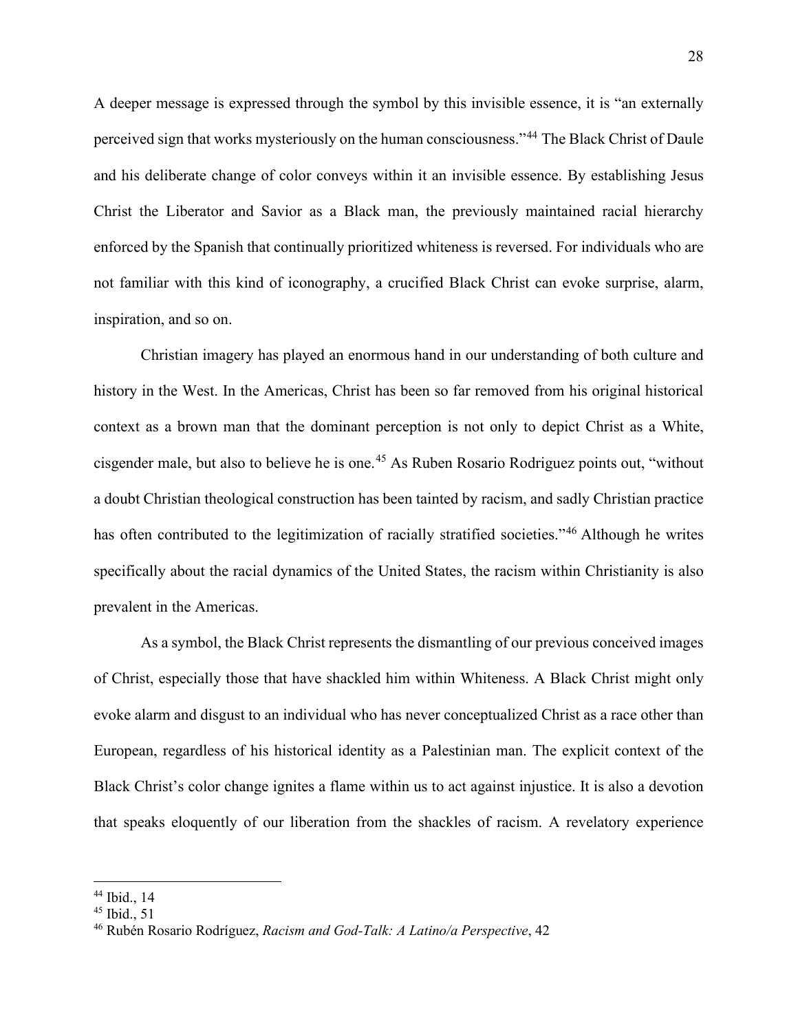A deeper message is expressed through the symbol by this invisible essence, it is "an externally perceived sign that works mysteriously on the human consciousness."[44] The Black Christ of Daule and his deliberate change of color conveys within it an invisible essence. By establishing Jesus Christ the Liberator and Savior as a Black man, the previously maintained racial hierarchy enforced by the Spanish that continually prioritized whiteness is reversed. For individuals who are not familiar with this kind of iconography, a crucified Black Christ can evoke surprise, alarm, inspiration, and so on.

Christian imagery has played an enormous hand in our understanding of both culture and history in the West. In the Americas, Christ has been so far removed from his original historical context as a brown man that the dominant perception is not only to depict Christ as a White, cisgender male, but also to believe he is one.[45] As Ruben Rosario Rodriguez points out, "without a doubt Christian theological construction has been tainted by racism, and sadly Christian practice has often contributed to the legitimization of racially stratified societies."[46] Although he writes specifically about the racial dynamics of the United States, the racism within Christianity is also prevalent in the Americas.

As a symbol, the Black Christ represents the dismantling of our previous conceived images of Christ, especially those that have shackled him within Whiteness. A Black Christ might only evoke alarm and disgust to an individual who has never conceptualized Christ as a race other than European, regardless of his historical identity as a Palestinian man. The explicit context of the Black Christ's color change ignites a flame within us to act against injustice. It is also a devotion that speaks eloquently of our liberation from the shackles of racism. A revelatory experience

---

[44] Ibid., 14

[45] Ibid., 51

[46] Rubén Rosario Rodríguez, *Racism and God-Talk: A Latino/a Perspective*, 42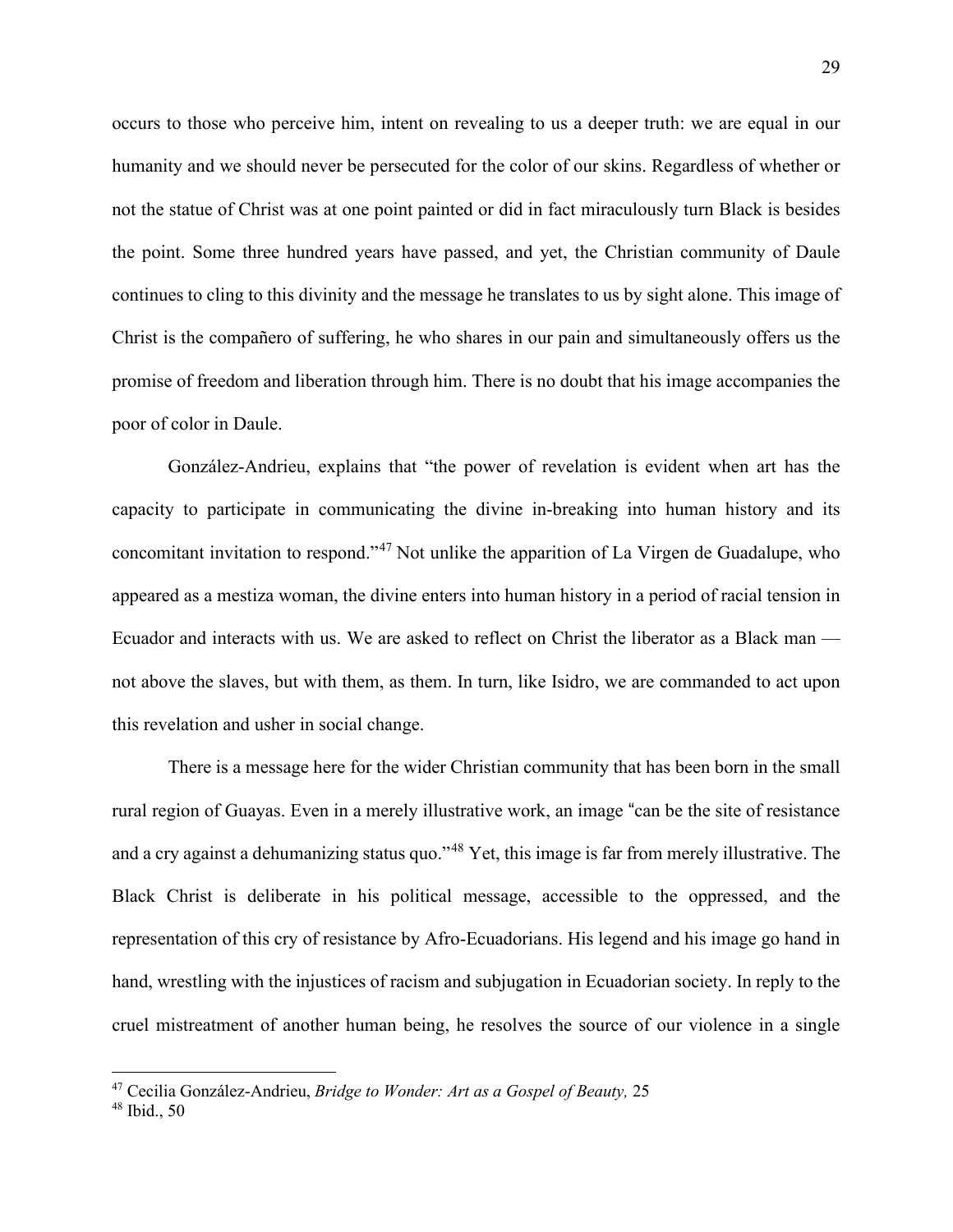occurs to those who perceive him, intent on revealing to us a deeper truth: we are equal in our humanity and we should never be persecuted for the color of our skins. Regardless of whether or not the statue of Christ was at one point painted or did in fact miraculously turn Black is besides the point. Some three hundred years have passed, and yet, the Christian community of Daule continues to cling to this divinity and the message he translates to us by sight alone. This image of Christ is the compañero of suffering, he who shares in our pain and simultaneously offers us the promise of freedom and liberation through him. There is no doubt that his image accompanies the poor of color in Daule.

González-Andrieu, explains that "the power of revelation is evident when art has the capacity to participate in communicating the divine in-breaking into human history and its concomitant invitation to respond."[47] Not unlike the apparition of La Virgen de Guadalupe, who appeared as a mestiza woman, the divine enters into human history in a period of racial tension in Ecuador and interacts with us. We are asked to reflect on Christ the liberator as a Black man — not above the slaves, but with them, as them. In turn, like Isidro, we are commanded to act upon this revelation and usher in social change.

There is a message here for the wider Christian community that has been born in the small rural region of Guayas. Even in a merely illustrative work, an image "can be the site of resistance and a cry against a dehumanizing status quo."[48] Yet, this image is far from merely illustrative. The Black Christ is deliberate in his political message, accessible to the oppressed, and the representation of this cry of resistance by Afro-Ecuadorians. His legend and his image go hand in hand, wrestling with the injustices of racism and subjugation in Ecuadorian society. In reply to the cruel mistreatment of another human being, he resolves the source of our violence in a single

---

[47] Cecilia González-Andrieu, *Bridge to Wonder: Art as a Gospel of Beauty,* 25

[48] Ibid., 50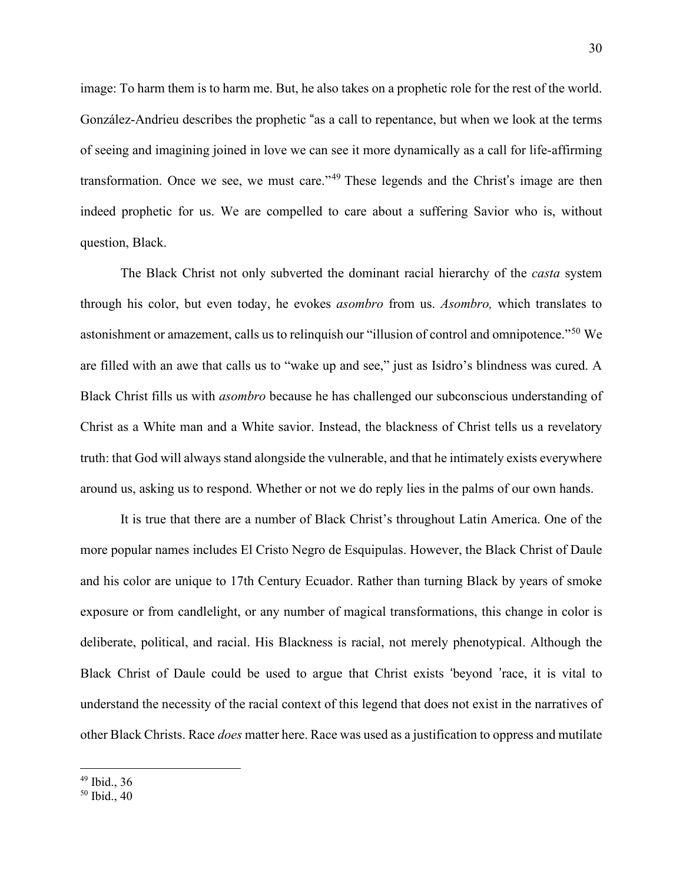image: To harm them is to harm me. But, he also takes on a prophetic role for the rest of the world. González-Andrieu describes the prophetic "as a call to repentance, but when we look at the terms of seeing and imagining joined in love we can see it more dynamically as a call for life-affirming transformation. Once we see, we must care."[49] These legends and the Christ's image are then indeed prophetic for us. We are compelled to care about a suffering Savior who is, without question, Black.

The Black Christ not only subverted the dominant racial hierarchy of the *casta* system through his color, but even today, he evokes *asombro* from us. *Asombro,* which translates to astonishment or amazement, calls us to relinquish our "illusion of control and omnipotence."[50] We are filled with an awe that calls us to "wake up and see," just as Isidro's blindness was cured. A Black Christ fills us with *asombro* because he has challenged our subconscious understanding of Christ as a White man and a White savior. Instead, the blackness of Christ tells us a revelatory truth: that God will always stand alongside the vulnerable, and that he intimately exists everywhere around us, asking us to respond. Whether or not we do reply lies in the palms of our own hands.

It is true that there are a number of Black Christ's throughout Latin America. One of the more popular names includes El Cristo Negro de Esquipulas. However, the Black Christ of Daule and his color are unique to 17th Century Ecuador. Rather than turning Black by years of smoke exposure or from candlelight, or any number of magical transformations, this change in color is deliberate, political, and racial. His Blackness is racial, not merely phenotypical. Although the Black Christ of Daule could be used to argue that Christ exists 'beyond 'race, it is vital to understand the necessity of the racial context of this legend that does not exist in the narratives of other Black Christs. Race *does* matter here. Race was used as a justification to oppress and mutilate

[49] Ibid., 36

[50] Ibid., 40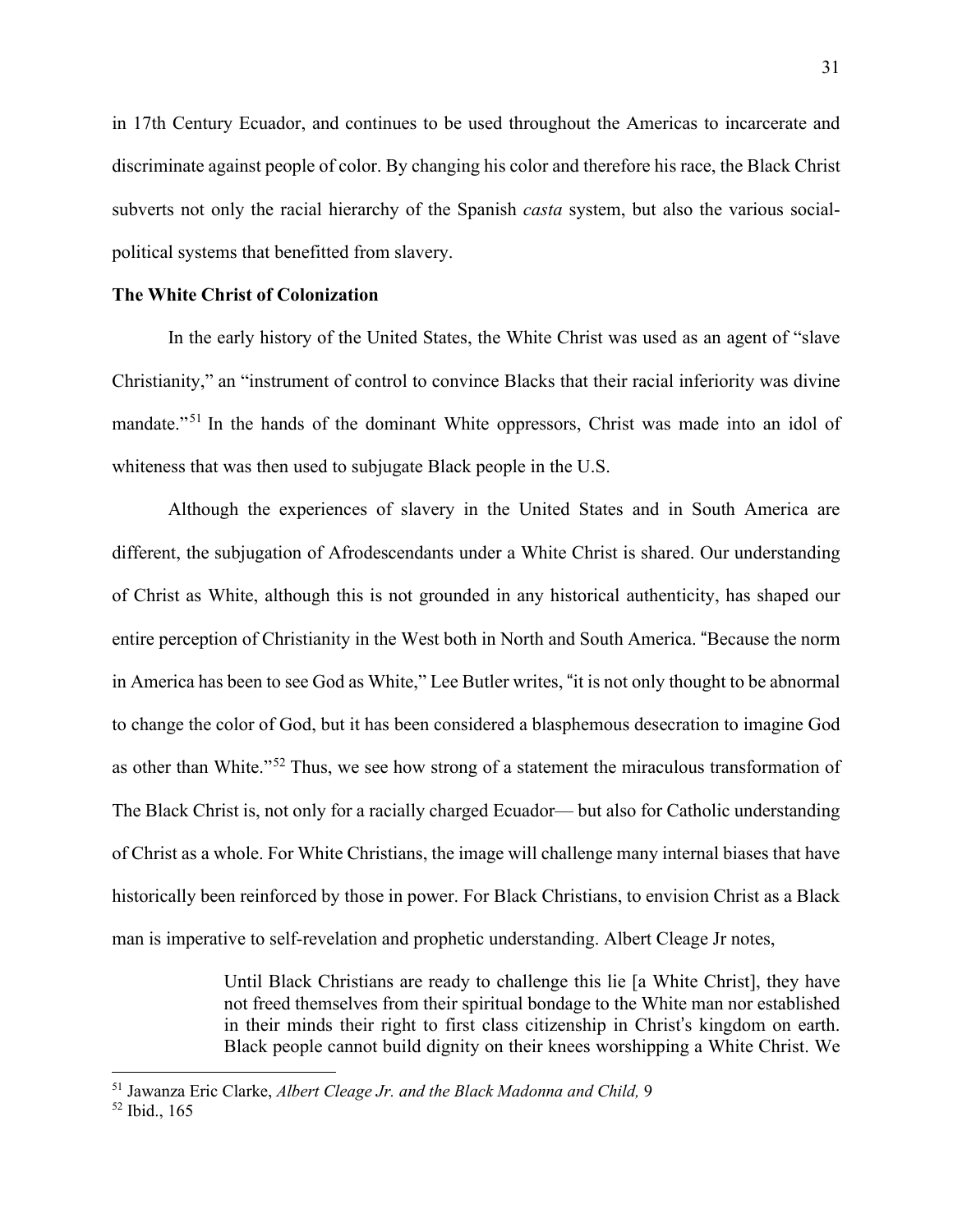in 17th Century Ecuador, and continues to be used throughout the Americas to incarcerate and discriminate against people of color. By changing his color and therefore his race, the Black Christ subverts not only the racial hierarchy of the Spanish *casta* system, but also the various social-political systems that benefitted from slavery.

**The White Christ of Colonization**

In the early history of the United States, the White Christ was used as an agent of "slave Christianity," an "instrument of control to convince Blacks that their racial inferiority was divine mandate."[51] In the hands of the dominant White oppressors, Christ was made into an idol of whiteness that was then used to subjugate Black people in the U.S.

Although the experiences of slavery in the United States and in South America are different, the subjugation of Afrodescendants under a White Christ is shared. Our understanding of Christ as White, although this is not grounded in any historical authenticity, has shaped our entire perception of Christianity in the West both in North and South America. "Because the norm in America has been to see God as White," Lee Butler writes, "it is not only thought to be abnormal to change the color of God, but it has been considered a blasphemous desecration to imagine God as other than White."[52] Thus, we see how strong of a statement the miraculous transformation of The Black Christ is, not only for a racially charged Ecuador— but also for Catholic understanding of Christ as a whole. For White Christians, the image will challenge many internal biases that have historically been reinforced by those in power. For Black Christians, to envision Christ as a Black man is imperative to self-revelation and prophetic understanding. Albert Cleage Jr notes,

> Until Black Christians are ready to challenge this lie [a White Christ], they have not freed themselves from their spiritual bondage to the White man nor established in their minds their right to first class citizenship in Christ's kingdom on earth. Black people cannot build dignity on their knees worshipping a White Christ. We

[51] Jawanza Eric Clarke, *Albert Cleage Jr. and the Black Madonna and Child,* 9

[52] Ibid., 165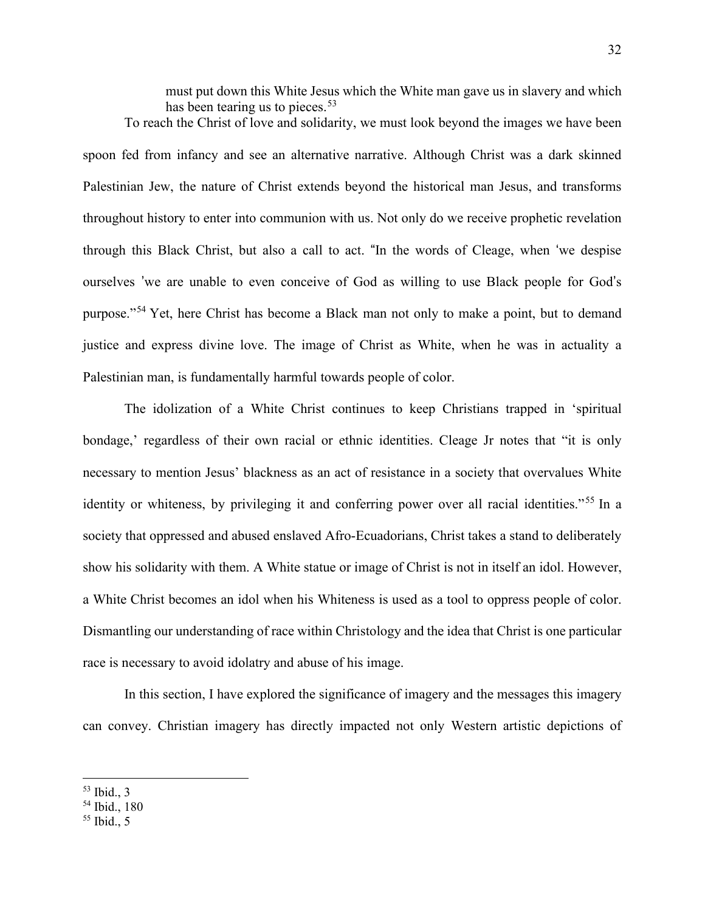> must put down this White Jesus which the White man gave us in slavery and which has been tearing us to pieces.[53]

To reach the Christ of love and solidarity, we must look beyond the images we have been spoon fed from infancy and see an alternative narrative. Although Christ was a dark skinned Palestinian Jew, the nature of Christ extends beyond the historical man Jesus, and transforms throughout history to enter into communion with us. Not only do we receive prophetic revelation through this Black Christ, but also a call to act. "In the words of Cleage, when 'we despise ourselves 'we are unable to even conceive of God as willing to use Black people for God's purpose."[54] Yet, here Christ has become a Black man not only to make a point, but to demand justice and express divine love. The image of Christ as White, when he was in actuality a Palestinian man, is fundamentally harmful towards people of color.

The idolization of a White Christ continues to keep Christians trapped in 'spiritual bondage,' regardless of their own racial or ethnic identities. Cleage Jr notes that "it is only necessary to mention Jesus' blackness as an act of resistance in a society that overvalues White identity or whiteness, by privileging it and conferring power over all racial identities."[55] In a society that oppressed and abused enslaved Afro-Ecuadorians, Christ takes a stand to deliberately show his solidarity with them. A White statue or image of Christ is not in itself an idol. However, a White Christ becomes an idol when his Whiteness is used as a tool to oppress people of color. Dismantling our understanding of race within Christology and the idea that Christ is one particular race is necessary to avoid idolatry and abuse of his image.

In this section, I have explored the significance of imagery and the messages this imagery can convey. Christian imagery has directly impacted not only Western artistic depictions of

---

[53] Ibid., 3

[54] Ibid., 180

[55] Ibid., 5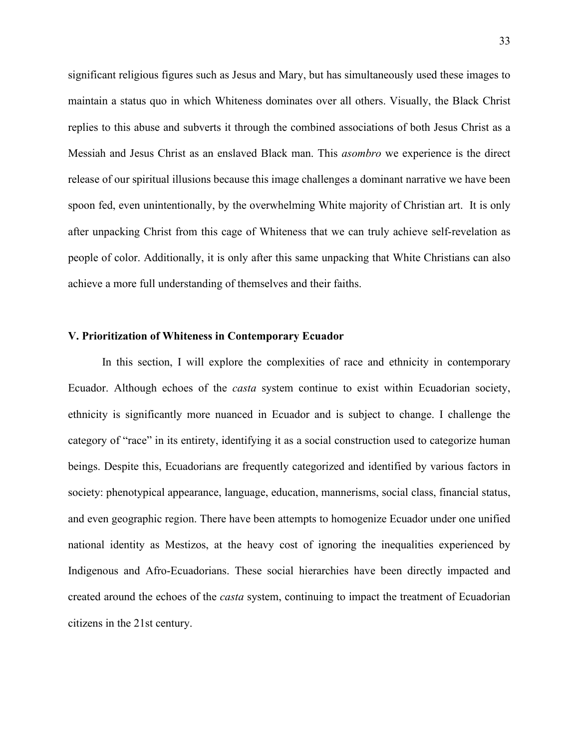significant religious figures such as Jesus and Mary, but has simultaneously used these images to maintain a status quo in which Whiteness dominates over all others. Visually, the Black Christ replies to this abuse and subverts it through the combined associations of both Jesus Christ as a Messiah and Jesus Christ as an enslaved Black man. This *asombro* we experience is the direct release of our spiritual illusions because this image challenges a dominant narrative we have been spoon fed, even unintentionally, by the overwhelming White majority of Christian art. It is only after unpacking Christ from this cage of Whiteness that we can truly achieve self-revelation as people of color. Additionally, it is only after this same unpacking that White Christians can also achieve a more full understanding of themselves and their faiths.

## V. Prioritization of Whiteness in Contemporary Ecuador

In this section, I will explore the complexities of race and ethnicity in contemporary Ecuador. Although echoes of the *casta* system continue to exist within Ecuadorian society, ethnicity is significantly more nuanced in Ecuador and is subject to change. I challenge the category of "race" in its entirety, identifying it as a social construction used to categorize human beings. Despite this, Ecuadorians are frequently categorized and identified by various factors in society: phenotypical appearance, language, education, mannerisms, social class, financial status, and even geographic region. There have been attempts to homogenize Ecuador under one unified national identity as Mestizos, at the heavy cost of ignoring the inequalities experienced by Indigenous and Afro-Ecuadorians. These social hierarchies have been directly impacted and created around the echoes of the *casta* system, continuing to impact the treatment of Ecuadorian citizens in the 21st century.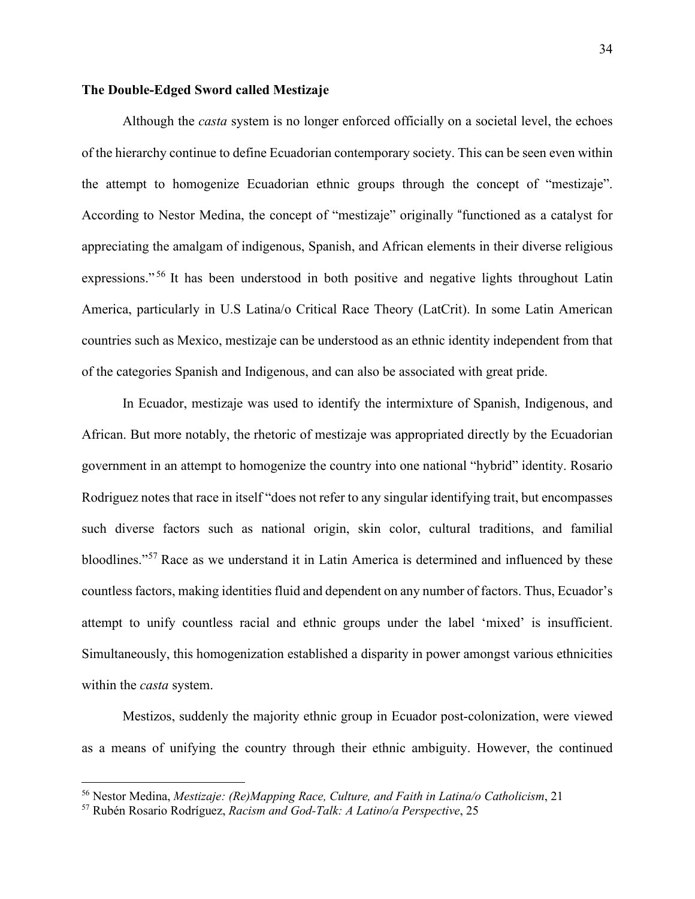**The Double-Edged Sword called Mestizaje**

Although the *casta* system is no longer enforced officially on a societal level, the echoes of the hierarchy continue to define Ecuadorian contemporary society. This can be seen even within the attempt to homogenize Ecuadorian ethnic groups through the concept of "mestizaje". According to Nestor Medina, the concept of "mestizaje" originally "functioned as a catalyst for appreciating the amalgam of indigenous, Spanish, and African elements in their diverse religious expressions."[56] It has been understood in both positive and negative lights throughout Latin America, particularly in U.S Latina/o Critical Race Theory (LatCrit). In some Latin American countries such as Mexico, mestizaje can be understood as an ethnic identity independent from that of the categories Spanish and Indigenous, and can also be associated with great pride.

In Ecuador, mestizaje was used to identify the intermixture of Spanish, Indigenous, and African. But more notably, the rhetoric of mestizaje was appropriated directly by the Ecuadorian government in an attempt to homogenize the country into one national "hybrid" identity. Rosario Rodriguez notes that race in itself "does not refer to any singular identifying trait, but encompasses such diverse factors such as national origin, skin color, cultural traditions, and familial bloodlines."[57] Race as we understand it in Latin America is determined and influenced by these countless factors, making identities fluid and dependent on any number of factors. Thus, Ecuador's attempt to unify countless racial and ethnic groups under the label 'mixed' is insufficient. Simultaneously, this homogenization established a disparity in power amongst various ethnicities within the *casta* system.

Mestizos, suddenly the majority ethnic group in Ecuador post-colonization, were viewed as a means of unifying the country through their ethnic ambiguity. However, the continued

---

[56] Nestor Medina, *Mestizaje: (Re)Mapping Race, Culture, and Faith in Latina/o Catholicism*, 21

[57] Rubén Rosario Rodríguez, *Racism and God-Talk: A Latino/a Perspective*, 25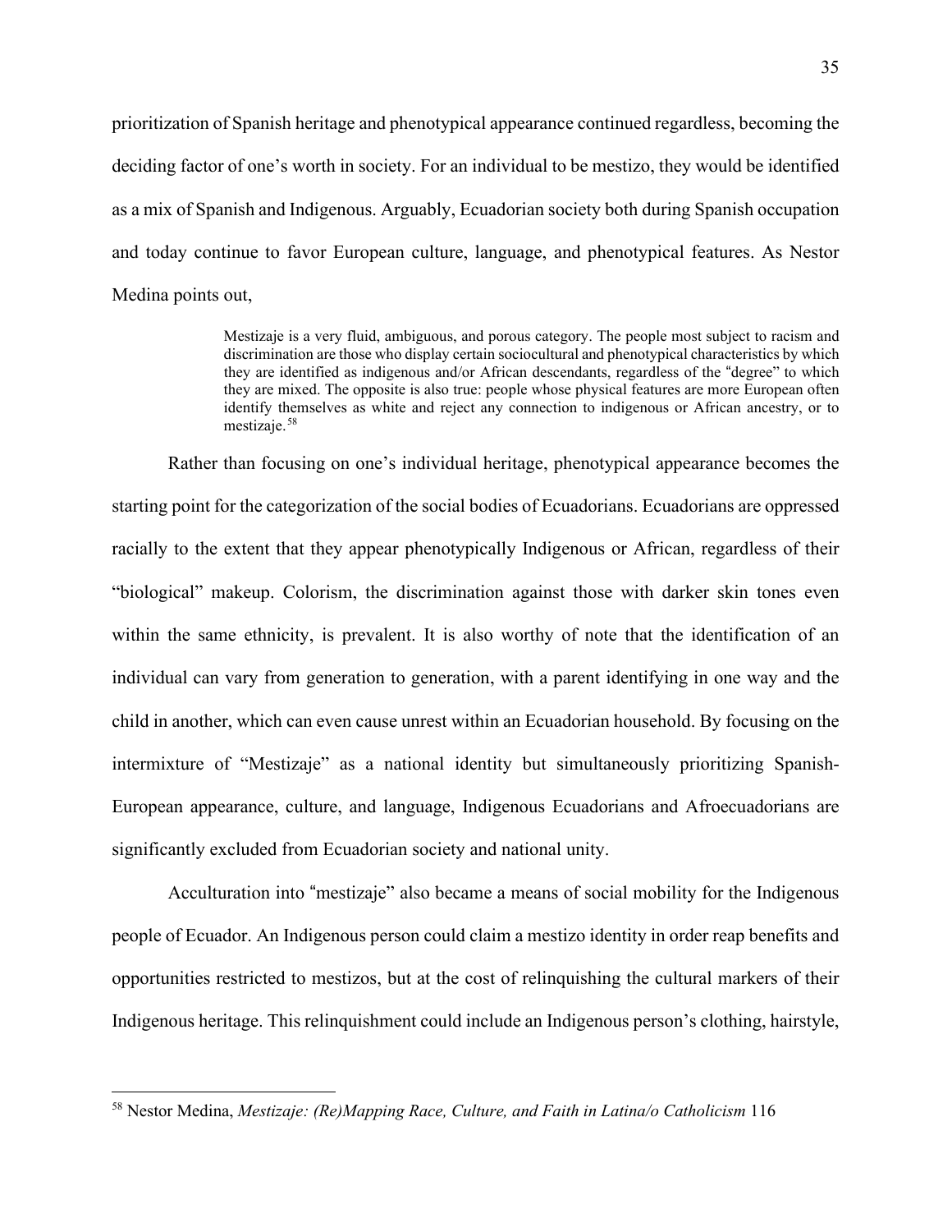prioritization of Spanish heritage and phenotypical appearance continued regardless, becoming the deciding factor of one's worth in society. For an individual to be mestizo, they would be identified as a mix of Spanish and Indigenous. Arguably, Ecuadorian society both during Spanish occupation and today continue to favor European culture, language, and phenotypical features. As Nestor Medina points out,

> Mestizaje is a very fluid, ambiguous, and porous category. The people most subject to racism and discrimination are those who display certain sociocultural and phenotypical characteristics by which they are identified as indigenous and/or African descendants, regardless of the "degree" to which they are mixed. The opposite is also true: people whose physical features are more European often identify themselves as white and reject any connection to indigenous or African ancestry, or to mestizaje.[58]

Rather than focusing on one's individual heritage, phenotypical appearance becomes the starting point for the categorization of the social bodies of Ecuadorians. Ecuadorians are oppressed racially to the extent that they appear phenotypically Indigenous or African, regardless of their "biological" makeup. Colorism, the discrimination against those with darker skin tones even within the same ethnicity, is prevalent. It is also worthy of note that the identification of an individual can vary from generation to generation, with a parent identifying in one way and the child in another, which can even cause unrest within an Ecuadorian household. By focusing on the intermixture of "Mestizaje" as a national identity but simultaneously prioritizing Spanish-European appearance, culture, and language, Indigenous Ecuadorians and Afroecuadorians are significantly excluded from Ecuadorian society and national unity.

Acculturation into "mestizaje" also became a means of social mobility for the Indigenous people of Ecuador. An Indigenous person could claim a mestizo identity in order reap benefits and opportunities restricted to mestizos, but at the cost of relinquishing the cultural markers of their Indigenous heritage. This relinquishment could include an Indigenous person's clothing, hairstyle,

---

[58] Nestor Medina, *Mestizaje: (Re)Mapping Race, Culture, and Faith in Latina/o Catholicism* 116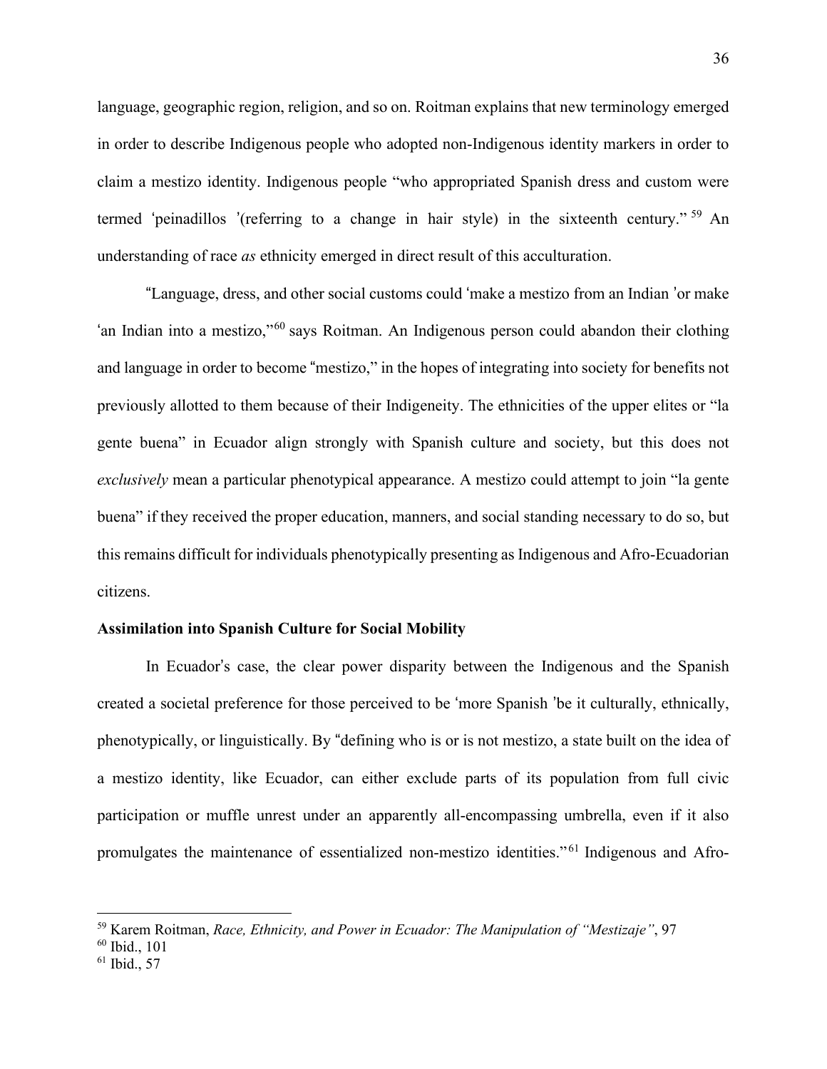language, geographic region, religion, and so on. Roitman explains that new terminology emerged in order to describe Indigenous people who adopted non-Indigenous identity markers in order to claim a mestizo identity. Indigenous people "who appropriated Spanish dress and custom were termed 'peinadillos '(referring to a change in hair style) in the sixteenth century."[59] An understanding of race *as* ethnicity emerged in direct result of this acculturation.

"Language, dress, and other social customs could 'make a mestizo from an Indian 'or make 'an Indian into a mestizo,"[60] says Roitman. An Indigenous person could abandon their clothing and language in order to become "mestizo," in the hopes of integrating into society for benefits not previously allotted to them because of their Indigeneity. The ethnicities of the upper elites or "la gente buena" in Ecuador align strongly with Spanish culture and society, but this does not *exclusively* mean a particular phenotypical appearance. A mestizo could attempt to join "la gente buena" if they received the proper education, manners, and social standing necessary to do so, but this remains difficult for individuals phenotypically presenting as Indigenous and Afro-Ecuadorian citizens.

**Assimilation into Spanish Culture for Social Mobility**

In Ecuador's case, the clear power disparity between the Indigenous and the Spanish created a societal preference for those perceived to be 'more Spanish 'be it culturally, ethnically, phenotypically, or linguistically. By "defining who is or is not mestizo, a state built on the idea of a mestizo identity, like Ecuador, can either exclude parts of its population from full civic participation or muffle unrest under an apparently all-encompassing umbrella, even if it also promulgates the maintenance of essentialized non-mestizo identities."[61] Indigenous and Afro-

---

[59] Karem Roitman, *Race, Ethnicity, and Power in Ecuador: The Manipulation of "Mestizaje"*, 97

[60] Ibid., 101

[61] Ibid., 57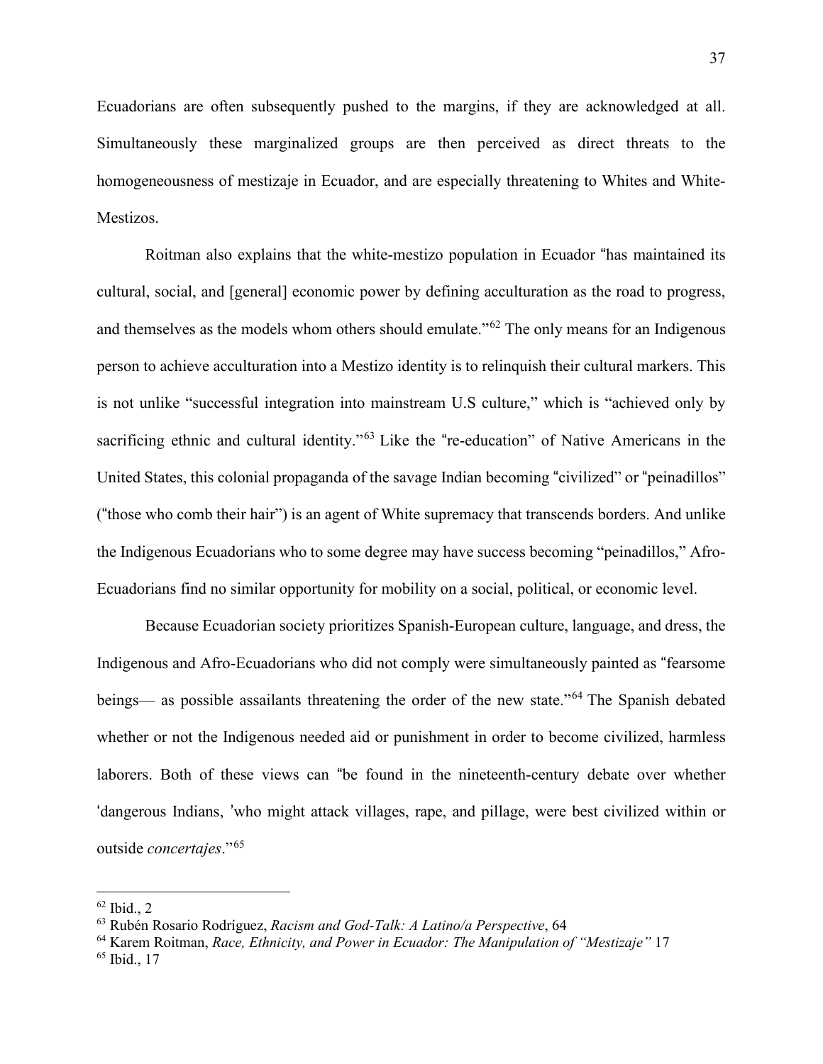Ecuadorians are often subsequently pushed to the margins, if they are acknowledged at all. Simultaneously these marginalized groups are then perceived as direct threats to the homogeneousness of mestizaje in Ecuador, and are especially threatening to Whites and White-Mestizos.

Roitman also explains that the white-mestizo population in Ecuador "has maintained its cultural, social, and [general] economic power by defining acculturation as the road to progress, and themselves as the models whom others should emulate."[62] The only means for an Indigenous person to achieve acculturation into a Mestizo identity is to relinquish their cultural markers. This is not unlike "successful integration into mainstream U.S culture," which is "achieved only by sacrificing ethnic and cultural identity."[63] Like the "re-education" of Native Americans in the United States, this colonial propaganda of the savage Indian becoming "civilized" or "peinadillos" ("those who comb their hair") is an agent of White supremacy that transcends borders. And unlike the Indigenous Ecuadorians who to some degree may have success becoming "peinadillos," Afro-Ecuadorians find no similar opportunity for mobility on a social, political, or economic level.

Because Ecuadorian society prioritizes Spanish-European culture, language, and dress, the Indigenous and Afro-Ecuadorians who did not comply were simultaneously painted as "fearsome beings— as possible assailants threatening the order of the new state."[64] The Spanish debated whether or not the Indigenous needed aid or punishment in order to become civilized, harmless laborers. Both of these views can "be found in the nineteenth-century debate over whether 'dangerous Indians, 'who might attack villages, rape, and pillage, were best civilized within or outside *concertajes*."[65]

---

[62] Ibid., 2

[63] Rubén Rosario Rodríguez, *Racism and God-Talk: A Latino/a Perspective*, 64

[64] Karem Roitman, *Race, Ethnicity, and Power in Ecuador: The Manipulation of "Mestizaje"* 17

[65] Ibid., 17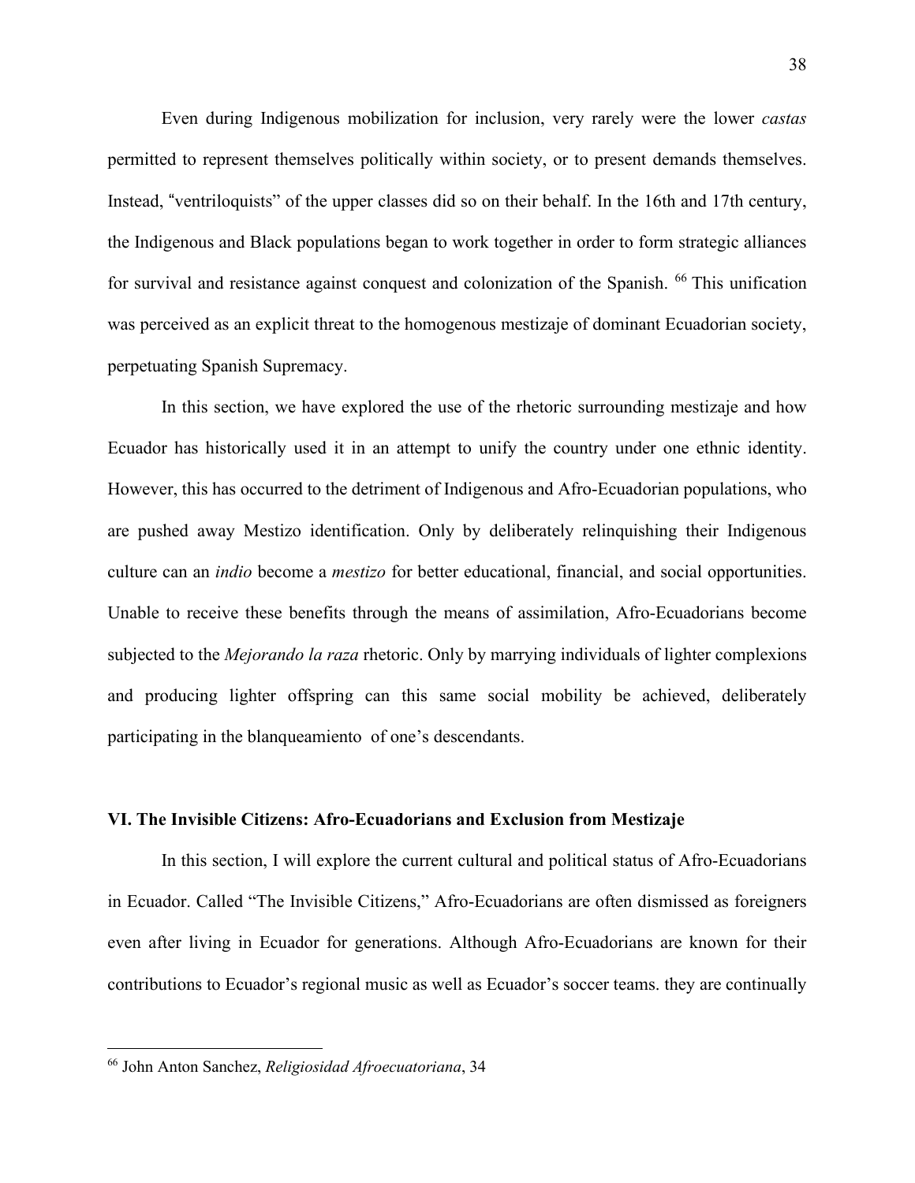Even during Indigenous mobilization for inclusion, very rarely were the lower *castas* permitted to represent themselves politically within society, or to present demands themselves. Instead, "ventriloquists" of the upper classes did so on their behalf. In the 16th and 17th century, the Indigenous and Black populations began to work together in order to form strategic alliances for survival and resistance against conquest and colonization of the Spanish. [66] This unification was perceived as an explicit threat to the homogenous mestizaje of dominant Ecuadorian society, perpetuating Spanish Supremacy.

In this section, we have explored the use of the rhetoric surrounding mestizaje and how Ecuador has historically used it in an attempt to unify the country under one ethnic identity. However, this has occurred to the detriment of Indigenous and Afro-Ecuadorian populations, who are pushed away Mestizo identification. Only by deliberately relinquishing their Indigenous culture can an *indio* become a *mestizo* for better educational, financial, and social opportunities. Unable to receive these benefits through the means of assimilation, Afro-Ecuadorians become subjected to the *Mejorando la raza* rhetoric. Only by marrying individuals of lighter complexions and producing lighter offspring can this same social mobility be achieved, deliberately participating in the blanqueamiento of one's descendants.

## VI. The Invisible Citizens: Afro-Ecuadorians and Exclusion from Mestizaje

In this section, I will explore the current cultural and political status of Afro-Ecuadorians in Ecuador. Called "The Invisible Citizens," Afro-Ecuadorians are often dismissed as foreigners even after living in Ecuador for generations. Although Afro-Ecuadorians are known for their contributions to Ecuador's regional music as well as Ecuador's soccer teams. they are continually

---

[66] John Anton Sanchez, *Religiosidad Afroecuatoriana*, 34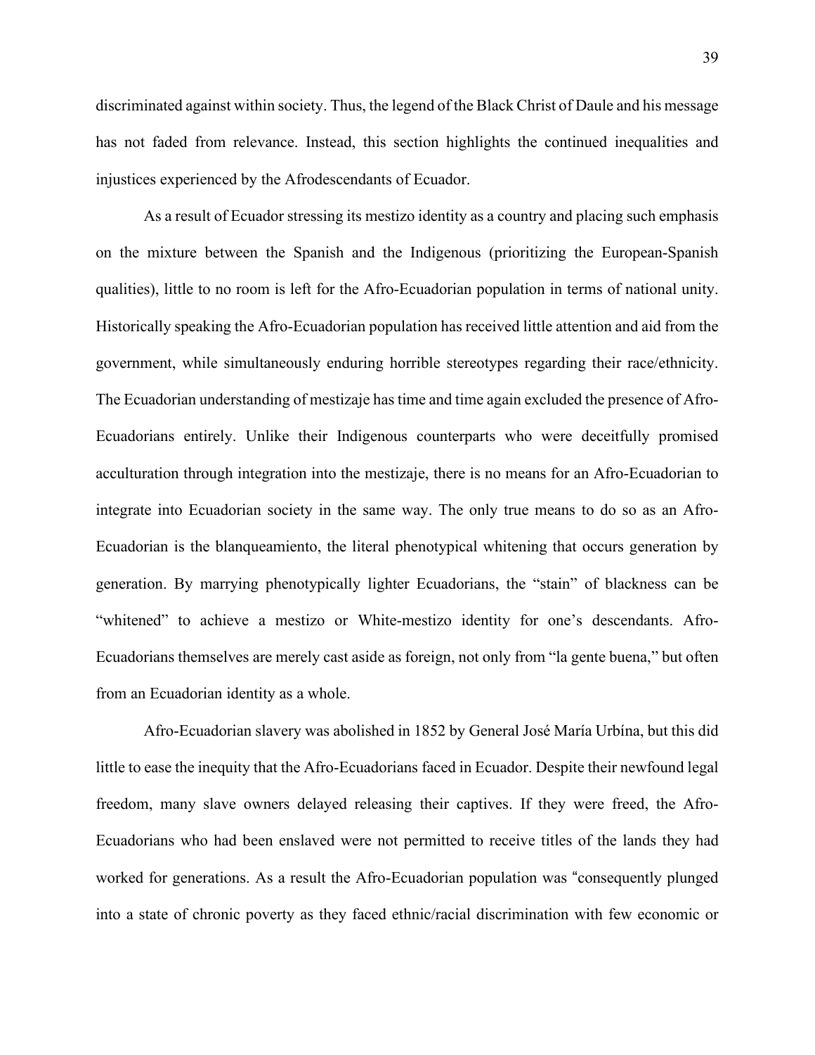discriminated against within society. Thus, the legend of the Black Christ of Daule and his message has not faded from relevance. Instead, this section highlights the continued inequalities and injustices experienced by the Afrodescendants of Ecuador.

As a result of Ecuador stressing its mestizo identity as a country and placing such emphasis on the mixture between the Spanish and the Indigenous (prioritizing the European-Spanish qualities), little to no room is left for the Afro-Ecuadorian population in terms of national unity. Historically speaking the Afro-Ecuadorian population has received little attention and aid from the government, while simultaneously enduring horrible stereotypes regarding their race/ethnicity. The Ecuadorian understanding of mestizaje has time and time again excluded the presence of Afro-Ecuadorians entirely. Unlike their Indigenous counterparts who were deceitfully promised acculturation through integration into the mestizaje, there is no means for an Afro-Ecuadorian to integrate into Ecuadorian society in the same way. The only true means to do so as an Afro-Ecuadorian is the blanqueamiento, the literal phenotypical whitening that occurs generation by generation. By marrying phenotypically lighter Ecuadorians, the "stain" of blackness can be "whitened" to achieve a mestizo or White-mestizo identity for one's descendants. Afro-Ecuadorians themselves are merely cast aside as foreign, not only from "la gente buena," but often from an Ecuadorian identity as a whole.

Afro-Ecuadorian slavery was abolished in 1852 by General José María Urbína, but this did little to ease the inequity that the Afro-Ecuadorians faced in Ecuador. Despite their newfound legal freedom, many slave owners delayed releasing their captives. If they were freed, the Afro-Ecuadorians who had been enslaved were not permitted to receive titles of the lands they had worked for generations. As a result the Afro-Ecuadorian population was "consequently plunged into a state of chronic poverty as they faced ethnic/racial discrimination with few economic or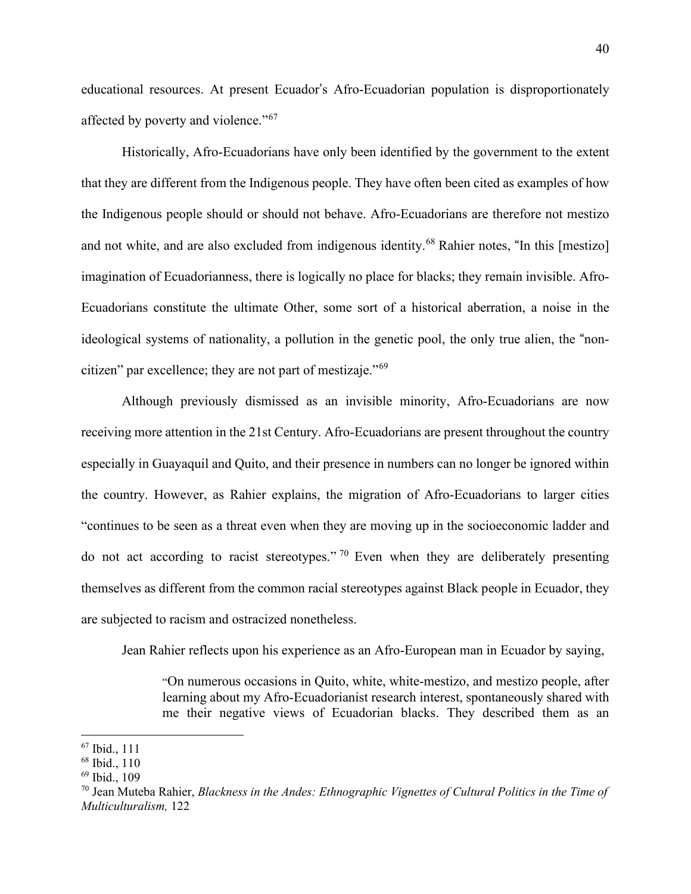educational resources. At present Ecuador's Afro-Ecuadorian population is disproportionately affected by poverty and violence."[67]

Historically, Afro-Ecuadorians have only been identified by the government to the extent that they are different from the Indigenous people. They have often been cited as examples of how the Indigenous people should or should not behave. Afro-Ecuadorians are therefore not mestizo and not white, and are also excluded from indigenous identity.[68] Rahier notes, "In this [mestizo] imagination of Ecuadorianness, there is logically no place for blacks; they remain invisible. Afro-Ecuadorians constitute the ultimate Other, some sort of a historical aberration, a noise in the ideological systems of nationality, a pollution in the genetic pool, the only true alien, the "non-citizen" par excellence; they are not part of mestizaje."[69]

Although previously dismissed as an invisible minority, Afro-Ecuadorians are now receiving more attention in the 21st Century. Afro-Ecuadorians are present throughout the country especially in Guayaquil and Quito, and their presence in numbers can no longer be ignored within the country. However, as Rahier explains, the migration of Afro-Ecuadorians to larger cities "continues to be seen as a threat even when they are moving up in the socioeconomic ladder and do not act according to racist stereotypes."[70] Even when they are deliberately presenting themselves as different from the common racial stereotypes against Black people in Ecuador, they are subjected to racism and ostracized nonetheless.

Jean Rahier reflects upon his experience as an Afro-European man in Ecuador by saying,

> "On numerous occasions in Quito, white, white-mestizo, and mestizo people, after learning about my Afro-Ecuadorianist research interest, spontaneously shared with me their negative views of Ecuadorian blacks. They described them as an

---

[67] Ibid., 111

[68] Ibid., 110

[69] Ibid., 109

[70] Jean Muteba Rahier, *Blackness in the Andes: Ethnographic Vignettes of Cultural Politics in the Time of Multiculturalism,* 122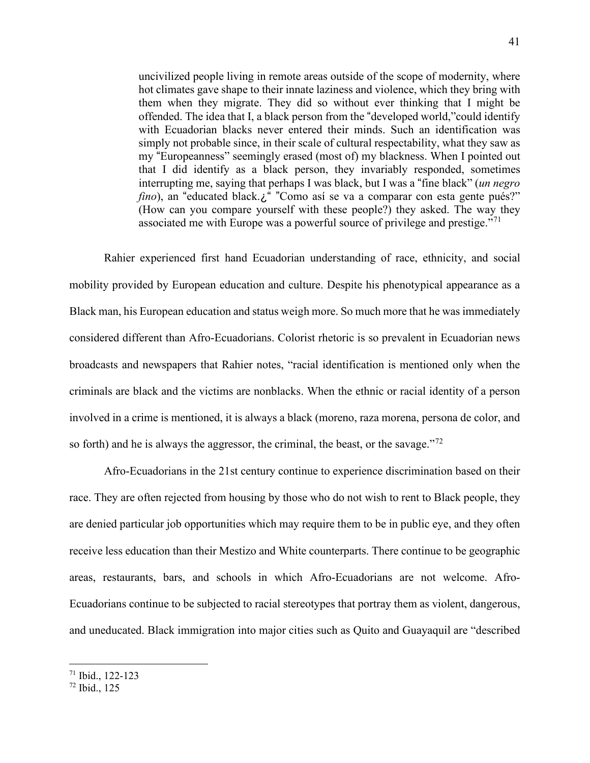> uncivilized people living in remote areas outside of the scope of modernity, where hot climates gave shape to their innate laziness and violence, which they bring with them when they migrate. They did so without ever thinking that I might be offended. The idea that I, a black person from the "developed world,"could identify with Ecuadorian blacks never entered their minds. Such an identification was simply not probable since, in their scale of cultural respectability, what they saw as my "Europeanness" seemingly erased (most of) my blackness. When I pointed out that I did identify as a black person, they invariably responded, sometimes interrupting me, saying that perhaps I was black, but I was a "fine black" (*un negro fino*), an "educated black.¿" "Como así se va a comparar con esta gente pués?" (How can you compare yourself with these people?) they asked. The way they associated me with Europe was a powerful source of privilege and prestige."[71]

Rahier experienced first hand Ecuadorian understanding of race, ethnicity, and social mobility provided by European education and culture. Despite his phenotypical appearance as a Black man, his European education and status weigh more. So much more that he was immediately considered different than Afro-Ecuadorians. Colorist rhetoric is so prevalent in Ecuadorian news broadcasts and newspapers that Rahier notes, "racial identification is mentioned only when the criminals are black and the victims are nonblacks. When the ethnic or racial identity of a person involved in a crime is mentioned, it is always a black (moreno, raza morena, persona de color, and so forth) and he is always the aggressor, the criminal, the beast, or the savage."[72]

Afro-Ecuadorians in the 21st century continue to experience discrimination based on their race. They are often rejected from housing by those who do not wish to rent to Black people, they are denied particular job opportunities which may require them to be in public eye, and they often receive less education than their Mestizo and White counterparts. There continue to be geographic areas, restaurants, bars, and schools in which Afro-Ecuadorians are not welcome. Afro-Ecuadorians continue to be subjected to racial stereotypes that portray them as violent, dangerous, and uneducated. Black immigration into major cities such as Quito and Guayaquil are "described

---

[71] Ibid., 122-123

[72] Ibid., 125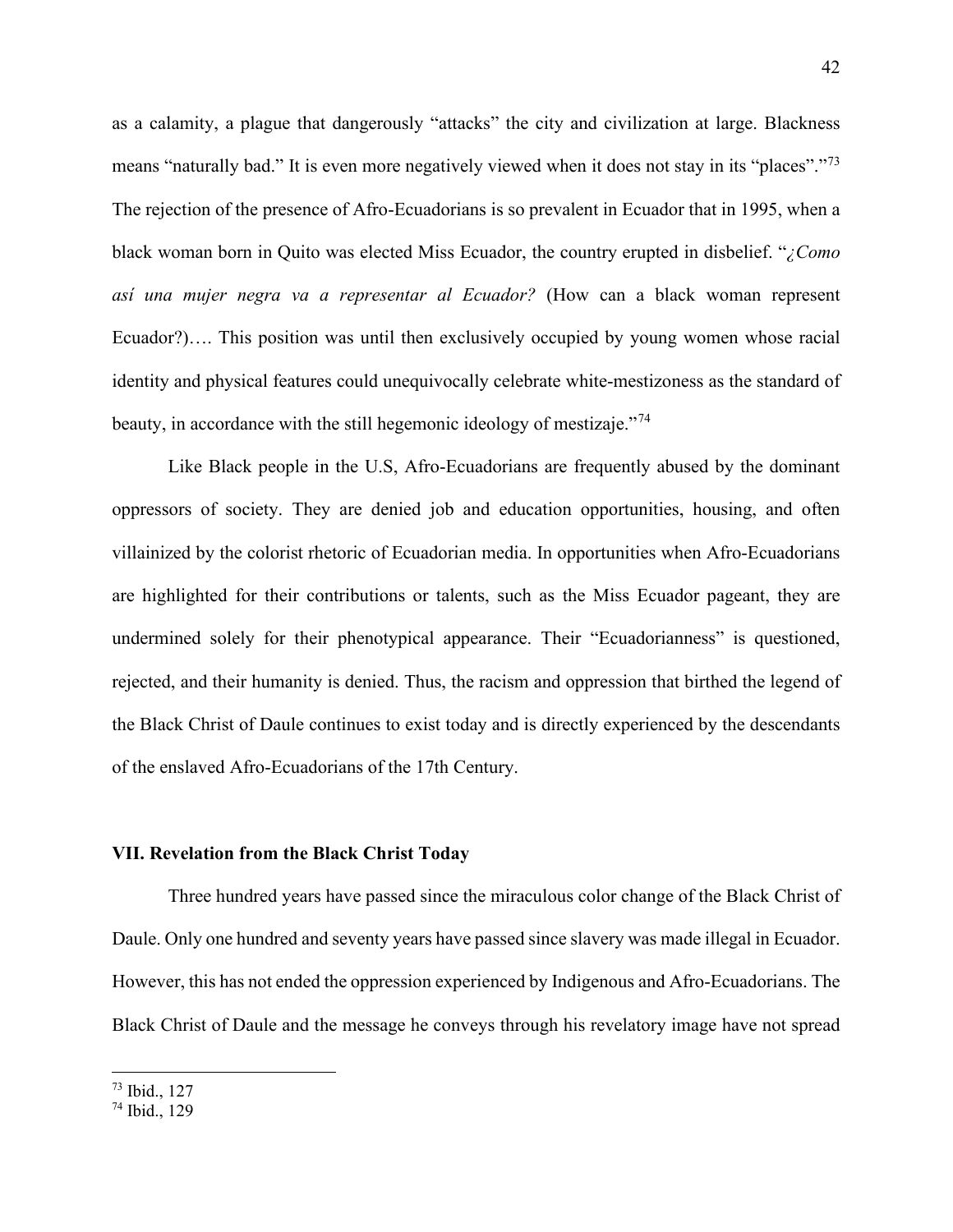as a calamity, a plague that dangerously "attacks" the city and civilization at large. Blackness means "naturally bad." It is even more negatively viewed when it does not stay in its "places"."[73] The rejection of the presence of Afro-Ecuadorians is so prevalent in Ecuador that in 1995, when a black woman born in Quito was elected Miss Ecuador, the country erupted in disbelief. "*¿Como así una mujer negra va a representar al Ecuador?* (How can a black woman represent Ecuador?)…. This position was until then exclusively occupied by young women whose racial identity and physical features could unequivocally celebrate white-mestizoness as the standard of beauty, in accordance with the still hegemonic ideology of mestizaje."[74]

Like Black people in the U.S, Afro-Ecuadorians are frequently abused by the dominant oppressors of society. They are denied job and education opportunities, housing, and often villainized by the colorist rhetoric of Ecuadorian media. In opportunities when Afro-Ecuadorians are highlighted for their contributions or talents, such as the Miss Ecuador pageant, they are undermined solely for their phenotypical appearance. Their "Ecuadorianness" is questioned, rejected, and their humanity is denied. Thus, the racism and oppression that birthed the legend of the Black Christ of Daule continues to exist today and is directly experienced by the descendants of the enslaved Afro-Ecuadorians of the 17th Century.

### VII. Revelation from the Black Christ Today

Three hundred years have passed since the miraculous color change of the Black Christ of Daule. Only one hundred and seventy years have passed since slavery was made illegal in Ecuador. However, this has not ended the oppression experienced by Indigenous and Afro-Ecuadorians. The Black Christ of Daule and the message he conveys through his revelatory image have not spread

---

[73] Ibid., 127

[74] Ibid., 129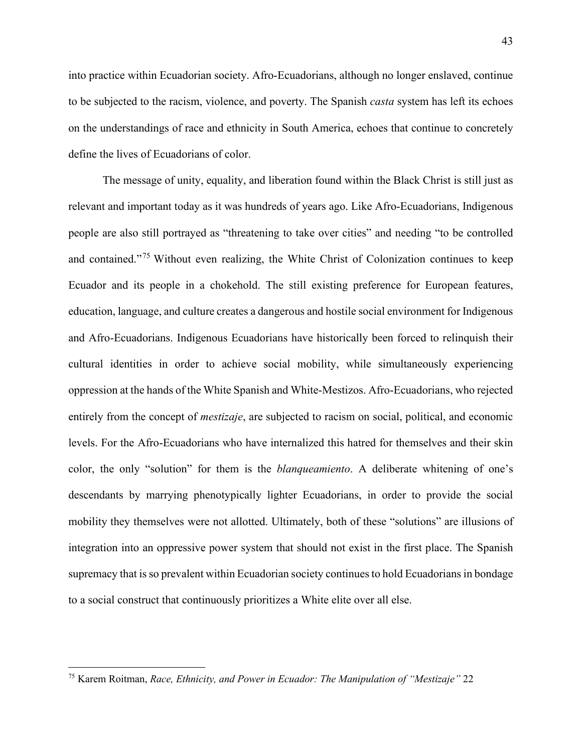into practice within Ecuadorian society. Afro-Ecuadorians, although no longer enslaved, continue to be subjected to the racism, violence, and poverty. The Spanish *casta* system has left its echoes on the understandings of race and ethnicity in South America, echoes that continue to concretely define the lives of Ecuadorians of color.

The message of unity, equality, and liberation found within the Black Christ is still just as relevant and important today as it was hundreds of years ago. Like Afro-Ecuadorians, Indigenous people are also still portrayed as "threatening to take over cities" and needing "to be controlled and contained."[75] Without even realizing, the White Christ of Colonization continues to keep Ecuador and its people in a chokehold. The still existing preference for European features, education, language, and culture creates a dangerous and hostile social environment for Indigenous and Afro-Ecuadorians. Indigenous Ecuadorians have historically been forced to relinquish their cultural identities in order to achieve social mobility, while simultaneously experiencing oppression at the hands of the White Spanish and White-Mestizos. Afro-Ecuadorians, who rejected entirely from the concept of *mestizaje*, are subjected to racism on social, political, and economic levels. For the Afro-Ecuadorians who have internalized this hatred for themselves and their skin color, the only "solution" for them is the *blanqueamiento*. A deliberate whitening of one's descendants by marrying phenotypically lighter Ecuadorians, in order to provide the social mobility they themselves were not allotted. Ultimately, both of these "solutions" are illusions of integration into an oppressive power system that should not exist in the first place. The Spanish supremacy that is so prevalent within Ecuadorian society continues to hold Ecuadorians in bondage to a social construct that continuously prioritizes a White elite over all else.

---

[75] Karem Roitman, *Race, Ethnicity, and Power in Ecuador: The Manipulation of "Mestizaje"* 22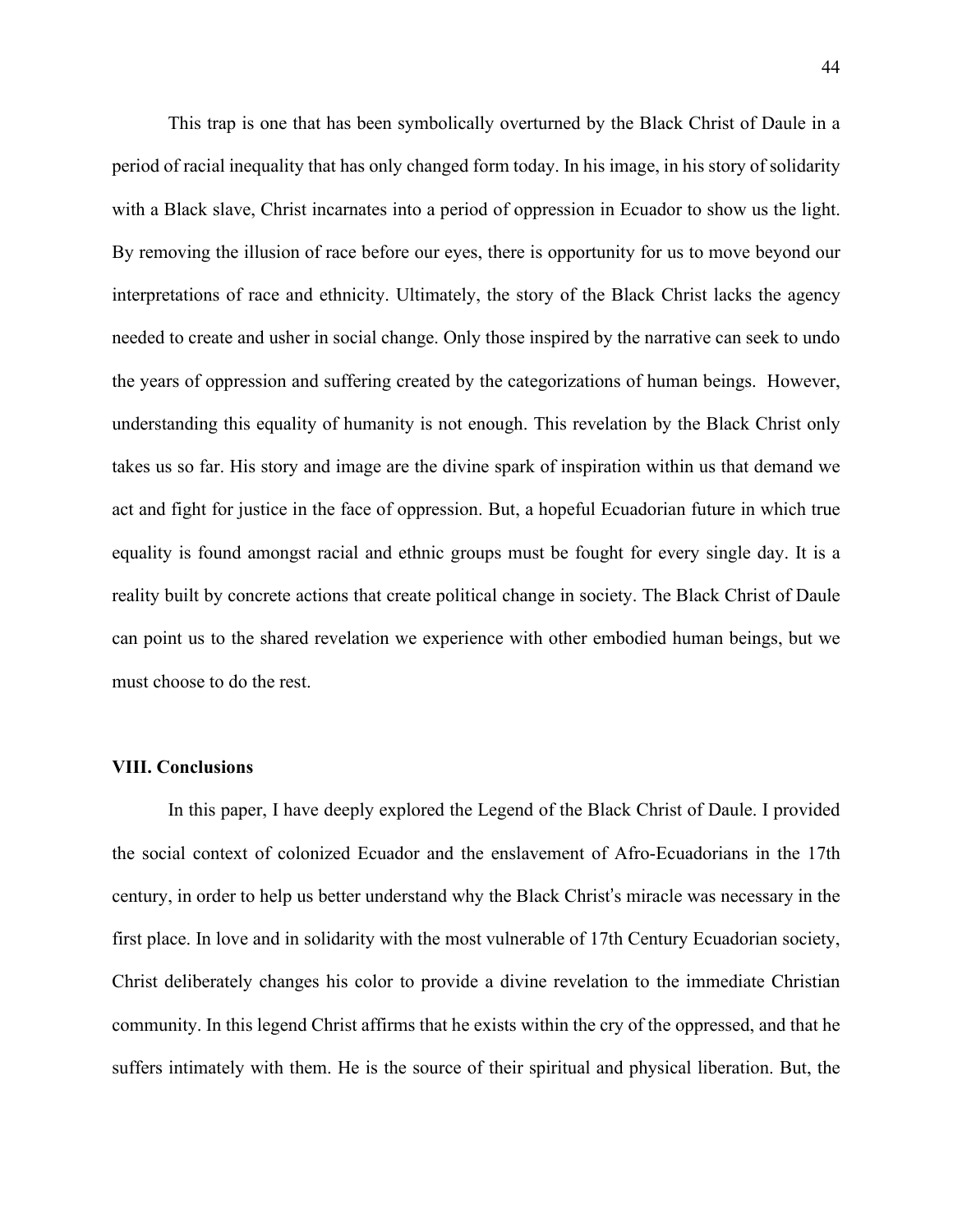This trap is one that has been symbolically overturned by the Black Christ of Daule in a period of racial inequality that has only changed form today. In his image, in his story of solidarity with a Black slave, Christ incarnates into a period of oppression in Ecuador to show us the light. By removing the illusion of race before our eyes, there is opportunity for us to move beyond our interpretations of race and ethnicity. Ultimately, the story of the Black Christ lacks the agency needed to create and usher in social change. Only those inspired by the narrative can seek to undo the years of oppression and suffering created by the categorizations of human beings. However, understanding this equality of humanity is not enough. This revelation by the Black Christ only takes us so far. His story and image are the divine spark of inspiration within us that demand we act and fight for justice in the face of oppression. But, a hopeful Ecuadorian future in which true equality is found amongst racial and ethnic groups must be fought for every single day. It is a reality built by concrete actions that create political change in society. The Black Christ of Daule can point us to the shared revelation we experience with other embodied human beings, but we must choose to do the rest.

### VIII. Conclusions

In this paper, I have deeply explored the Legend of the Black Christ of Daule. I provided the social context of colonized Ecuador and the enslavement of Afro-Ecuadorians in the 17th century, in order to help us better understand why the Black Christ's miracle was necessary in the first place. In love and in solidarity with the most vulnerable of 17th Century Ecuadorian society, Christ deliberately changes his color to provide a divine revelation to the immediate Christian community. In this legend Christ affirms that he exists within the cry of the oppressed, and that he suffers intimately with them. He is the source of their spiritual and physical liberation. But, the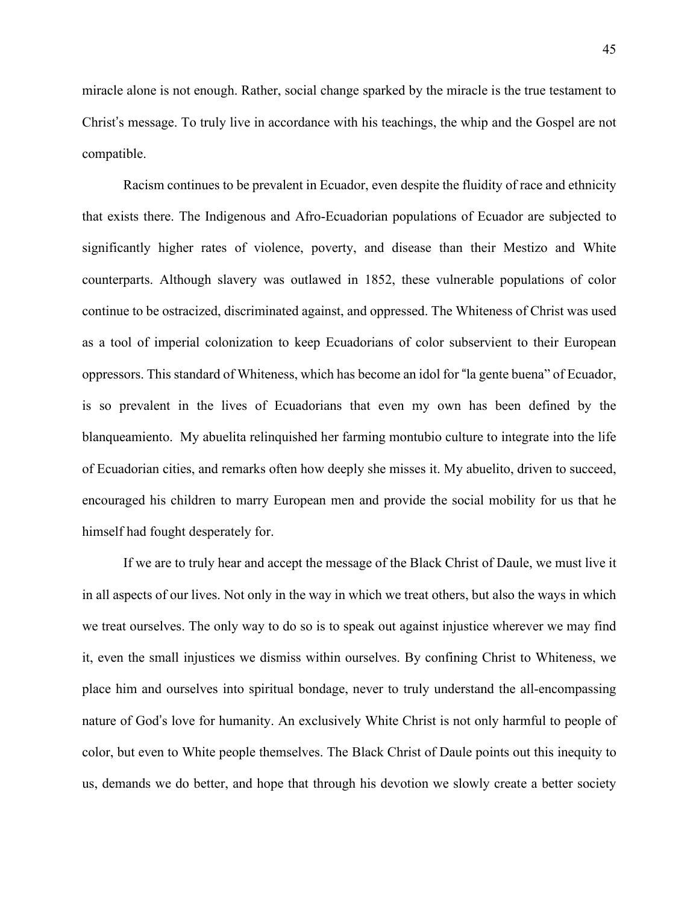miracle alone is not enough. Rather, social change sparked by the miracle is the true testament to Christ's message. To truly live in accordance with his teachings, the whip and the Gospel are not compatible.

Racism continues to be prevalent in Ecuador, even despite the fluidity of race and ethnicity that exists there. The Indigenous and Afro-Ecuadorian populations of Ecuador are subjected to significantly higher rates of violence, poverty, and disease than their Mestizo and White counterparts. Although slavery was outlawed in 1852, these vulnerable populations of color continue to be ostracized, discriminated against, and oppressed. The Whiteness of Christ was used as a tool of imperial colonization to keep Ecuadorians of color subservient to their European oppressors. This standard of Whiteness, which has become an idol for "la gente buena" of Ecuador, is so prevalent in the lives of Ecuadorians that even my own has been defined by the blanqueamiento. My abuelita relinquished her farming montubio culture to integrate into the life of Ecuadorian cities, and remarks often how deeply she misses it. My abuelito, driven to succeed, encouraged his children to marry European men and provide the social mobility for us that he himself had fought desperately for.

If we are to truly hear and accept the message of the Black Christ of Daule, we must live it in all aspects of our lives. Not only in the way in which we treat others, but also the ways in which we treat ourselves. The only way to do so is to speak out against injustice wherever we may find it, even the small injustices we dismiss within ourselves. By confining Christ to Whiteness, we place him and ourselves into spiritual bondage, never to truly understand the all-encompassing nature of God's love for humanity. An exclusively White Christ is not only harmful to people of color, but even to White people themselves. The Black Christ of Daule points out this inequity to us, demands we do better, and hope that through his devotion we slowly create a better society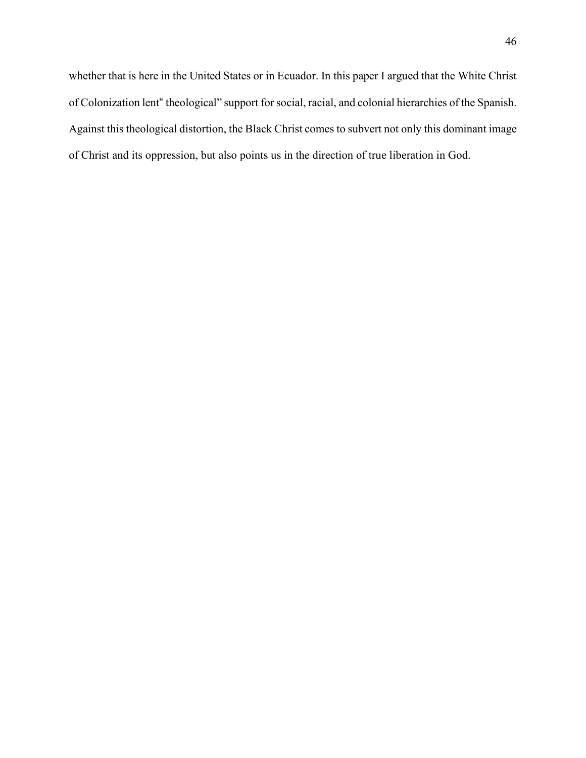whether that is here in the United States or in Ecuador. In this paper I argued that the White Christ of Colonization lent" theological" support for social, racial, and colonial hierarchies of the Spanish. Against this theological distortion, the Black Christ comes to subvert not only this dominant image of Christ and its oppression, but also points us in the direction of true liberation in God.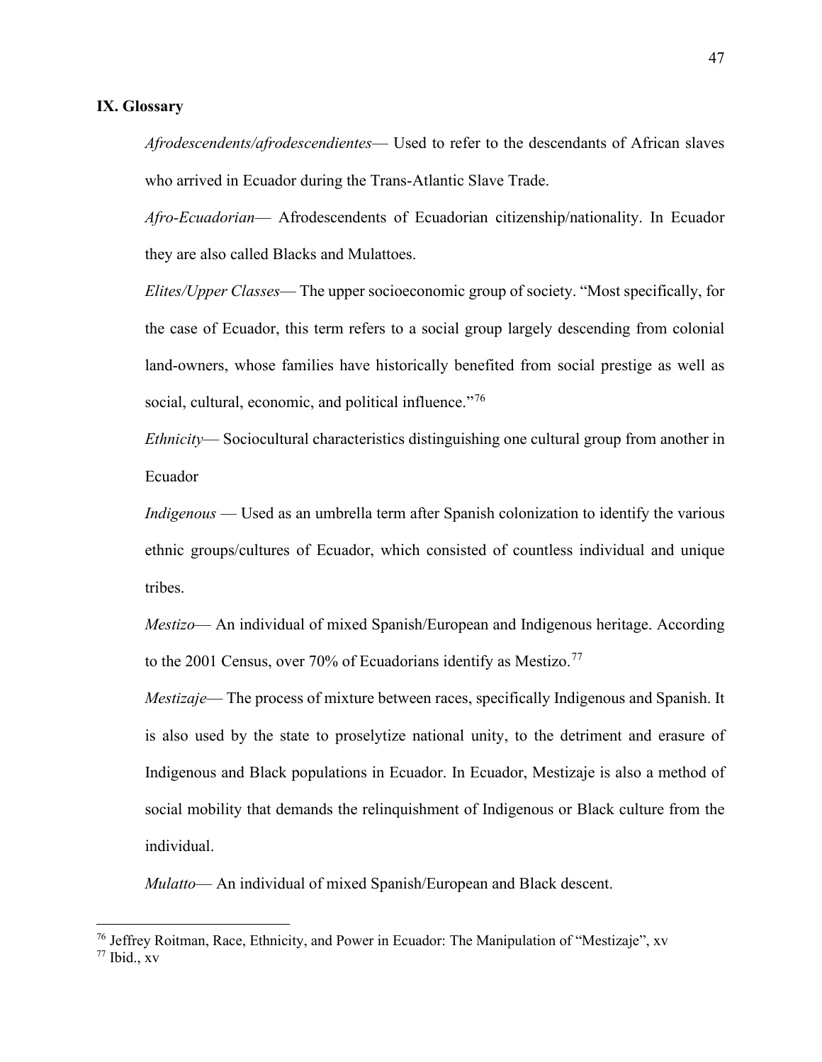## IX. Glossary

*Afrodescendents/afrodescendientes*— Used to refer to the descendants of African slaves who arrived in Ecuador during the Trans-Atlantic Slave Trade.

*Afro-Ecuadorian*— Afrodescendents of Ecuadorian citizenship/nationality. In Ecuador they are also called Blacks and Mulattoes.

*Elites/Upper Classes*— The upper socioeconomic group of society. "Most specifically, for the case of Ecuador, this term refers to a social group largely descending from colonial land-owners, whose families have historically benefited from social prestige as well as social, cultural, economic, and political influence."[76]

*Ethnicity*— Sociocultural characteristics distinguishing one cultural group from another in Ecuador

*Indigenous* — Used as an umbrella term after Spanish colonization to identify the various ethnic groups/cultures of Ecuador, which consisted of countless individual and unique tribes.

*Mestizo*— An individual of mixed Spanish/European and Indigenous heritage. According to the 2001 Census, over 70% of Ecuadorians identify as Mestizo.[77]

*Mestizaje*— The process of mixture between races, specifically Indigenous and Spanish. It is also used by the state to proselytize national unity, to the detriment and erasure of Indigenous and Black populations in Ecuador. In Ecuador, Mestizaje is also a method of social mobility that demands the relinquishment of Indigenous or Black culture from the individual.

*Mulatto*— An individual of mixed Spanish/European and Black descent.

---

[76] Jeffrey Roitman, Race, Ethnicity, and Power in Ecuador: The Manipulation of "Mestizaje", xv

[77] Ibid., xv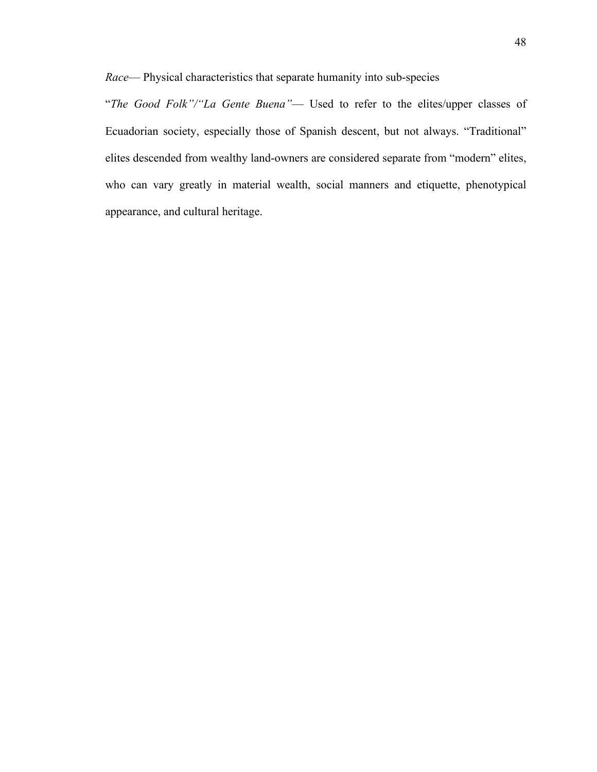*Race*— Physical characteristics that separate humanity into sub-species

"*The Good Folk"/"La Gente Buena"*— Used to refer to the elites/upper classes of Ecuadorian society, especially those of Spanish descent, but not always. "Traditional" elites descended from wealthy land-owners are considered separate from "modern" elites, who can vary greatly in material wealth, social manners and etiquette, phenotypical appearance, and cultural heritage.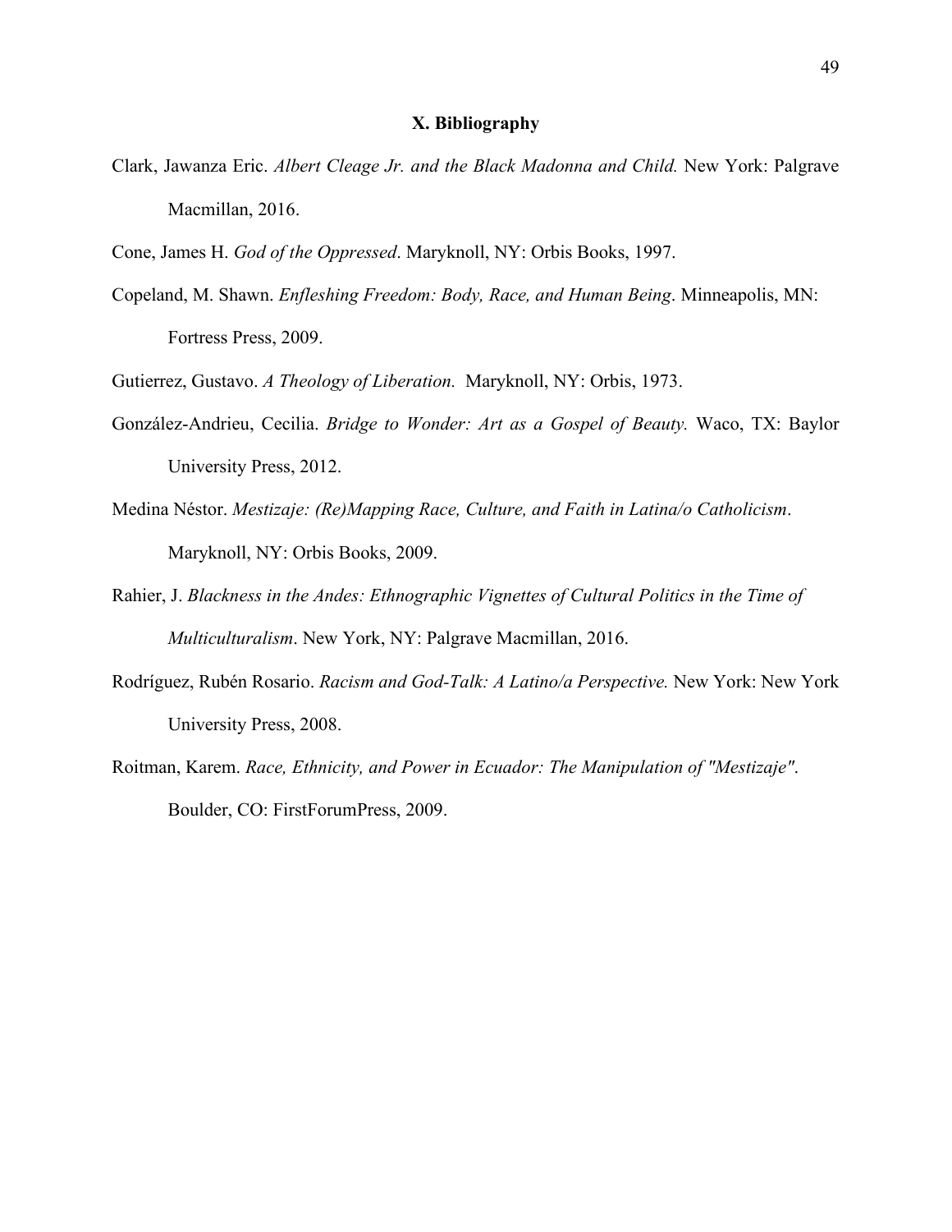## X. Bibliography

Clark, Jawanza Eric. *Albert Cleage Jr. and the Black Madonna and Child.* New York: Palgrave Macmillan, 2016.

Cone, James H. *God of the Oppressed*. Maryknoll, NY: Orbis Books, 1997.

Copeland, M. Shawn. *Enfleshing Freedom: Body, Race, and Human Being*. Minneapolis, MN: Fortress Press, 2009.

Gutierrez, Gustavo. *A Theology of Liberation.* Maryknoll, NY: Orbis, 1973.

González-Andrieu, Cecilia. *Bridge to Wonder: Art as a Gospel of Beauty.* Waco, TX: Baylor University Press, 2012.

Medina Néstor. *Mestizaje: (Re)Mapping Race, Culture, and Faith in Latina/o Catholicism*. Maryknoll, NY: Orbis Books, 2009.

Rahier, J. *Blackness in the Andes: Ethnographic Vignettes of Cultural Politics in the Time of Multiculturalism*. New York, NY: Palgrave Macmillan, 2016.

Rodríguez, Rubén Rosario. *Racism and God-Talk: A Latino/a Perspective.* New York: New York University Press, 2008.

Roitman, Karem. *Race, Ethnicity, and Power in Ecuador: The Manipulation of "Mestizaje"*. Boulder, CO: FirstForumPress, 2009.